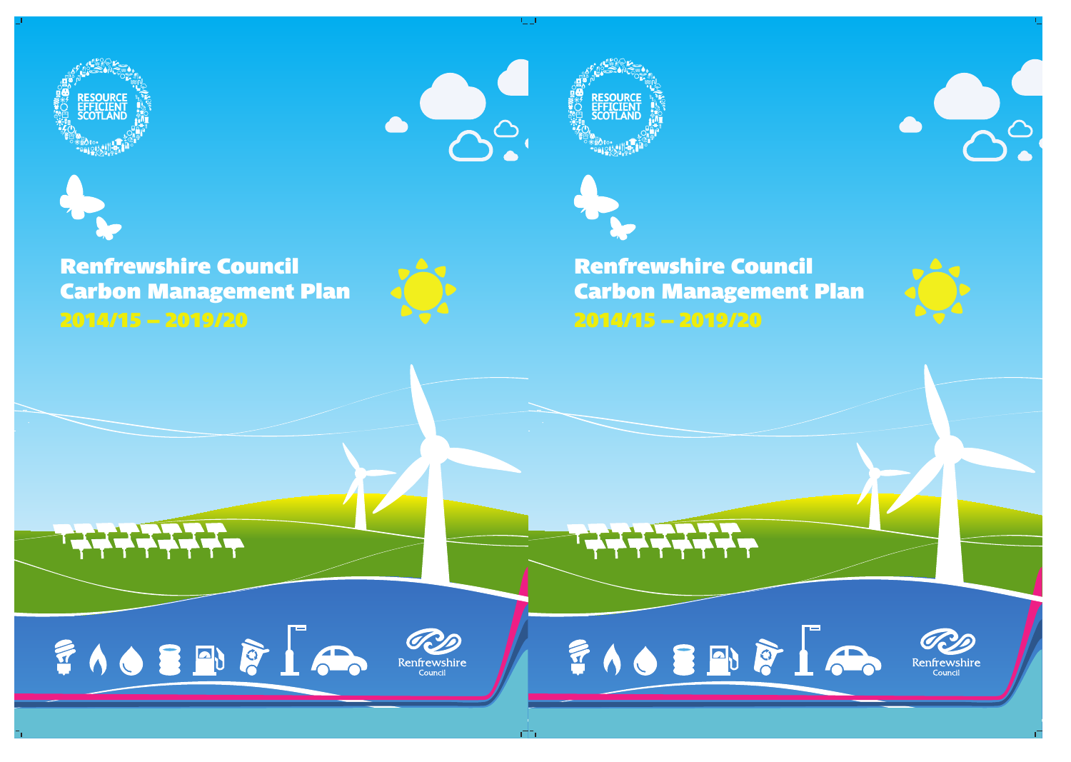RESOURCE EFFICIENT SCOTLAND

# Renfrewshire Council Carbon Management Plan

## 2014/15 – 2019/20

Renfrewshire Council

RESOURCE EFFICIENT SCOTLAND

# Renfrewshire Council Carbon Management Plan

## 2014/15 – 2019/20

Renfrewshire Council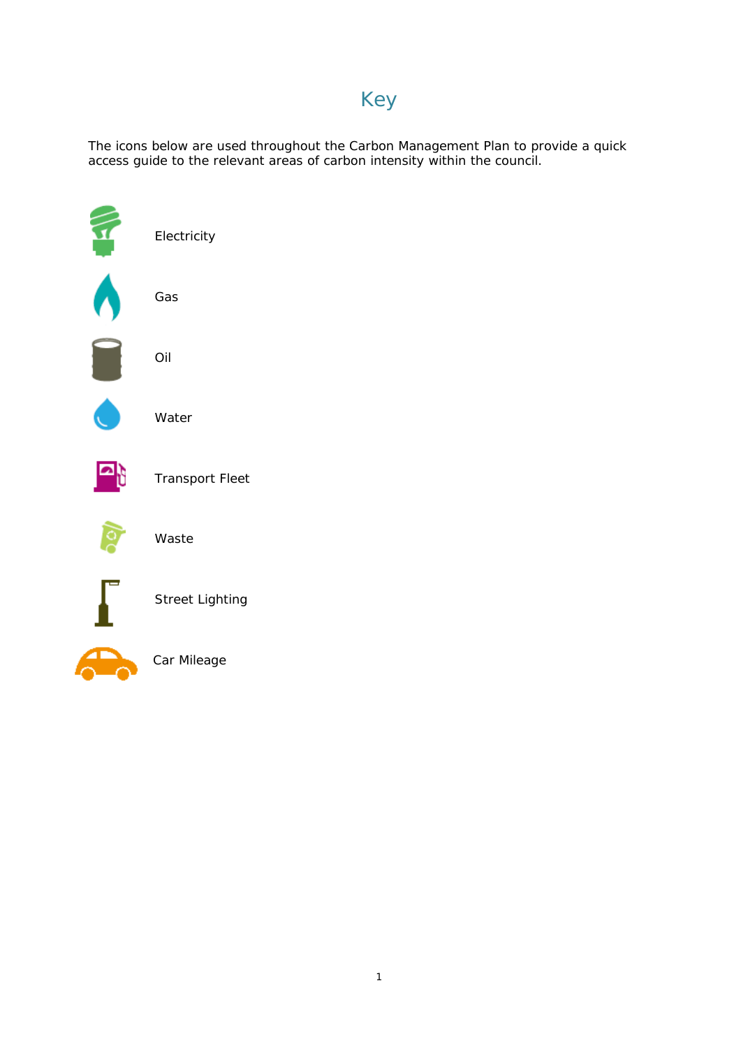# Key

The icons below are used throughout the Carbon Management Plan to provide a quick access guide to the relevant areas of carbon intensity within the council.

Electricity

Gas

Oil

Water

Transport Fleet

Waste

Street Lighting

Car Mileage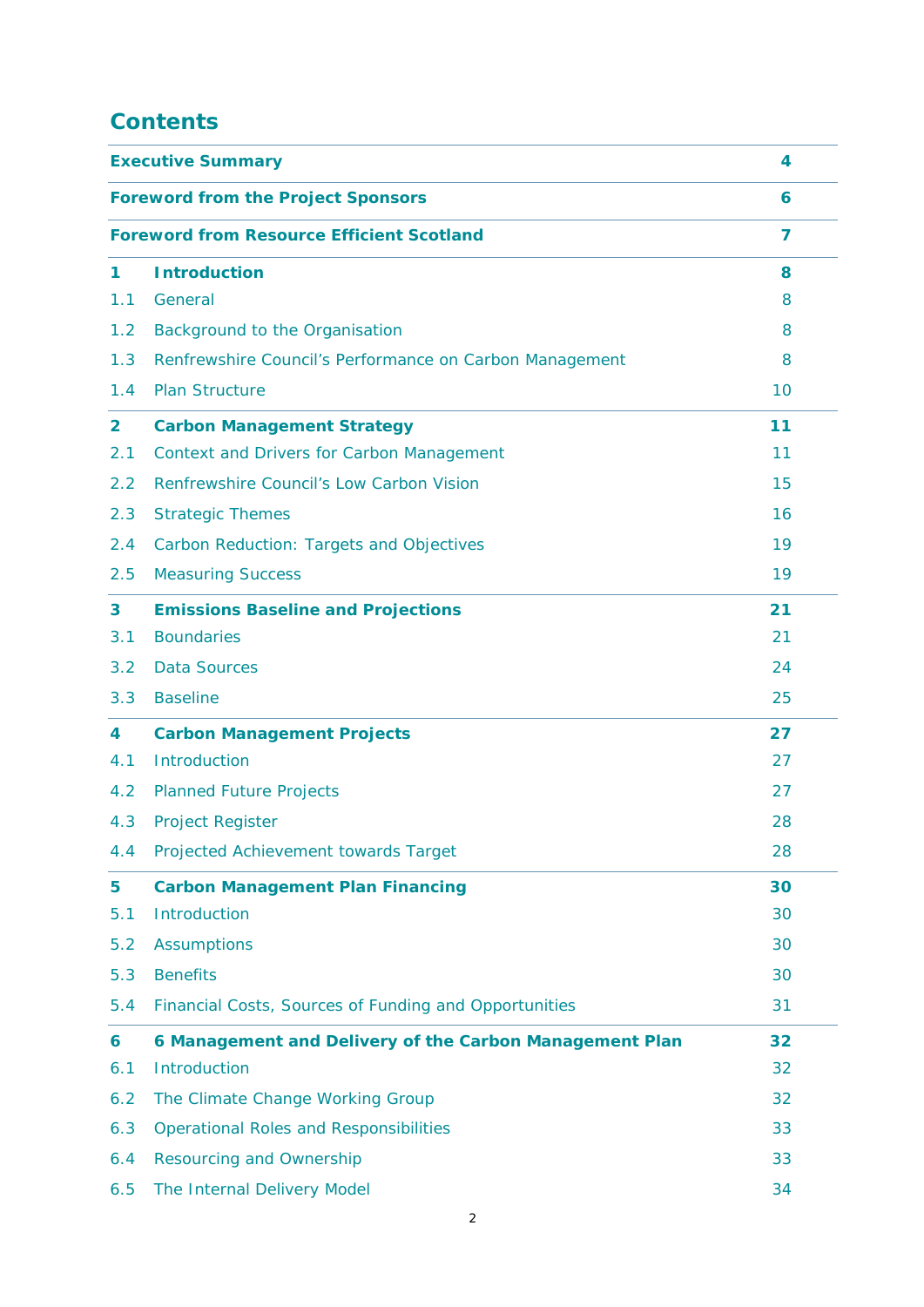# Contents

| | | |
|---|---|---|
| **Executive Summary** | | **4** |
| **Foreword from the Project Sponsors** | | **6** |
| **Foreword from Resource Efficient Scotland** | | **7** |
| **1** | **Introduction** | **8** |
| 1.1 | General | 8 |
| 1.2 | Background to the Organisation | 8 |
| 1.3 | Renfrewshire Council's Performance on Carbon Management | 8 |
| 1.4 | Plan Structure | 10 |
| **2** | **Carbon Management Strategy** | **11** |
| 2.1 | Context and Drivers for Carbon Management | 11 |
| 2.2 | Renfrewshire Council's Low Carbon Vision | 15 |
| 2.3 | Strategic Themes | 16 |
| 2.4 | Carbon Reduction: Targets and Objectives | 19 |
| 2.5 | Measuring Success | 19 |
| **3** | **Emissions Baseline and Projections** | **21** |
| 3.1 | Boundaries | 21 |
| 3.2 | Data Sources | 24 |
| 3.3 | Baseline | 25 |
| **4** | **Carbon Management Projects** | **27** |
| 4.1 | Introduction | 27 |
| 4.2 | Planned Future Projects | 27 |
| 4.3 | Project Register | 28 |
| 4.4 | Projected Achievement towards Target | 28 |
| **5** | **Carbon Management Plan Financing** | **30** |
| 5.1 | Introduction | 30 |
| 5.2 | Assumptions | 30 |
| 5.3 | Benefits | 30 |
| 5.4 | Financial Costs, Sources of Funding and Opportunities | 31 |
| **6** | **6 Management and Delivery of the Carbon Management Plan** | **32** |
| 6.1 | Introduction | 32 |
| 6.2 | The Climate Change Working Group | 32 |
| 6.3 | Operational Roles and Responsibilities | 33 |
| 6.4 | Resourcing and Ownership | 33 |
| 6.5 | The Internal Delivery Model | 34 |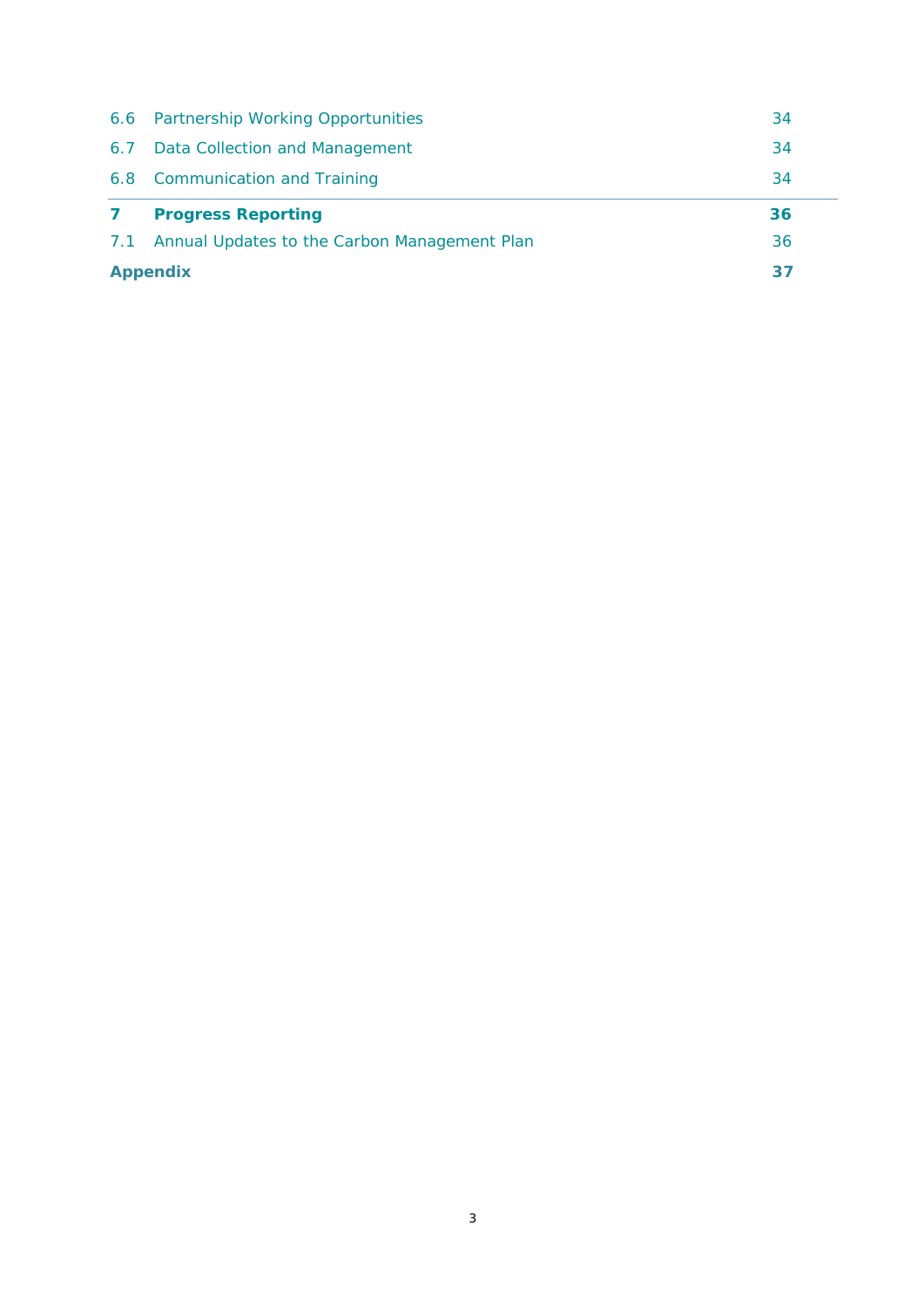| | | |
|---|---|---|
| 6.6 | Partnership Working Opportunities | 34 |
| 6.7 | Data Collection and Management | 34 |
| 6.8 | Communication and Training | 34 |
| **7** | **Progress Reporting** | **36** |
| 7.1 | Annual Updates to the Carbon Management Plan | 36 |
| **Appendix** | | **37** |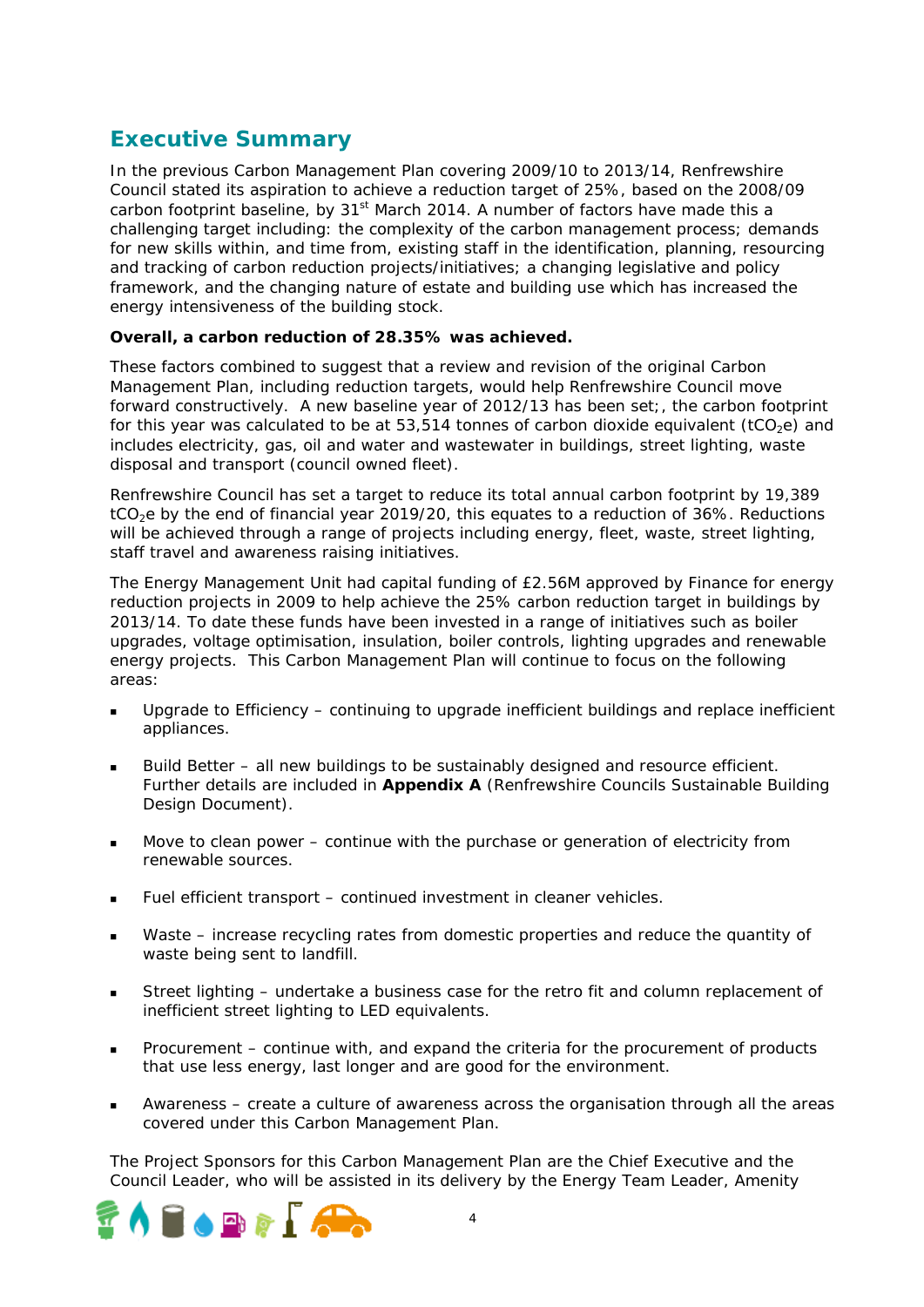## Executive Summary

In the previous Carbon Management Plan covering 2009/10 to 2013/14, Renfrewshire Council stated its aspiration to achieve a reduction target of 25%, based on the 2008/09 carbon footprint baseline, by 31st March 2014. A number of factors have made this a challenging target including: the complexity of the carbon management process; demands for new skills within, and time from, existing staff in the identification, planning, resourcing and tracking of carbon reduction projects/initiatives; a changing legislative and policy framework, and the changing nature of estate and building use which has increased the energy intensiveness of the building stock.

**Overall, a carbon reduction of 28.35% was achieved.**

These factors combined to suggest that a review and revision of the original Carbon Management Plan, including reduction targets, would help Renfrewshire Council move forward constructively. A new baseline year of 2012/13 has been set;, the carbon footprint for this year was calculated to be at 53,514 tonnes of carbon dioxide equivalent ($tCO_2e$) and includes electricity, gas, oil and water and wastewater in buildings, street lighting, waste disposal and transport (council owned fleet).

Renfrewshire Council has set a target to reduce its total annual carbon footprint by 19,389 $tCO_2e$ by the end of financial year 2019/20, this equates to a reduction of 36%. Reductions will be achieved through a range of projects including energy, fleet, waste, street lighting, staff travel and awareness raising initiatives.

The Energy Management Unit had capital funding of £2.56M approved by Finance for energy reduction projects in 2009 to help achieve the 25% carbon reduction target in buildings by 2013/14. To date these funds have been invested in a range of initiatives such as boiler upgrades, voltage optimisation, insulation, boiler controls, lighting upgrades and renewable energy projects. This Carbon Management Plan will continue to focus on the following areas:

- Upgrade to Efficiency – continuing to upgrade inefficient buildings and replace inefficient appliances.
- Build Better – all new buildings to be sustainably designed and resource efficient. Further details are included in **Appendix A** (Renfrewshire Councils Sustainable Building Design Document).
- Move to clean power – continue with the purchase or generation of electricity from renewable sources.
- Fuel efficient transport – continued investment in cleaner vehicles.
- Waste – increase recycling rates from domestic properties and reduce the quantity of waste being sent to landfill.
- Street lighting – undertake a business case for the retro fit and column replacement of inefficient street lighting to LED equivalents.
- Procurement – continue with, and expand the criteria for the procurement of products that use less energy, last longer and are good for the environment.
- Awareness – create a culture of awareness across the organisation through all the areas covered under this Carbon Management Plan.

The Project Sponsors for this Carbon Management Plan are the Chief Executive and the Council Leader, who will be assisted in its delivery by the Energy Team Leader, Amenity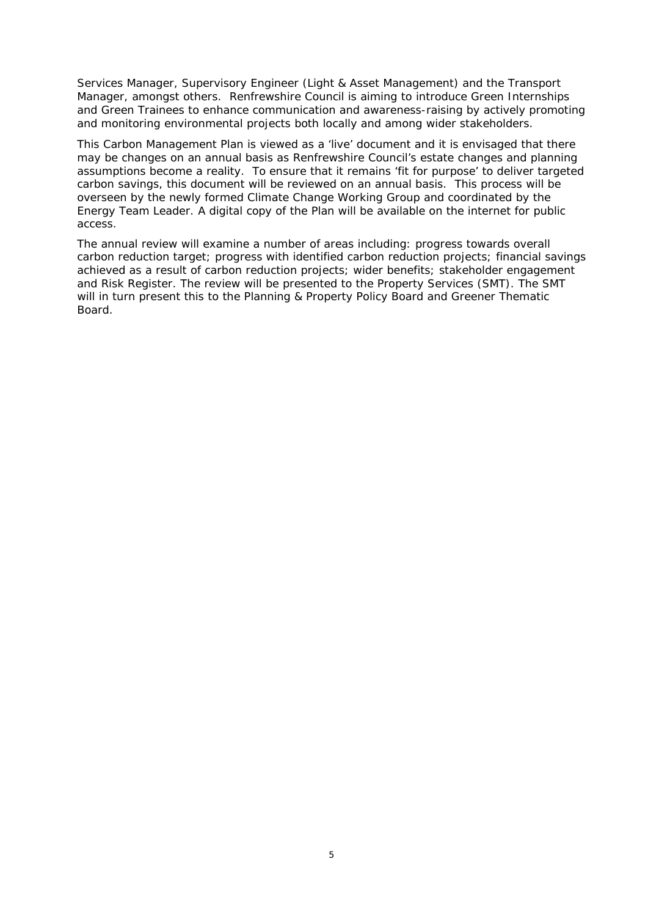Services Manager, Supervisory Engineer (Light & Asset Management) and the Transport Manager, amongst others. Renfrewshire Council is aiming to introduce Green Internships and Green Trainees to enhance communication and awareness-raising by actively promoting and monitoring environmental projects both locally and among wider stakeholders.

This Carbon Management Plan is viewed as a 'live' document and it is envisaged that there may be changes on an annual basis as Renfrewshire Council's estate changes and planning assumptions become a reality. To ensure that it remains 'fit for purpose' to deliver targeted carbon savings, this document will be reviewed on an annual basis. This process will be overseen by the newly formed Climate Change Working Group and coordinated by the Energy Team Leader. A digital copy of the Plan will be available on the internet for public access.

The annual review will examine a number of areas including: progress towards overall carbon reduction target; progress with identified carbon reduction projects; financial savings achieved as a result of carbon reduction projects; wider benefits; stakeholder engagement and Risk Register. The review will be presented to the Property Services (SMT). The SMT will in turn present this to the Planning & Property Policy Board and Greener Thematic Board.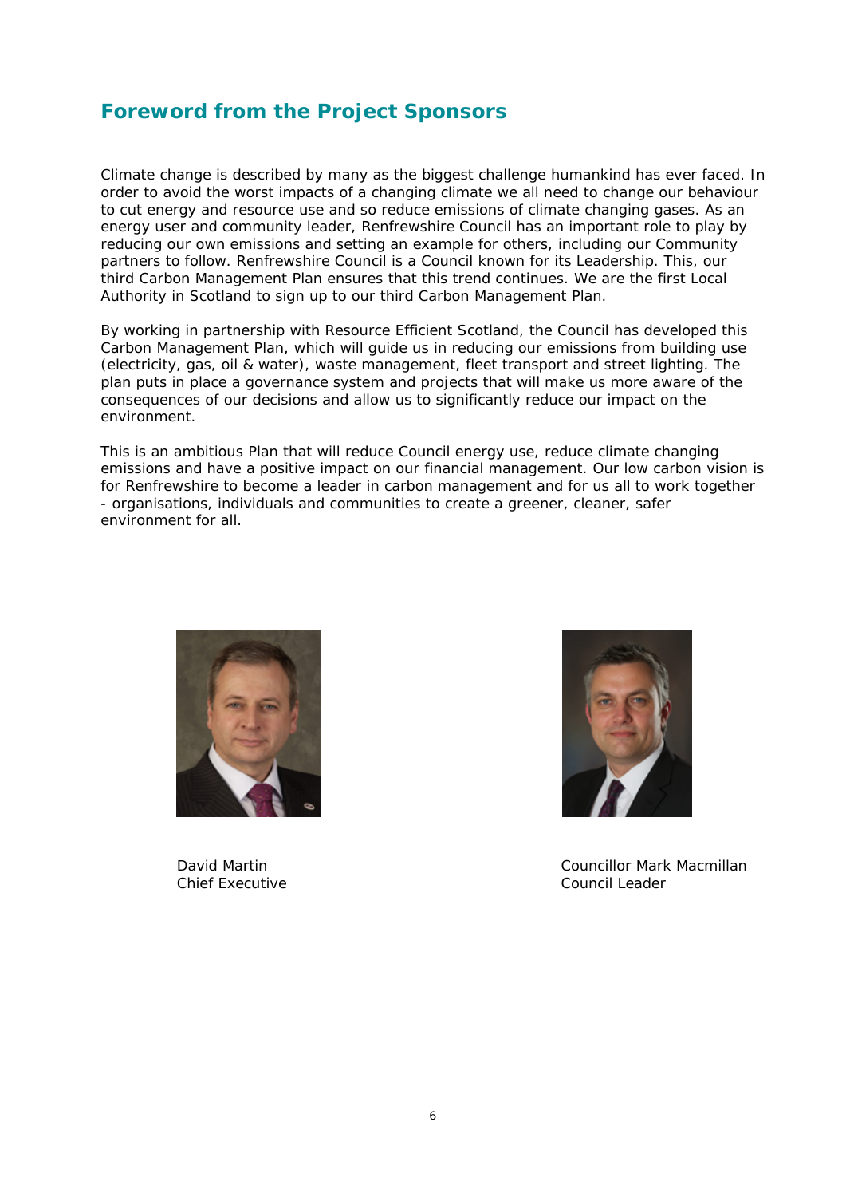## Foreword from the Project Sponsors

Climate change is described by many as the biggest challenge humankind has ever faced. In order to avoid the worst impacts of a changing climate we all need to change our behaviour to cut energy and resource use and so reduce emissions of climate changing gases. As an energy user and community leader, Renfrewshire Council has an important role to play by reducing our own emissions and setting an example for others, including our Community partners to follow. Renfrewshire Council is a Council known for its Leadership. This, our third Carbon Management Plan ensures that this trend continues. We are the first Local Authority in Scotland to sign up to our third Carbon Management Plan.

By working in partnership with Resource Efficient Scotland, the Council has developed this Carbon Management Plan, which will guide us in reducing our emissions from building use (electricity, gas, oil & water), waste management, fleet transport and street lighting. The plan puts in place a governance system and projects that will make us more aware of the consequences of our decisions and allow us to significantly reduce our impact on the environment.

This is an ambitious Plan that will reduce Council energy use, reduce climate changing emissions and have a positive impact on our financial management. Our low carbon vision is for Renfrewshire to become a leader in carbon management and for us all to work together - organisations, individuals and communities to create a greener, cleaner, safer environment for all.

David Martin
Chief Executive

Councillor Mark Macmillan
Council Leader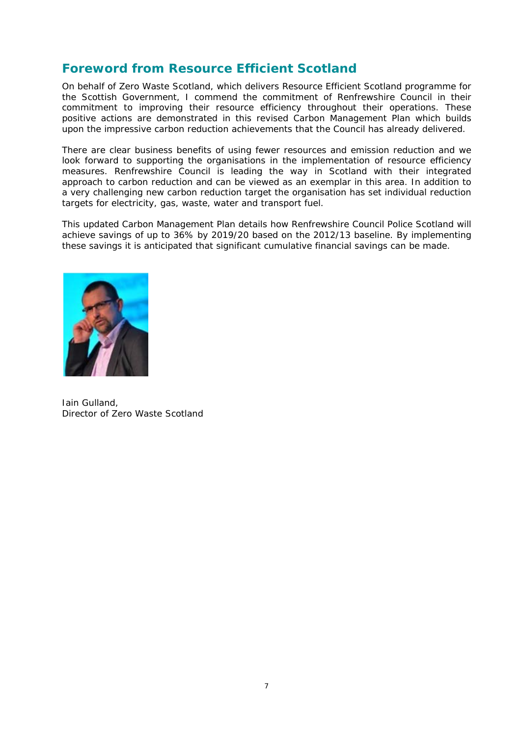## Foreword from Resource Efficient Scotland

On behalf of Zero Waste Scotland, which delivers Resource Efficient Scotland programme for the Scottish Government, I commend the commitment of Renfrewshire Council in their commitment to improving their resource efficiency throughout their operations. These positive actions are demonstrated in this revised Carbon Management Plan which builds upon the impressive carbon reduction achievements that the Council has already delivered.

There are clear business benefits of using fewer resources and emission reduction and we look forward to supporting the organisations in the implementation of resource efficiency measures. Renfrewshire Council is leading the way in Scotland with their integrated approach to carbon reduction and can be viewed as an exemplar in this area. In addition to a very challenging new carbon reduction target the organisation has set individual reduction targets for electricity, gas, waste, water and transport fuel.

This updated Carbon Management Plan details how Renfrewshire Council Police Scotland will achieve savings of up to 36% by 2019/20 based on the 2012/13 baseline. By implementing these savings it is anticipated that significant cumulative financial savings can be made.

Iain Gulland,
Director of Zero Waste Scotland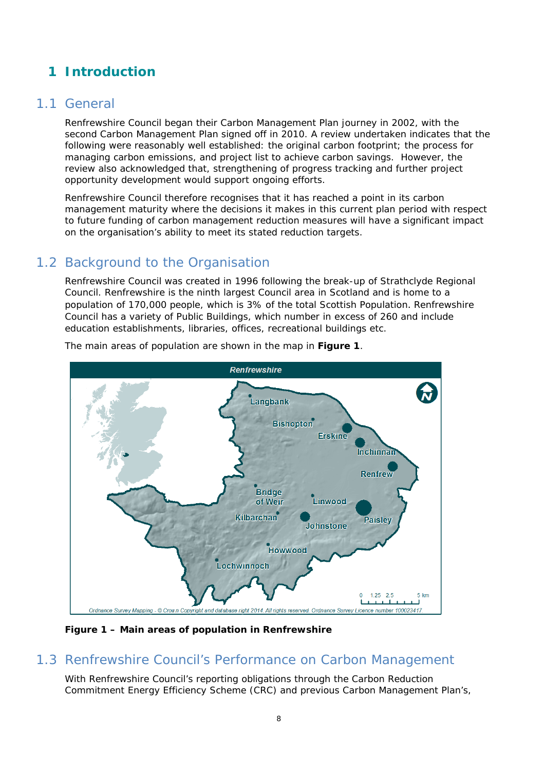# 1 Introduction

## 1.1 General

Renfrewshire Council began their Carbon Management Plan journey in 2002, with the second Carbon Management Plan signed off in 2010. A review undertaken indicates that the following were reasonably well established: the original carbon footprint; the process for managing carbon emissions, and project list to achieve carbon savings. However, the review also acknowledged that, strengthening of progress tracking and further project opportunity development would support ongoing efforts.

Renfrewshire Council therefore recognises that it has reached a point in its carbon management maturity where the decisions it makes in this current plan period with respect to future funding of carbon management reduction measures will have a significant impact on the organisation's ability to meet its stated reduction targets.

## 1.2 Background to the Organisation

Renfrewshire Council was created in 1996 following the break-up of Strathclyde Regional Council. Renfrewshire is the ninth largest Council area in Scotland and is home to a population of 170,000 people, which is 3% of the total Scottish Population. Renfrewshire Council has a variety of Public Buildings, which number in excess of 260 and include education establishments, libraries, offices, recreational buildings etc.

The main areas of population are shown in the map in **Figure 1**.

**Figure 1 – Main areas of population in Renfrewshire**

## 1.3 Renfrewshire Council's Performance on Carbon Management

With Renfrewshire Council's reporting obligations through the Carbon Reduction Commitment Energy Efficiency Scheme (CRC) and previous Carbon Management Plan's,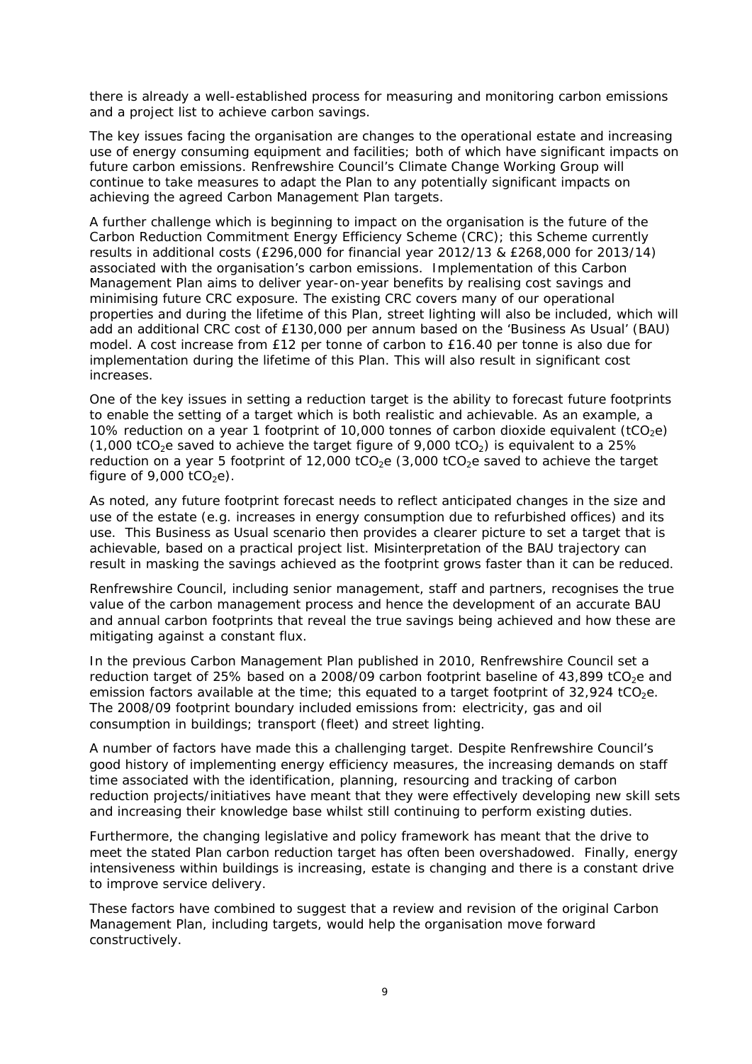there is already a well-established process for measuring and monitoring carbon emissions and a project list to achieve carbon savings.

The key issues facing the organisation are changes to the operational estate and increasing use of energy consuming equipment and facilities; both of which have significant impacts on future carbon emissions. Renfrewshire Council's Climate Change Working Group will continue to take measures to adapt the Plan to any potentially significant impacts on achieving the agreed Carbon Management Plan targets.

A further challenge which is beginning to impact on the organisation is the future of the Carbon Reduction Commitment Energy Efficiency Scheme (CRC); this Scheme currently results in additional costs (£296,000 for financial year 2012/13 & £268,000 for 2013/14) associated with the organisation's carbon emissions. Implementation of this Carbon Management Plan aims to deliver year-on-year benefits by realising cost savings and minimising future CRC exposure. The existing CRC covers many of our operational properties and during the lifetime of this Plan, street lighting will also be included, which will add an additional CRC cost of £130,000 per annum based on the 'Business As Usual' (BAU) model. A cost increase from £12 per tonne of carbon to £16.40 per tonne is also due for implementation during the lifetime of this Plan. This will also result in significant cost increases.

One of the key issues in setting a reduction target is the ability to forecast future footprints to enable the setting of a target which is both realistic and achievable. As an example, a 10% reduction on a year 1 footprint of 10,000 tonnes of carbon dioxide equivalent ($tCO_2e$) (1,000 $tCO_2e$ saved to achieve the target figure of 9,000 $tCO_2$) is equivalent to a 25% reduction on a year 5 footprint of 12,000 $tCO_2e$ (3,000 $tCO_2e$ saved to achieve the target figure of 9,000 $tCO_2e$).

As noted, any future footprint forecast needs to reflect anticipated changes in the size and use of the estate (e.g. increases in energy consumption due to refurbished offices) and its use. This Business as Usual scenario then provides a clearer picture to set a target that is achievable, based on a practical project list. Misinterpretation of the BAU trajectory can result in masking the savings achieved as the footprint grows faster than it can be reduced.

Renfrewshire Council, including senior management, staff and partners, recognises the true value of the carbon management process and hence the development of an accurate BAU and annual carbon footprints that reveal the true savings being achieved and how these are mitigating against a constant flux.

In the previous Carbon Management Plan published in 2010, Renfrewshire Council set a reduction target of 25% based on a 2008/09 carbon footprint baseline of 43,899 $tCO_2e$ and emission factors available at the time; this equated to a target footprint of 32,924 $tCO_2e$. The 2008/09 footprint boundary included emissions from: electricity, gas and oil consumption in buildings; transport (fleet) and street lighting.

A number of factors have made this a challenging target. Despite Renfrewshire Council's good history of implementing energy efficiency measures, the increasing demands on staff time associated with the identification, planning, resourcing and tracking of carbon reduction projects/initiatives have meant that they were effectively developing new skill sets and increasing their knowledge base whilst still continuing to perform existing duties.

Furthermore, the changing legislative and policy framework has meant that the drive to meet the stated Plan carbon reduction target has often been overshadowed. Finally, energy intensiveness within buildings is increasing, estate is changing and there is a constant drive to improve service delivery.

These factors have combined to suggest that a review and revision of the original Carbon Management Plan, including targets, would help the organisation move forward constructively.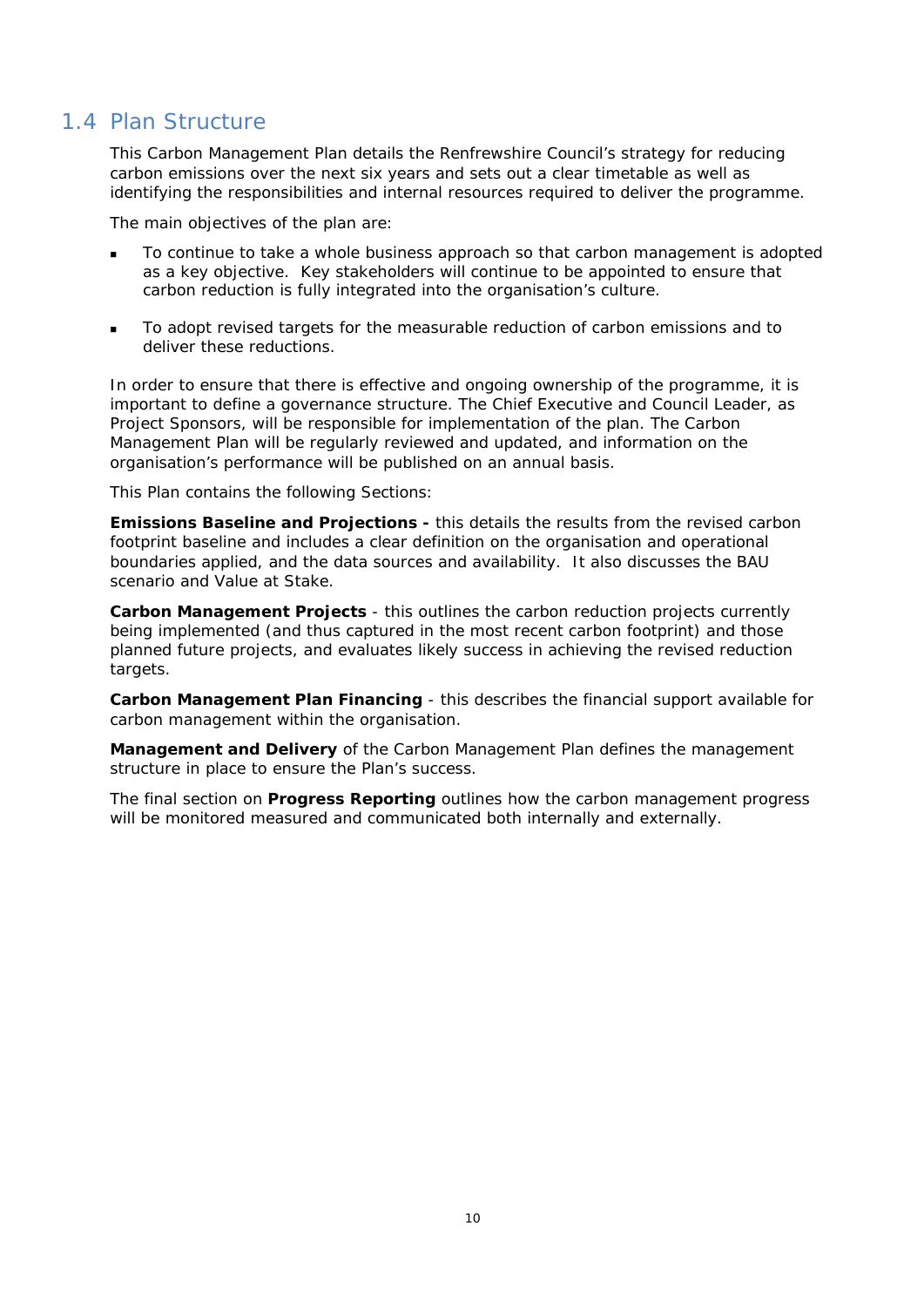## 1.4 Plan Structure

This Carbon Management Plan details the Renfrewshire Council's strategy for reducing carbon emissions over the next six years and sets out a clear timetable as well as identifying the responsibilities and internal resources required to deliver the programme.

The main objectives of the plan are:

- To continue to take a whole business approach so that carbon management is adopted as a key objective. Key stakeholders will continue to be appointed to ensure that carbon reduction is fully integrated into the organisation's culture.

- To adopt revised targets for the measurable reduction of carbon emissions and to deliver these reductions.

In order to ensure that there is effective and ongoing ownership of the programme, it is important to define a governance structure. The Chief Executive and Council Leader, as Project Sponsors, will be responsible for implementation of the plan. The Carbon Management Plan will be regularly reviewed and updated, and information on the organisation's performance will be published on an annual basis.

This Plan contains the following Sections:

**Emissions Baseline and Projections -** this details the results from the revised carbon footprint baseline and includes a clear definition on the organisation and operational boundaries applied, and the data sources and availability. It also discusses the BAU scenario and Value at Stake.

**Carbon Management Projects** - this outlines the carbon reduction projects currently being implemented (and thus captured in the most recent carbon footprint) and those planned future projects, and evaluates likely success in achieving the revised reduction targets.

**Carbon Management Plan Financing** - this describes the financial support available for carbon management within the organisation.

**Management and Delivery** of the Carbon Management Plan defines the management structure in place to ensure the Plan's success.

The final section on **Progress Reporting** outlines how the carbon management progress will be monitored measured and communicated both internally and externally.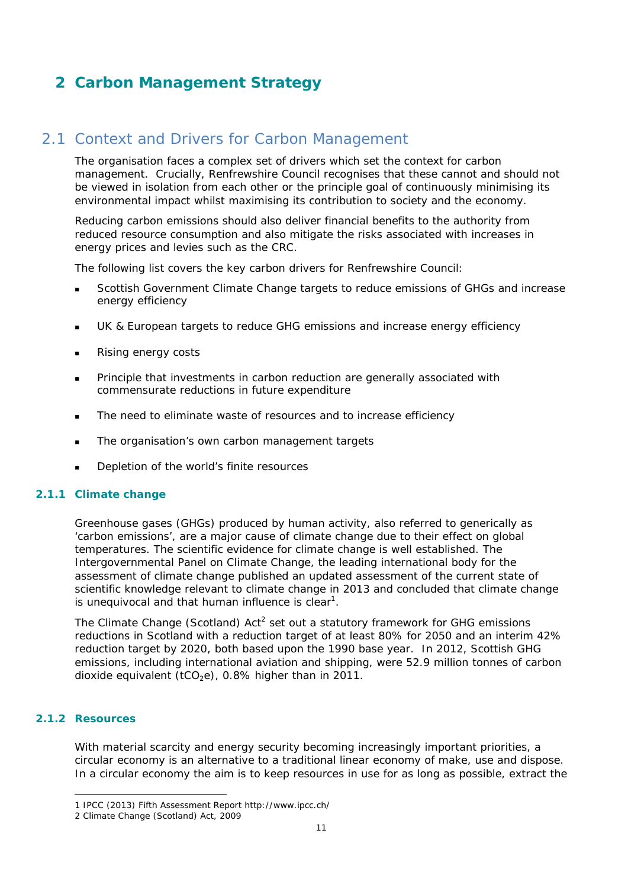# 2 Carbon Management Strategy

## 2.1 Context and Drivers for Carbon Management

The organisation faces a complex set of drivers which set the context for carbon management. Crucially, Renfrewshire Council recognises that these cannot and should not be viewed in isolation from each other or the principle goal of continuously minimising its environmental impact whilst maximising its contribution to society and the economy.

Reducing carbon emissions should also deliver financial benefits to the authority from reduced resource consumption and also mitigate the risks associated with increases in energy prices and levies such as the CRC.

The following list covers the key carbon drivers for Renfrewshire Council:

- Scottish Government Climate Change targets to reduce emissions of GHGs and increase energy efficiency
- UK & European targets to reduce GHG emissions and increase energy efficiency
- Rising energy costs
- Principle that investments in carbon reduction are generally associated with commensurate reductions in future expenditure
- The need to eliminate waste of resources and to increase efficiency
- The organisation's own carbon management targets
- Depletion of the world's finite resources

### 2.1.1 Climate change

Greenhouse gases (GHGs) produced by human activity, also referred to generically as 'carbon emissions', are a major cause of climate change due to their effect on global temperatures. The scientific evidence for climate change is well established. The Intergovernmental Panel on Climate Change, the leading international body for the assessment of climate change published an updated assessment of the current state of scientific knowledge relevant to climate change in 2013 and concluded that climate change is unequivocal and that human influence is clear[1].

The Climate Change (Scotland) Act[2] set out a statutory framework for GHG emissions reductions in Scotland with a reduction target of at least 80% for 2050 and an interim 42% reduction target by 2020, both based upon the 1990 base year. In 2012, Scottish GHG emissions, including international aviation and shipping, were 52.9 million tonnes of carbon dioxide equivalent ($tCO_2e$), 0.8% higher than in 2011.

### 2.1.2 Resources

With material scarcity and energy security becoming increasingly important priorities, a circular economy is an alternative to a traditional linear economy of make, use and dispose. In a circular economy the aim is to keep resources in use for as long as possible, extract the

---

1 IPCC (2013) Fifth Assessment Report http://www.ipcc.ch/

2 Climate Change (Scotland) Act, 2009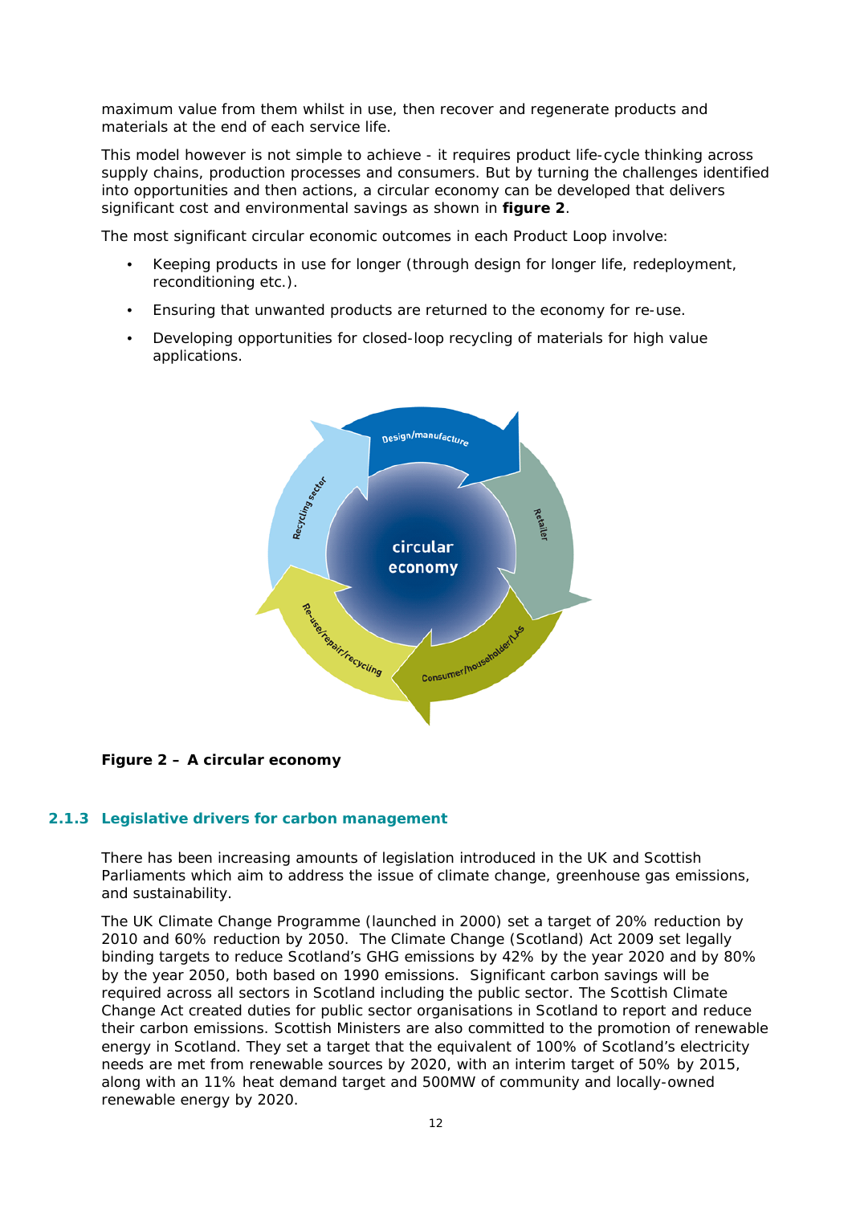maximum value from them whilst in use, then recover and regenerate products and materials at the end of each service life.

This model however is not simple to achieve - it requires product life-cycle thinking across supply chains, production processes and consumers. But by turning the challenges identified into opportunities and then actions, a circular economy can be developed that delivers significant cost and environmental savings as shown in **figure 2**.

The most significant circular economic outcomes in each Product Loop involve:

- Keeping products in use for longer (through design for longer life, redeployment, reconditioning etc.).
- Ensuring that unwanted products are returned to the economy for re-use.
- Developing opportunities for closed-loop recycling of materials for high value applications.

**Figure 2 – A circular economy**

### 2.1.3 Legislative drivers for carbon management

There has been increasing amounts of legislation introduced in the UK and Scottish Parliaments which aim to address the issue of climate change, greenhouse gas emissions, and sustainability.

The UK Climate Change Programme (launched in 2000) set a target of 20% reduction by 2010 and 60% reduction by 2050. The Climate Change (Scotland) Act 2009 set legally binding targets to reduce Scotland's GHG emissions by 42% by the year 2020 and by 80% by the year 2050, both based on 1990 emissions. Significant carbon savings will be required across all sectors in Scotland including the public sector. The Scottish Climate Change Act created duties for public sector organisations in Scotland to report and reduce their carbon emissions. Scottish Ministers are also committed to the promotion of renewable energy in Scotland. They set a target that the equivalent of 100% of Scotland's electricity needs are met from renewable sources by 2020, with an interim target of 50% by 2015, along with an 11% heat demand target and 500MW of community and locally-owned renewable energy by 2020.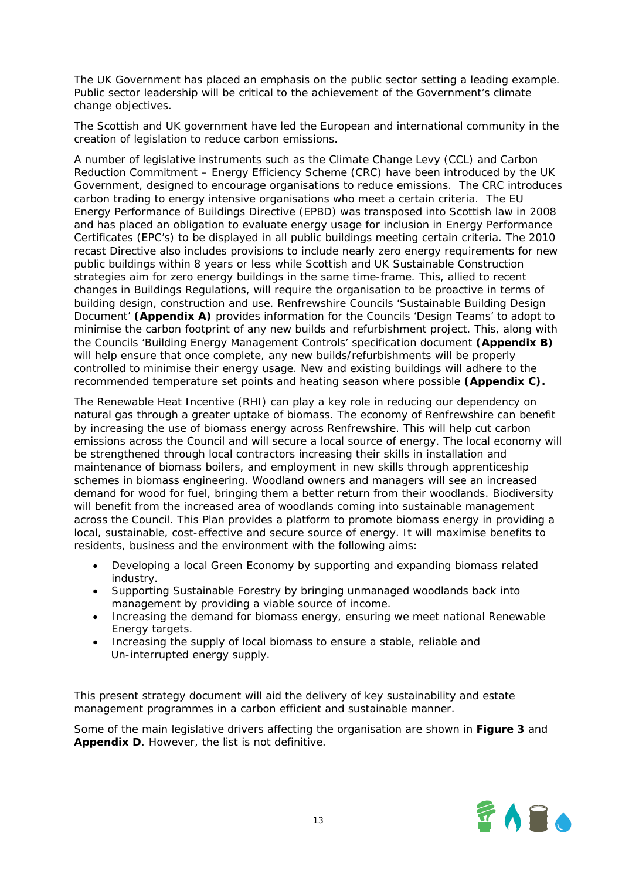The UK Government has placed an emphasis on the public sector setting a leading example. Public sector leadership will be critical to the achievement of the Government's climate change objectives.

The Scottish and UK government have led the European and international community in the creation of legislation to reduce carbon emissions.

A number of legislative instruments such as the Climate Change Levy (CCL) and Carbon Reduction Commitment – Energy Efficiency Scheme (CRC) have been introduced by the UK Government, designed to encourage organisations to reduce emissions. The CRC introduces carbon trading to energy intensive organisations who meet a certain criteria. The EU Energy Performance of Buildings Directive (EPBD) was transposed into Scottish law in 2008 and has placed an obligation to evaluate energy usage for inclusion in Energy Performance Certificates (EPC's) to be displayed in all public buildings meeting certain criteria. The 2010 recast Directive also includes provisions to include nearly zero energy requirements for new public buildings within 8 years or less while Scottish and UK Sustainable Construction strategies aim for zero energy buildings in the same time-frame. This, allied to recent changes in Buildings Regulations, will require the organisation to be proactive in terms of building design, construction and use. Renfrewshire Councils 'Sustainable Building Design Document' **(Appendix A)** provides information for the Councils 'Design Teams' to adopt to minimise the carbon footprint of any new builds and refurbishment project. This, along with the Councils 'Building Energy Management Controls' specification document **(Appendix B)** will help ensure that once complete, any new builds/refurbishments will be properly controlled to minimise their energy usage. New and existing buildings will adhere to the recommended temperature set points and heating season where possible **(Appendix C).**

The Renewable Heat Incentive (RHI) can play a key role in reducing our dependency on natural gas through a greater uptake of biomass. The economy of Renfrewshire can benefit by increasing the use of biomass energy across Renfrewshire. This will help cut carbon emissions across the Council and will secure a local source of energy. The local economy will be strengthened through local contractors increasing their skills in installation and maintenance of biomass boilers, and employment in new skills through apprenticeship schemes in biomass engineering. Woodland owners and managers will see an increased demand for wood for fuel, bringing them a better return from their woodlands. Biodiversity will benefit from the increased area of woodlands coming into sustainable management across the Council. This Plan provides a platform to promote biomass energy in providing a local, sustainable, cost-effective and secure source of energy. It will maximise benefits to residents, business and the environment with the following aims:

- Developing a local Green Economy by supporting and expanding biomass related industry.
- Supporting Sustainable Forestry by bringing unmanaged woodlands back into management by providing a viable source of income.
- Increasing the demand for biomass energy, ensuring we meet national Renewable Energy targets.
- Increasing the supply of local biomass to ensure a stable, reliable and Un-interrupted energy supply.

This present strategy document will aid the delivery of key sustainability and estate management programmes in a carbon efficient and sustainable manner.

Some of the main legislative drivers affecting the organisation are shown in **Figure 3** and **Appendix D**. However, the list is not definitive.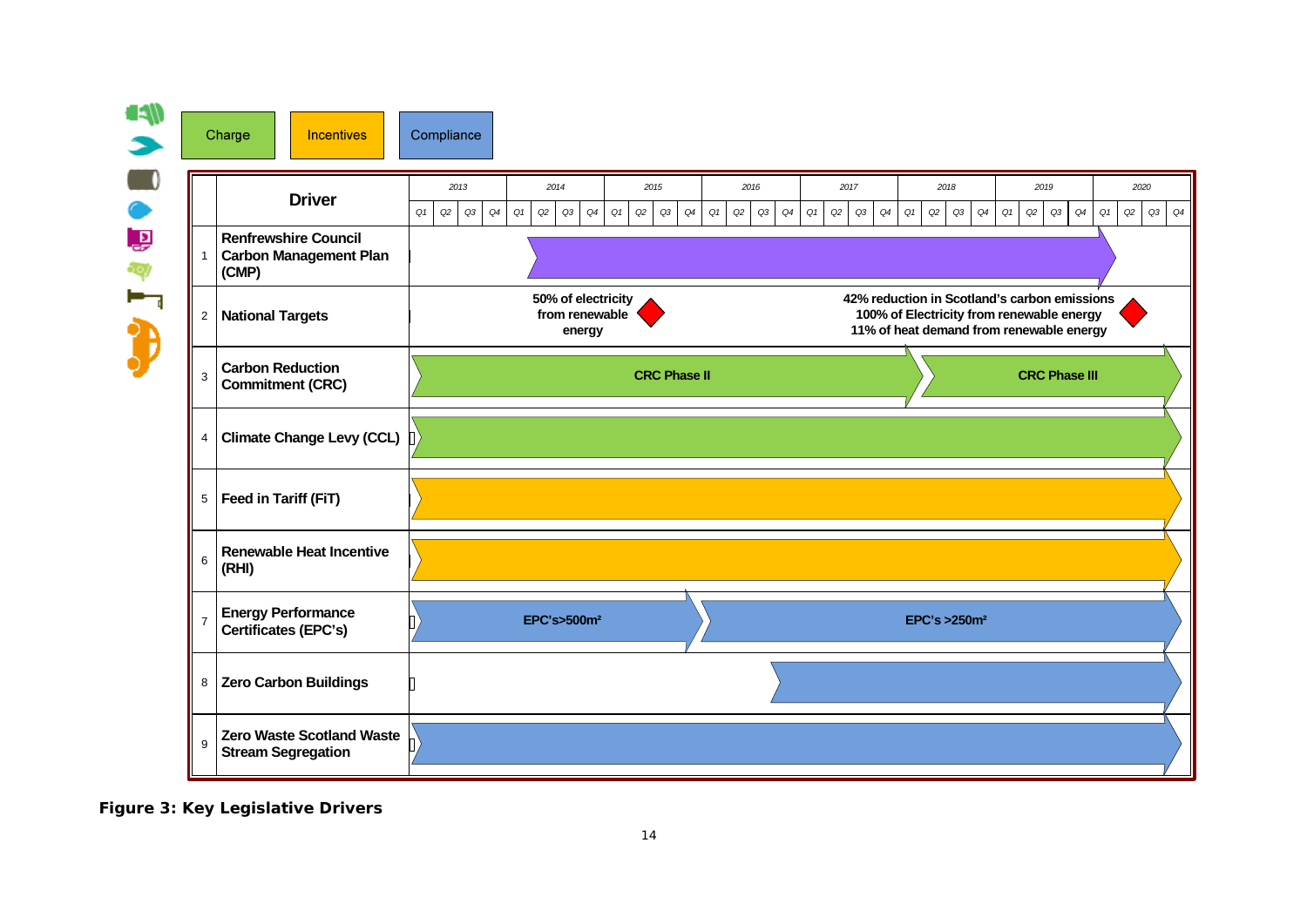| | Charge | Incentives | Compliance |
|---|---|---|---|

| | Driver | 2013 | 2014 | 2015 | 2016 | 2017 | 2018 | 2019 | 2020 |
|---|---|---|---|---|---|---|---|---|---|
| 1 | Renfrewshire Council Carbon Management Plan (CMP) | | | | | | | | |
| 2 | National Targets | | 50% of electricity from renewable energy | | | | 42% reduction in Scotland's carbon emissions 100% of Electricity from renewable energy 11% of heat demand from renewable energy | | |
| 3 | Carbon Reduction Commitment (CRC) | CRC Phase II | | | | | CRC Phase III | | |
| 4 | Climate Change Levy (CCL) | | | | | | | | |
| 5 | Feed in Tariff (FiT) | | | | | | | | |
| 6 | Renewable Heat Incentive (RHI) | | | | | | | | |
| 7 | Energy Performance Certificates (EPC's) | EPC's>500m² | | | EPC's >250m² | | | | |
| 8 | Zero Carbon Buildings | | | | | | | | |
| 9 | Zero Waste Scotland Waste Stream Segregation | | | | | | | | |

**Figure 3: Key Legislative Drivers**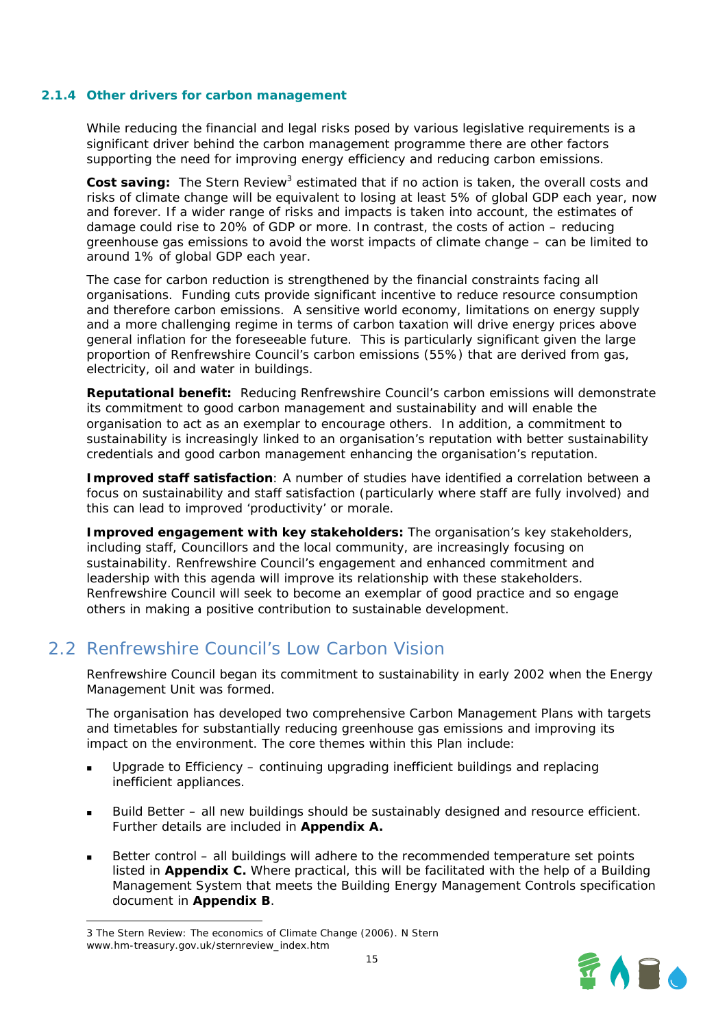#### 2.1.4 Other drivers for carbon management

While reducing the financial and legal risks posed by various legislative requirements is a significant driver behind the carbon management programme there are other factors supporting the need for improving energy efficiency and reducing carbon emissions.

**Cost saving:** The Stern Review[3] estimated that if no action is taken, the overall costs and risks of climate change will be equivalent to losing at least 5% of global GDP each year, now and forever. If a wider range of risks and impacts is taken into account, the estimates of damage could rise to 20% of GDP or more. In contrast, the costs of action – reducing greenhouse gas emissions to avoid the worst impacts of climate change – can be limited to around 1% of global GDP each year.

The case for carbon reduction is strengthened by the financial constraints facing all organisations. Funding cuts provide significant incentive to reduce resource consumption and therefore carbon emissions. A sensitive world economy, limitations on energy supply and a more challenging regime in terms of carbon taxation will drive energy prices above general inflation for the foreseeable future. This is particularly significant given the large proportion of Renfrewshire Council's carbon emissions (55%) that are derived from gas, electricity, oil and water in buildings.

**Reputational benefit:** Reducing Renfrewshire Council's carbon emissions will demonstrate its commitment to good carbon management and sustainability and will enable the organisation to act as an exemplar to encourage others. In addition, a commitment to sustainability is increasingly linked to an organisation's reputation with better sustainability credentials and good carbon management enhancing the organisation's reputation.

**Improved staff satisfaction**: A number of studies have identified a correlation between a focus on sustainability and staff satisfaction (particularly where staff are fully involved) and this can lead to improved 'productivity' or morale.

**Improved engagement with key stakeholders:** The organisation's key stakeholders, including staff, Councillors and the local community, are increasingly focusing on sustainability. Renfrewshire Council's engagement and enhanced commitment and leadership with this agenda will improve its relationship with these stakeholders. Renfrewshire Council will seek to become an exemplar of good practice and so engage others in making a positive contribution to sustainable development.

## 2.2 Renfrewshire Council's Low Carbon Vision

Renfrewshire Council began its commitment to sustainability in early 2002 when the Energy Management Unit was formed.

The organisation has developed two comprehensive Carbon Management Plans with targets and timetables for substantially reducing greenhouse gas emissions and improving its impact on the environment. The core themes within this Plan include:

- Upgrade to Efficiency – continuing upgrading inefficient buildings and replacing inefficient appliances.
- Build Better – all new buildings should be sustainably designed and resource efficient. Further details are included in **Appendix A.**
- Better control – all buildings will adhere to the recommended temperature set points listed in **Appendix C.** Where practical, this will be facilitated with the help of a Building Management System that meets the Building Energy Management Controls specification document in **Appendix B**.

3 The Stern Review: The economics of Climate Change (2006). N Stern www.hm-treasury.gov.uk/sternreview_index.htm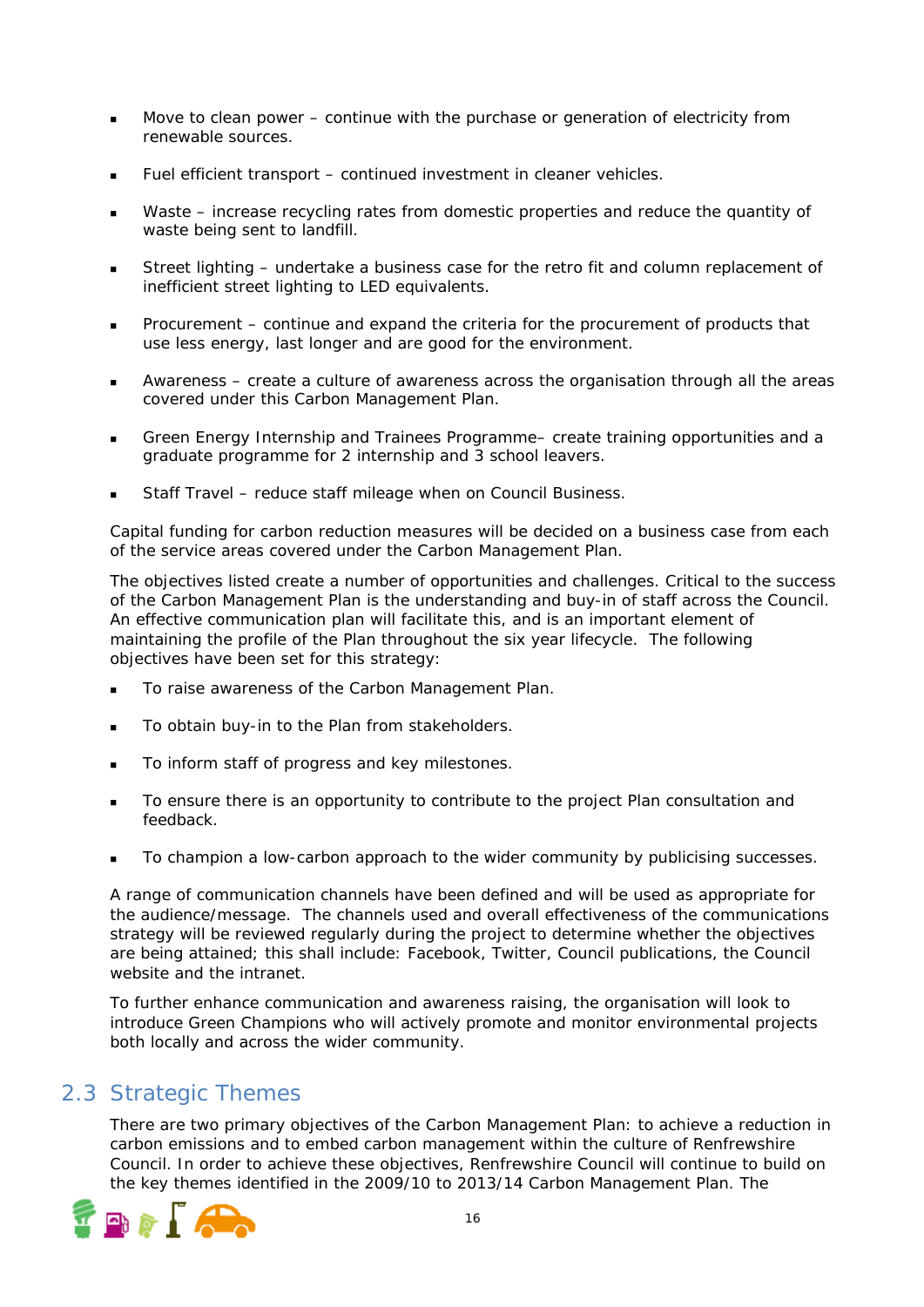- Move to clean power – continue with the purchase or generation of electricity from renewable sources.
- Fuel efficient transport – continued investment in cleaner vehicles.
- Waste – increase recycling rates from domestic properties and reduce the quantity of waste being sent to landfill.
- Street lighting – undertake a business case for the retro fit and column replacement of inefficient street lighting to LED equivalents.
- Procurement – continue and expand the criteria for the procurement of products that use less energy, last longer and are good for the environment.
- Awareness – create a culture of awareness across the organisation through all the areas covered under this Carbon Management Plan.
- Green Energy Internship and Trainees Programme– create training opportunities and a graduate programme for 2 internship and 3 school leavers.
- Staff Travel – reduce staff mileage when on Council Business.

Capital funding for carbon reduction measures will be decided on a business case from each of the service areas covered under the Carbon Management Plan.

The objectives listed create a number of opportunities and challenges. Critical to the success of the Carbon Management Plan is the understanding and buy-in of staff across the Council. An effective communication plan will facilitate this, and is an important element of maintaining the profile of the Plan throughout the six year lifecycle. The following objectives have been set for this strategy:

- To raise awareness of the Carbon Management Plan.
- To obtain buy-in to the Plan from stakeholders.
- To inform staff of progress and key milestones.
- To ensure there is an opportunity to contribute to the project Plan consultation and feedback.
- To champion a low-carbon approach to the wider community by publicising successes.

A range of communication channels have been defined and will be used as appropriate for the audience/message. The channels used and overall effectiveness of the communications strategy will be reviewed regularly during the project to determine whether the objectives are being attained; this shall include: Facebook, Twitter, Council publications, the Council website and the intranet.

To further enhance communication and awareness raising, the organisation will look to introduce Green Champions who will actively promote and monitor environmental projects both locally and across the wider community.

## 2.3 Strategic Themes

There are two primary objectives of the Carbon Management Plan: to achieve a reduction in carbon emissions and to embed carbon management within the culture of Renfrewshire Council. In order to achieve these objectives, Renfrewshire Council will continue to build on the key themes identified in the 2009/10 to 2013/14 Carbon Management Plan. The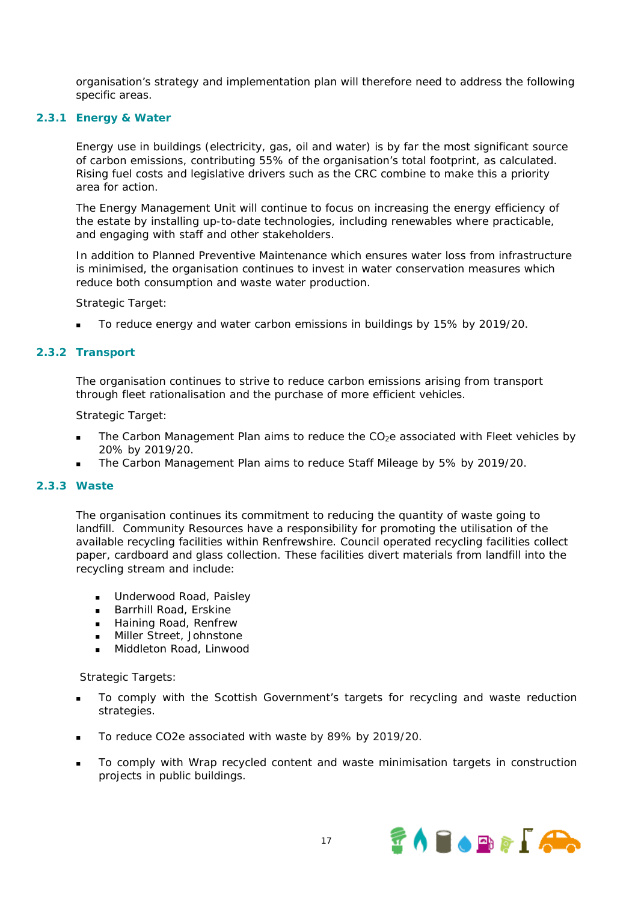organisation's strategy and implementation plan will therefore need to address the following specific areas.

### 2.3.1 Energy & Water

Energy use in buildings (electricity, gas, oil and water) is by far the most significant source of carbon emissions, contributing 55% of the organisation's total footprint, as calculated. Rising fuel costs and legislative drivers such as the CRC combine to make this a priority area for action.

The Energy Management Unit will continue to focus on increasing the energy efficiency of the estate by installing up-to-date technologies, including renewables where practicable, and engaging with staff and other stakeholders.

In addition to Planned Preventive Maintenance which ensures water loss from infrastructure is minimised, the organisation continues to invest in water conservation measures which reduce both consumption and waste water production.

Strategic Target:

- To reduce energy and water carbon emissions in buildings by 15% by 2019/20.

### 2.3.2 Transport

The organisation continues to strive to reduce carbon emissions arising from transport through fleet rationalisation and the purchase of more efficient vehicles.

Strategic Target:

- The Carbon Management Plan aims to reduce the $CO_2e$ associated with Fleet vehicles by 20% by 2019/20.
- The Carbon Management Plan aims to reduce Staff Mileage by 5% by 2019/20.

### 2.3.3 Waste

The organisation continues its commitment to reducing the quantity of waste going to landfill. Community Resources have a responsibility for promoting the utilisation of the available recycling facilities within Renfrewshire. Council operated recycling facilities collect paper, cardboard and glass collection. These facilities divert materials from landfill into the recycling stream and include:

- Underwood Road, Paisley
- Barrhill Road, Erskine
- Haining Road, Renfrew
- Miller Street, Johnstone
- Middleton Road, Linwood

Strategic Targets:

- To comply with the Scottish Government's targets for recycling and waste reduction strategies.
- To reduce CO2e associated with waste by 89% by 2019/20.
- To comply with Wrap recycled content and waste minimisation targets in construction projects in public buildings.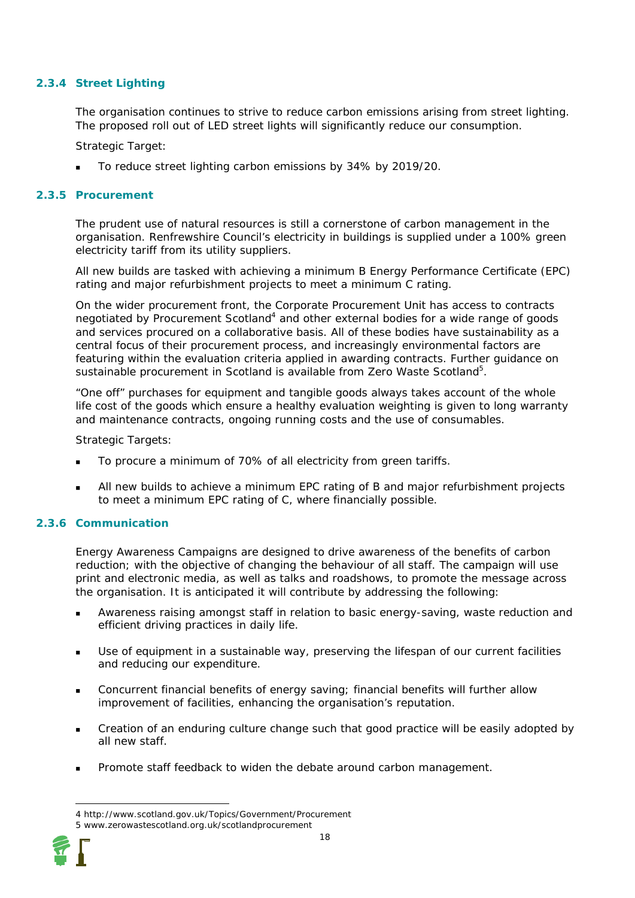#### 2.3.4 Street Lighting

The organisation continues to strive to reduce carbon emissions arising from street lighting. The proposed roll out of LED street lights will significantly reduce our consumption.

Strategic Target:

- To reduce street lighting carbon emissions by 34% by 2019/20.

#### 2.3.5 Procurement

The prudent use of natural resources is still a cornerstone of carbon management in the organisation. Renfrewshire Council's electricity in buildings is supplied under a 100% green electricity tariff from its utility suppliers.

All new builds are tasked with achieving a minimum B Energy Performance Certificate (EPC) rating and major refurbishment projects to meet a minimum C rating.

On the wider procurement front, the Corporate Procurement Unit has access to contracts negotiated by Procurement Scotland[4] and other external bodies for a wide range of goods and services procured on a collaborative basis. All of these bodies have sustainability as a central focus of their procurement process, and increasingly environmental factors are featuring within the evaluation criteria applied in awarding contracts. Further guidance on sustainable procurement in Scotland is available from Zero Waste Scotland[5].

"One off" purchases for equipment and tangible goods always takes account of the whole life cost of the goods which ensure a healthy evaluation weighting is given to long warranty and maintenance contracts, ongoing running costs and the use of consumables.

Strategic Targets:

- To procure a minimum of 70% of all electricity from green tariffs.
- All new builds to achieve a minimum EPC rating of B and major refurbishment projects to meet a minimum EPC rating of C, where financially possible.

#### 2.3.6 Communication

Energy Awareness Campaigns are designed to drive awareness of the benefits of carbon reduction; with the objective of changing the behaviour of all staff. The campaign will use print and electronic media, as well as talks and roadshows, to promote the message across the organisation. It is anticipated it will contribute by addressing the following:

- Awareness raising amongst staff in relation to basic energy-saving, waste reduction and efficient driving practices in daily life.
- Use of equipment in a sustainable way, preserving the lifespan of our current facilities and reducing our expenditure.
- Concurrent financial benefits of energy saving; financial benefits will further allow improvement of facilities, enhancing the organisation's reputation.
- Creation of an enduring culture change such that good practice will be easily adopted by all new staff.
- Promote staff feedback to widen the debate around carbon management.

---

4 http://www.scotland.gov.uk/Topics/Government/Procurement
5 www.zerowastescotland.org.uk/scotlandprocurement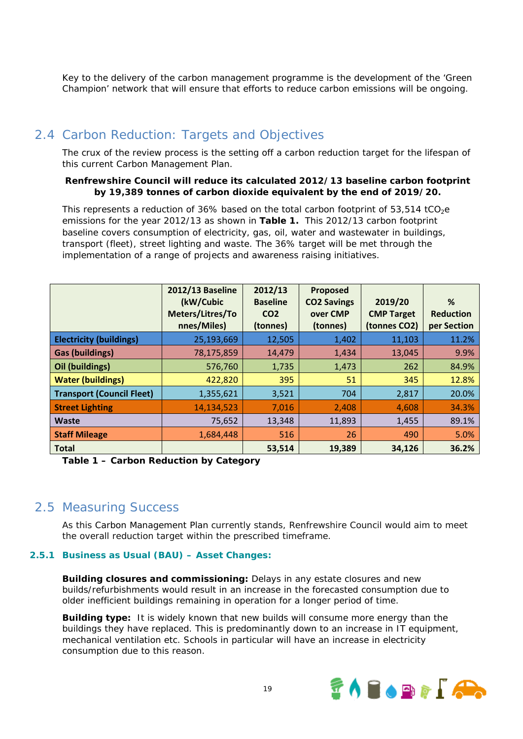Key to the delivery of the carbon management programme is the development of the 'Green Champion' network that will ensure that efforts to reduce carbon emissions will be ongoing.

## 2.4 Carbon Reduction: Targets and Objectives

The crux of the review process is the setting off a carbon reduction target for the lifespan of this current Carbon Management Plan.

**Renfrewshire Council will reduce its calculated 2012/13 baseline carbon footprint by 19,389 tonnes of carbon dioxide equivalent by the end of 2019/20.**

This represents a reduction of 36% based on the total carbon footprint of 53,514 $tCO_2e$ emissions for the year 2012/13 as shown in **Table 1.** This 2012/13 carbon footprint baseline covers consumption of electricity, gas, oil, water and wastewater in buildings, transport (fleet), street lighting and waste. The 36% target will be met through the implementation of a range of projects and awareness raising initiatives.

| | 2012/13 Baseline (kW/Cubic Meters/Litres/Tonnes/Miles) | 2012/13 Baseline CO2 (tonnes) | Proposed CO2 Savings over CMP (tonnes) | 2019/20 CMP Target (tonnes CO2) | % Reduction per Section |
|---|---|---|---|---|---|
| **Electricity (buildings)** | 25,193,669 | 12,505 | 1,402 | 11,103 | 11.2% |
| **Gas (buildings)** | 78,175,859 | 14,479 | 1,434 | 13,045 | 9.9% |
| **Oil (buildings)** | 576,760 | 1,735 | 1,473 | 262 | 84.9% |
| **Water (buildings)** | 422,820 | 395 | 51 | 345 | 12.8% |
| **Transport (Council Fleet)** | 1,355,621 | 3,521 | 704 | 2,817 | 20.0% |
| **Street Lighting** | 14,134,523 | 7,016 | 2,408 | 4,608 | 34.3% |
| **Waste** | 75,652 | 13,348 | 11,893 | 1,455 | 89.1% |
| **Staff Mileage** | 1,684,448 | 516 | 26 | 490 | 5.0% |
| **Total** | | **53,514** | **19,389** | **34,126** | **36.2%** |

**Table 1 – Carbon Reduction by Category**

## 2.5 Measuring Success

As this Carbon Management Plan currently stands, Renfrewshire Council would aim to meet the overall reduction target within the prescribed timeframe.

### 2.5.1 Business as Usual (BAU) – Asset Changes:

**Building closures and commissioning:** Delays in any estate closures and new builds/refurbishments would result in an increase in the forecasted consumption due to older inefficient buildings remaining in operation for a longer period of time.

**Building type:** It is widely known that new builds will consume more energy than the buildings they have replaced. This is predominantly down to an increase in IT equipment, mechanical ventilation etc. Schools in particular will have an increase in electricity consumption due to this reason.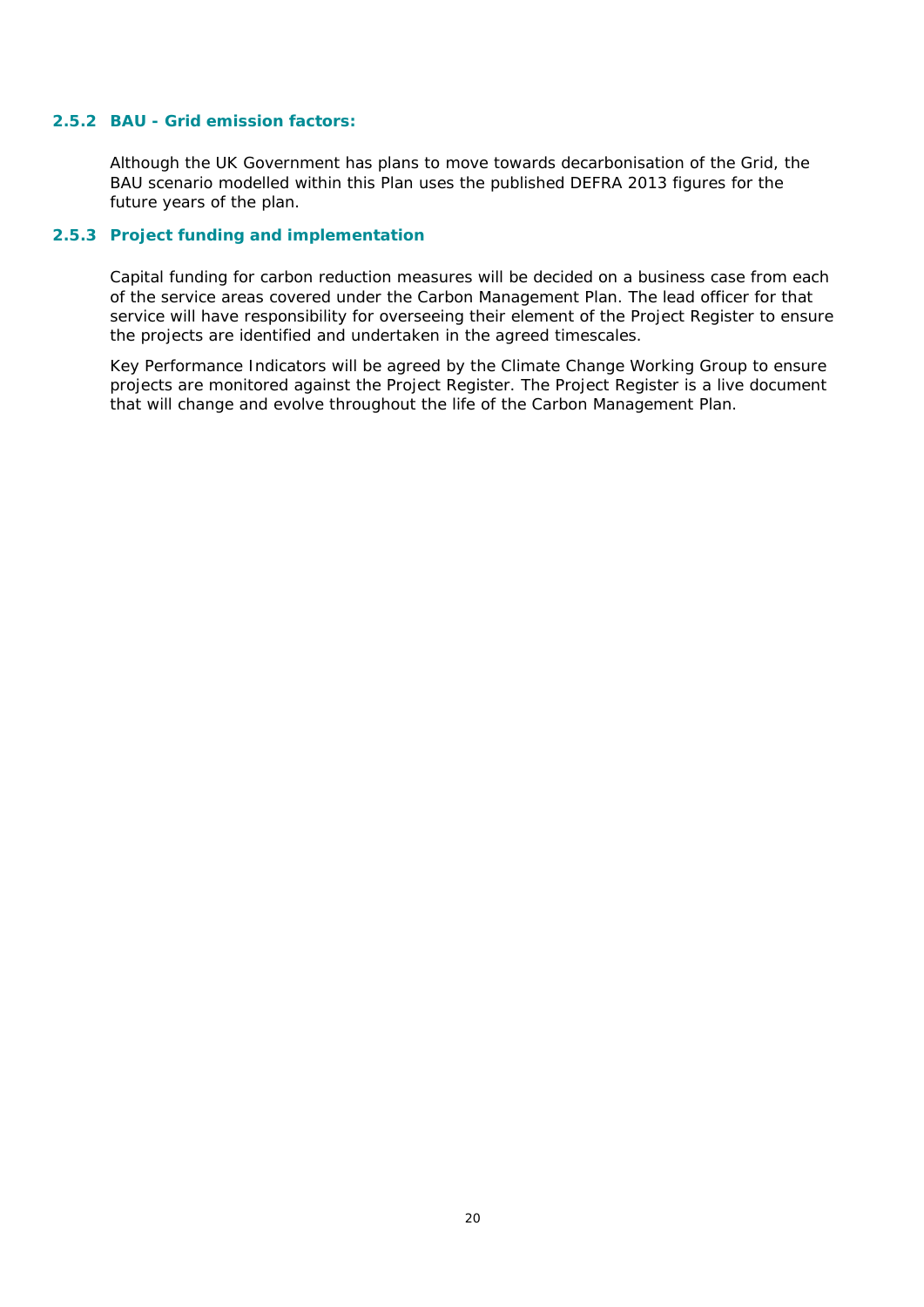### 2.5.2 BAU - Grid emission factors:

Although the UK Government has plans to move towards decarbonisation of the Grid, the BAU scenario modelled within this Plan uses the published DEFRA 2013 figures for the future years of the plan.

### 2.5.3 Project funding and implementation

Capital funding for carbon reduction measures will be decided on a business case from each of the service areas covered under the Carbon Management Plan. The lead officer for that service will have responsibility for overseeing their element of the Project Register to ensure the projects are identified and undertaken in the agreed timescales.

Key Performance Indicators will be agreed by the Climate Change Working Group to ensure projects are monitored against the Project Register. The Project Register is a live document that will change and evolve throughout the life of the Carbon Management Plan.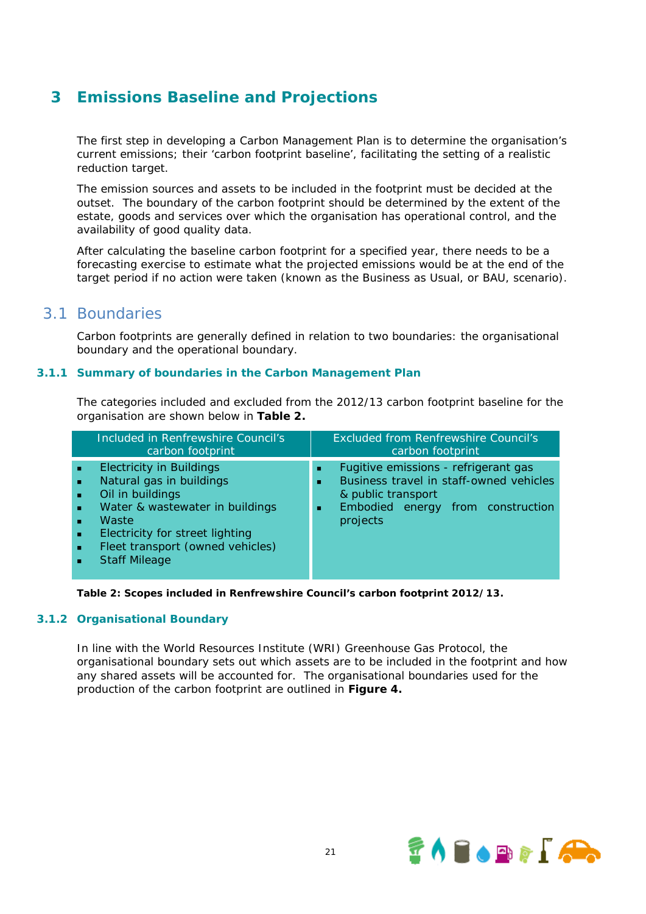# 3 Emissions Baseline and Projections

The first step in developing a Carbon Management Plan is to determine the organisation's current emissions; their 'carbon footprint baseline', facilitating the setting of a realistic reduction target.

The emission sources and assets to be included in the footprint must be decided at the outset. The boundary of the carbon footprint should be determined by the extent of the estate, goods and services over which the organisation has operational control, and the availability of good quality data.

After calculating the baseline carbon footprint for a specified year, there needs to be a forecasting exercise to estimate what the projected emissions would be at the end of the target period if no action were taken (known as the Business as Usual, or BAU, scenario).

## 3.1 Boundaries

Carbon footprints are generally defined in relation to two boundaries: the organisational boundary and the operational boundary.

### 3.1.1 Summary of boundaries in the Carbon Management Plan

The categories included and excluded from the 2012/13 carbon footprint baseline for the organisation are shown below in **Table 2.**

| Included in Renfrewshire Council's carbon footprint | Excluded from Renfrewshire Council's carbon footprint |
|---|---|
| ▪ Electricity in Buildings<br>▪ Natural gas in buildings<br>▪ Oil in buildings<br>▪ Water & wastewater in buildings<br>▪ Waste<br>▪ Electricity for street lighting<br>▪ Fleet transport (owned vehicles)<br>▪ Staff Mileage | ▪ Fugitive emissions - refrigerant gas<br>▪ Business travel in staff-owned vehicles & public transport<br>▪ Embodied energy from construction projects |

**Table 2: Scopes included in Renfrewshire Council's carbon footprint 2012/13.**

### 3.1.2 Organisational Boundary

In line with the World Resources Institute (WRI) Greenhouse Gas Protocol, the organisational boundary sets out which assets are to be included in the footprint and how any shared assets will be accounted for. The organisational boundaries used for the production of the carbon footprint are outlined in **Figure 4.**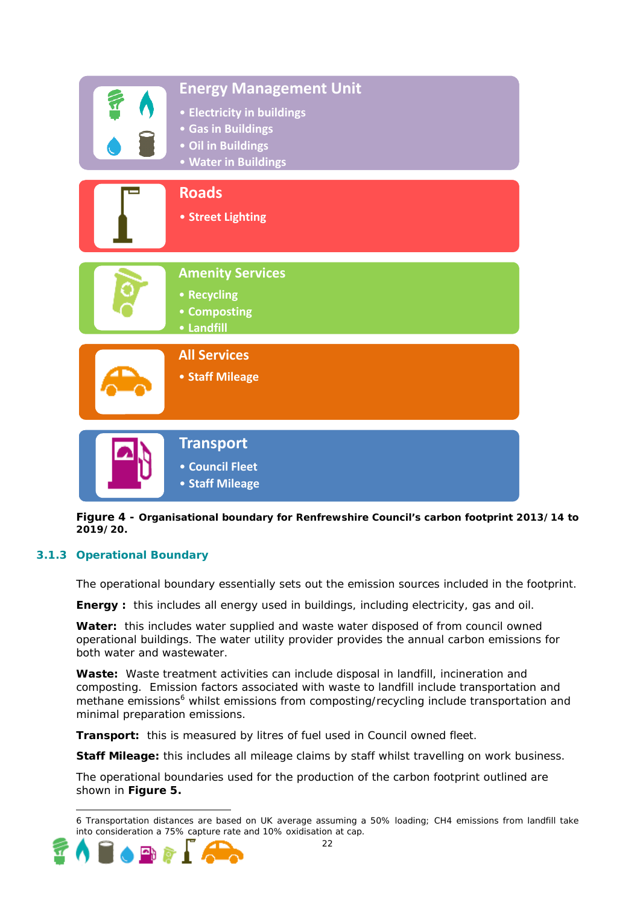**Energy Management Unit**

- Electricity in buildings
- Gas in Buildings
- Oil in Buildings
- Water in Buildings

**Roads**

- Street Lighting

**Amenity Services**

- Recycling
- Composting
- Landfill

**All Services**

- Staff Mileage

**Transport**

- Council Fleet
- Staff Mileage

**Figure 4 - Organisational boundary for Renfrewshire Council's carbon footprint 2013/14 to 2019/20.**

### 3.1.3 Operational Boundary

The operational boundary essentially sets out the emission sources included in the footprint.

**Energy :** this includes all energy used in buildings, including electricity, gas and oil.

**Water:** this includes water supplied and waste water disposed of from council owned operational buildings. The water utility provider provides the annual carbon emissions for both water and wastewater.

**Waste:** Waste treatment activities can include disposal in landfill, incineration and composting. Emission factors associated with waste to landfill include transportation and methane emissions[6] whilst emissions from composting/recycling include transportation and minimal preparation emissions.

**Transport:** this is measured by litres of fuel used in Council owned fleet.

**Staff Mileage:** this includes all mileage claims by staff whilst travelling on work business.

The operational boundaries used for the production of the carbon footprint outlined are shown in **Figure 5.**

---

6 Transportation distances are based on UK average assuming a 50% loading; CH4 emissions from landfill take into consideration a 75% capture rate and 10% oxidisation at cap.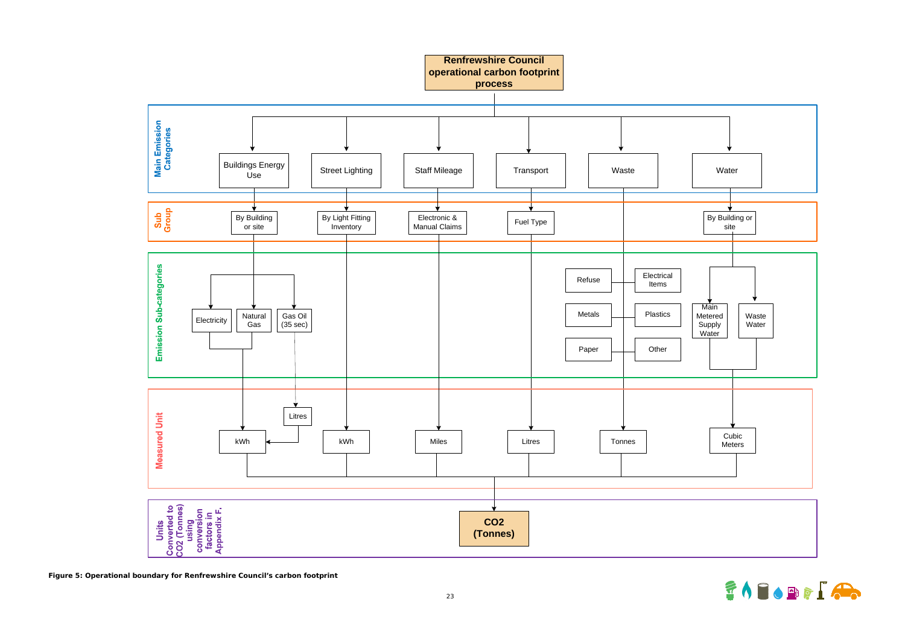**Renfrewshire Council operational carbon footprint process**

**Main Emission Categories**

- Buildings Energy Use
- Street Lighting
- Staff Mileage
- Transport
- Waste
- Water

**Sub Group**

- Buildings Energy Use → By Building or site
- Street Lighting → By Light Fitting Inventory
- Staff Mileage → Electronic & Manual Claims
- Transport → Fuel Type
- Water → By Building or site

**Emission Sub-categories**

- By Building or site (Buildings Energy Use) → Electricity, Natural Gas, Gas Oil (35 sec)
- Waste → Refuse, Electrical Items, Metals, Plastics, Paper, Other
- By Building or site (Water) → Main Metered Supply Water, Waste Water

**Measured Unit**

- Electricity, Natural Gas → kWh
- Gas Oil (35 sec) → Litres → kWh
- By Light Fitting Inventory → kWh
- Electronic & Manual Claims → Miles
- Fuel Type → Litres
- Waste → Tonnes
- Main Metered Supply Water, Waste Water → Cubic Meters

**Units Converted to CO2 (Tonnes) using conversion factors in Appendix F.**

- **CO2 (Tonnes)**

**Figure 5: Operational boundary for Renfrewshire Council's carbon footprint**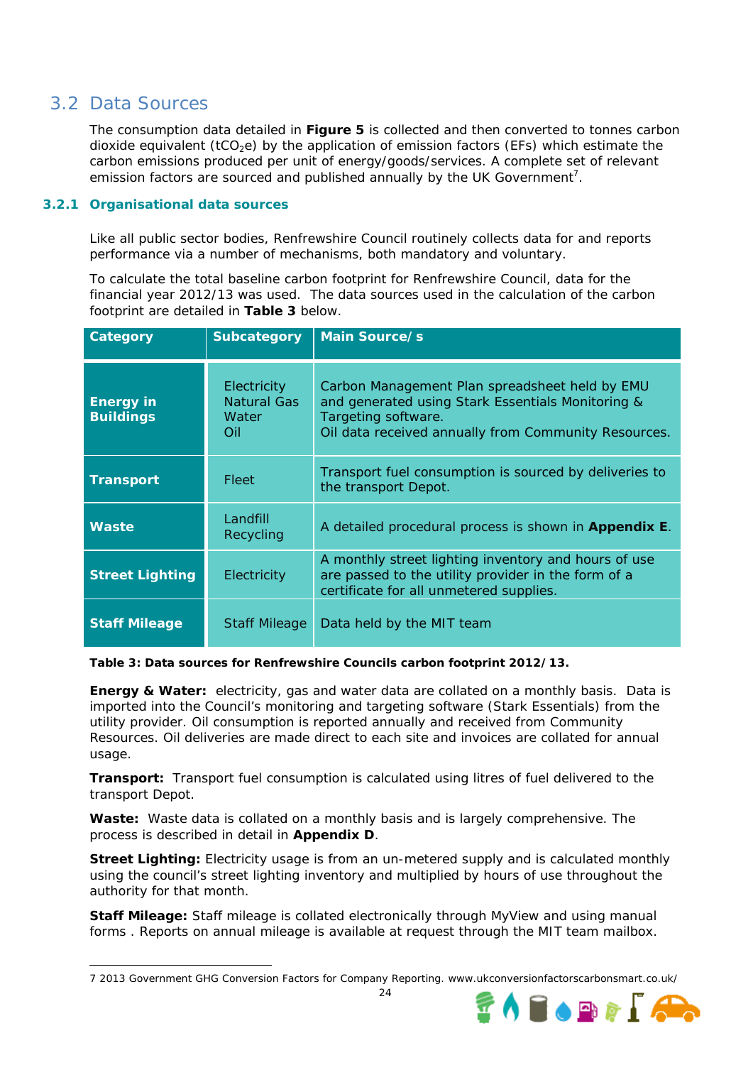## 3.2 Data Sources

The consumption data detailed in **Figure 5** is collected and then converted to tonnes carbon dioxide equivalent ($tCO_2e$) by the application of emission factors (EFs) which estimate the carbon emissions produced per unit of energy/goods/services. A complete set of relevant emission factors are sourced and published annually by the UK Government[7].

### 3.2.1 Organisational data sources

Like all public sector bodies, Renfrewshire Council routinely collects data for and reports performance via a number of mechanisms, both mandatory and voluntary.

To calculate the total baseline carbon footprint for Renfrewshire Council, data for the financial year 2012/13 was used. The data sources used in the calculation of the carbon footprint are detailed in **Table 3** below.

| Category | Subcategory | Main Source/s |
|---|---|---|
| **Energy in Buildings** | Electricity<br>Natural Gas<br>Water<br>Oil | Carbon Management Plan spreadsheet held by EMU and generated using Stark Essentials Monitoring & Targeting software.<br>Oil data received annually from Community Resources. |
| **Transport** | Fleet | Transport fuel consumption is sourced by deliveries to the transport Depot. |
| **Waste** | Landfill<br>Recycling | A detailed procedural process is shown in **Appendix E**. |
| **Street Lighting** | Electricity | A monthly street lighting inventory and hours of use are passed to the utility provider in the form of a certificate for all unmetered supplies. |
| **Staff Mileage** | Staff Mileage | Data held by the MIT team |

**Table 3: Data sources for Renfrewshire Councils carbon footprint 2012/13.**

**Energy & Water:** electricity, gas and water data are collated on a monthly basis. Data is imported into the Council's monitoring and targeting software (Stark Essentials) from the utility provider. Oil consumption is reported annually and received from Community Resources. Oil deliveries are made direct to each site and invoices are collated for annual usage.

**Transport:** Transport fuel consumption is calculated using litres of fuel delivered to the transport Depot.

**Waste:** Waste data is collated on a monthly basis and is largely comprehensive. The process is described in detail in **Appendix D**.

**Street Lighting:** Electricity usage is from an un-metered supply and is calculated monthly using the council's street lighting inventory and multiplied by hours of use throughout the authority for that month.

**Staff Mileage:** Staff mileage is collated electronically through MyView and using manual forms . Reports on annual mileage is available at request through the MIT team mailbox.

---

7 2013 Government GHG Conversion Factors for Company Reporting. www.ukconversionfactorscarbonsmart.co.uk/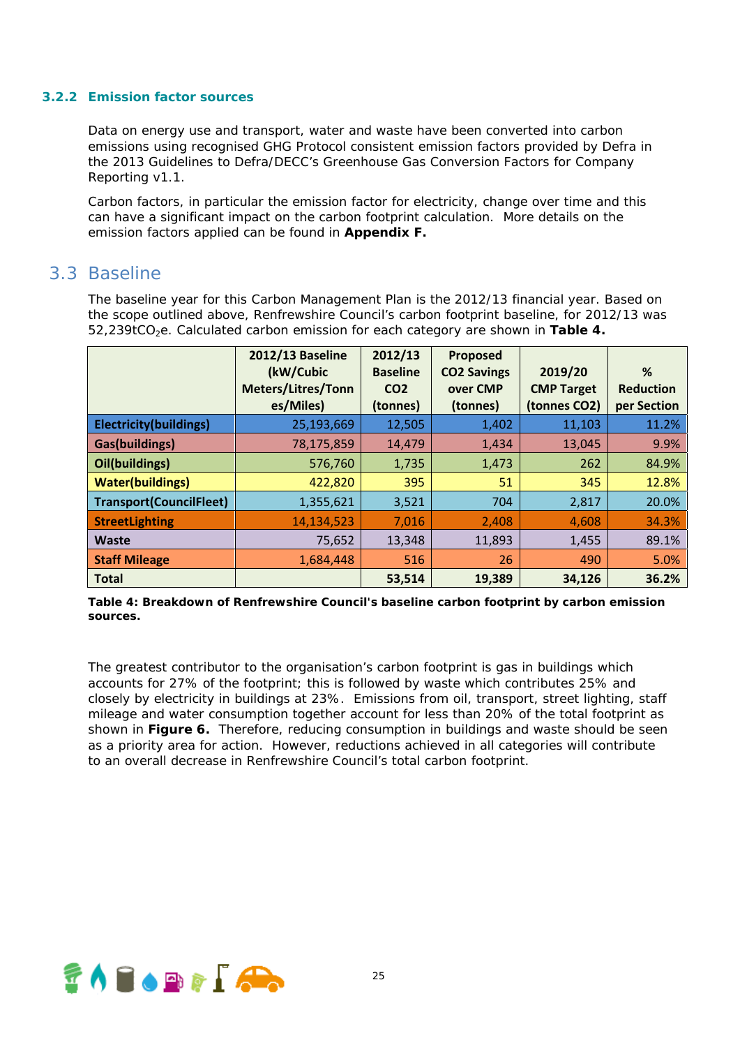### 3.2.2 Emission factor sources

Data on energy use and transport, water and waste have been converted into carbon emissions using recognised GHG Protocol consistent emission factors provided by Defra in the 2013 Guidelines to Defra/DECC's Greenhouse Gas Conversion Factors for Company Reporting v1.1.

Carbon factors, in particular the emission factor for electricity, change over time and this can have a significant impact on the carbon footprint calculation. More details on the emission factors applied can be found in **Appendix F.**

## 3.3 Baseline

The baseline year for this Carbon Management Plan is the 2012/13 financial year. Based on the scope outlined above, Renfrewshire Council's carbon footprint baseline, for 2012/13 was 52,239t$CO_2$e. Calculated carbon emission for each category are shown in **Table 4.**

| | 2012/13 Baseline (kW/Cubic Meters/Litres/Tonnes/Miles) | 2012/13 Baseline CO2 (tonnes) | Proposed CO2 Savings over CMP (tonnes) | 2019/20 CMP Target (tonnes CO2) | % Reduction per Section |
|---|---|---|---|---|---|
| **Electricity(buildings)** | 25,193,669 | 12,505 | 1,402 | 11,103 | 11.2% |
| **Gas(buildings)** | 78,175,859 | 14,479 | 1,434 | 13,045 | 9.9% |
| **Oil(buildings)** | 576,760 | 1,735 | 1,473 | 262 | 84.9% |
| **Water(buildings)** | 422,820 | 395 | 51 | 345 | 12.8% |
| **Transport(CouncilFleet)** | 1,355,621 | 3,521 | 704 | 2,817 | 20.0% |
| **StreetLighting** | 14,134,523 | 7,016 | 2,408 | 4,608 | 34.3% |
| **Waste** | 75,652 | 13,348 | 11,893 | 1,455 | 89.1% |
| **Staff Mileage** | 1,684,448 | 516 | 26 | 490 | 5.0% |
| **Total** | | **53,514** | **19,389** | **34,126** | **36.2%** |

**Table 4: Breakdown of Renfrewshire Council's baseline carbon footprint by carbon emission sources.**

The greatest contributor to the organisation's carbon footprint is gas in buildings which accounts for 27% of the footprint; this is followed by waste which contributes 25% and closely by electricity in buildings at 23%. Emissions from oil, transport, street lighting, staff mileage and water consumption together account for less than 20% of the total footprint as shown in **Figure 6.** Therefore, reducing consumption in buildings and waste should be seen as a priority area for action. However, reductions achieved in all categories will contribute to an overall decrease in Renfrewshire Council's total carbon footprint.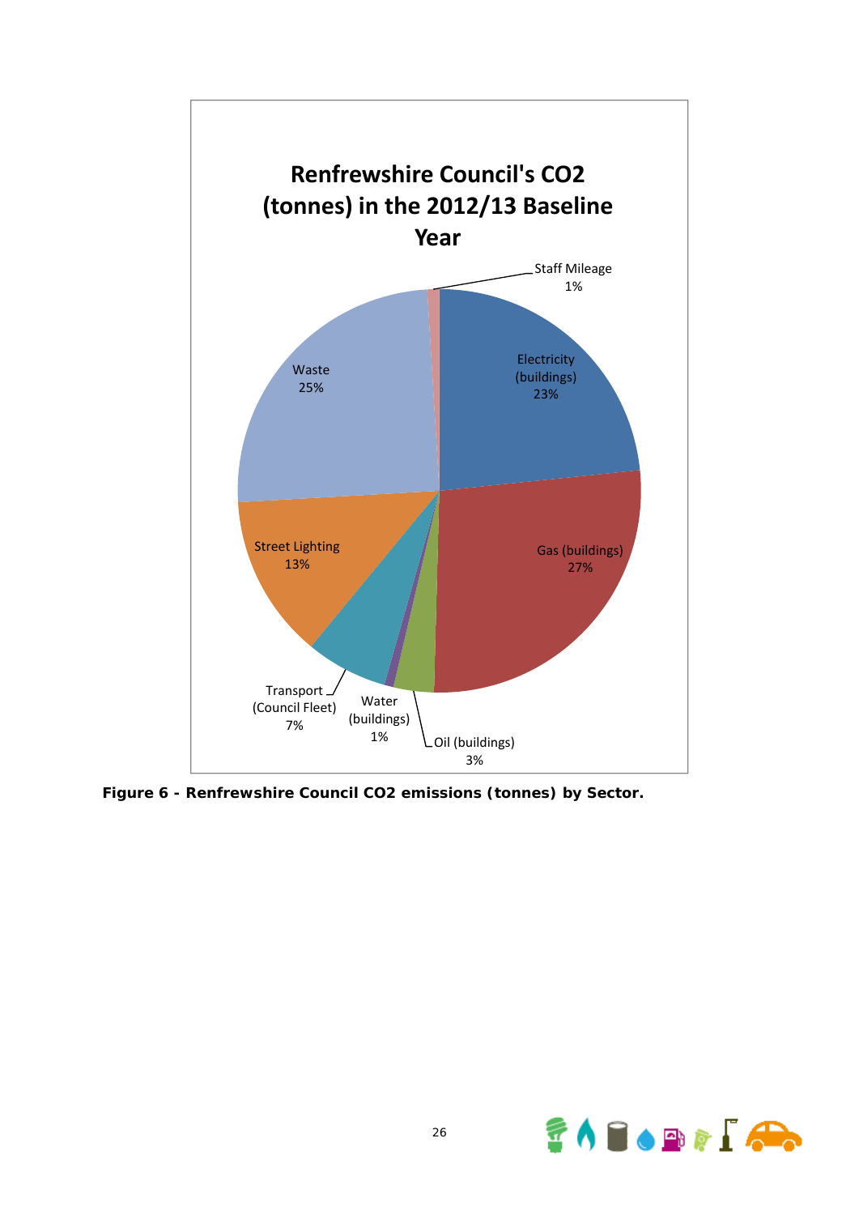**Renfrewshire Council's $CO_2$ (tonnes) in the 2012/13 Baseline Year**

| Sector | Share |
|---|---|
| Electricity (buildings) | 23% |
| Gas (buildings) | 27% |
| Oil (buildings) | 3% |
| Water (buildings) | 1% |
| Transport (Council Fleet) | 7% |
| Street Lighting | 13% |
| Waste | 25% |
| Staff Mileage | 1% |

**Figure 6 - Renfrewshire Council $CO_2$ emissions (tonnes) by Sector.**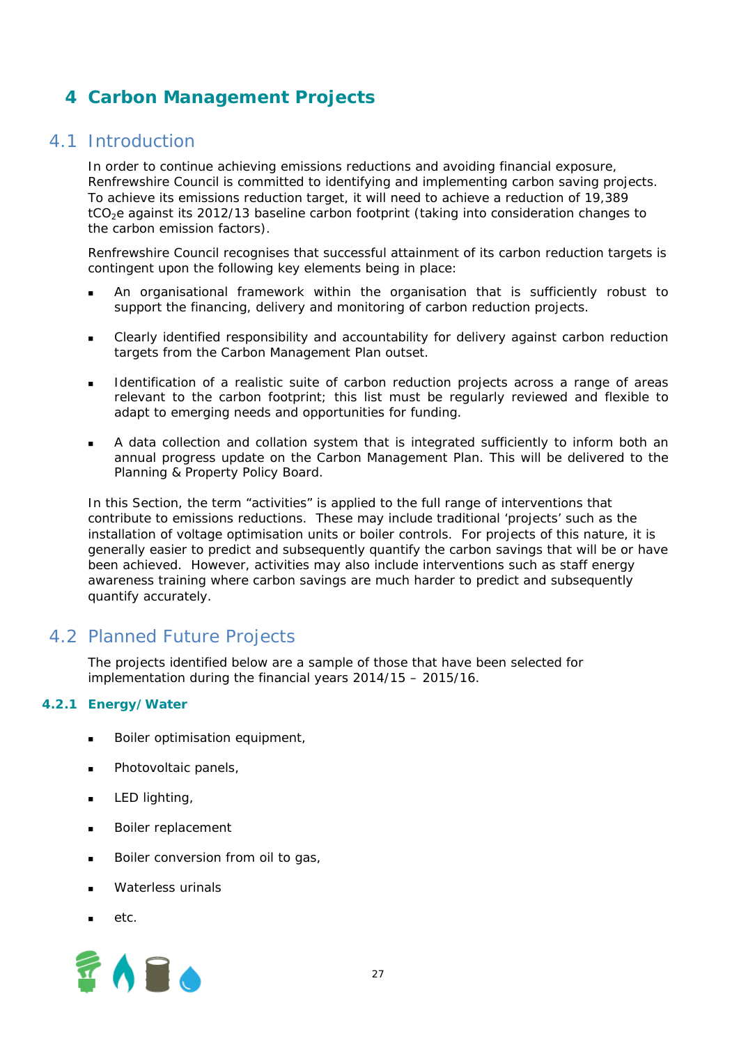# 4 Carbon Management Projects

## 4.1 Introduction

In order to continue achieving emissions reductions and avoiding financial exposure, Renfrewshire Council is committed to identifying and implementing carbon saving projects. To achieve its emissions reduction target, it will need to achieve a reduction of 19,389 $tCO_2e$ against its 2012/13 baseline carbon footprint (taking into consideration changes to the carbon emission factors).

Renfrewshire Council recognises that successful attainment of its carbon reduction targets is contingent upon the following key elements being in place:

- An organisational framework within the organisation that is sufficiently robust to support the financing, delivery and monitoring of carbon reduction projects.
- Clearly identified responsibility and accountability for delivery against carbon reduction targets from the Carbon Management Plan outset.
- Identification of a realistic suite of carbon reduction projects across a range of areas relevant to the carbon footprint; this list must be regularly reviewed and flexible to adapt to emerging needs and opportunities for funding.
- A data collection and collation system that is integrated sufficiently to inform both an annual progress update on the Carbon Management Plan. This will be delivered to the Planning & Property Policy Board.

In this Section, the term "activities" is applied to the full range of interventions that contribute to emissions reductions. These may include traditional 'projects' such as the installation of voltage optimisation units or boiler controls. For projects of this nature, it is generally easier to predict and subsequently quantify the carbon savings that will be or have been achieved. However, activities may also include interventions such as staff energy awareness training where carbon savings are much harder to predict and subsequently quantify accurately.

## 4.2 Planned Future Projects

The projects identified below are a sample of those that have been selected for implementation during the financial years 2014/15 – 2015/16.

### 4.2.1 Energy/Water

- Boiler optimisation equipment,
- Photovoltaic panels,
- LED lighting,
- Boiler replacement
- Boiler conversion from oil to gas,
- Waterless urinals
- etc.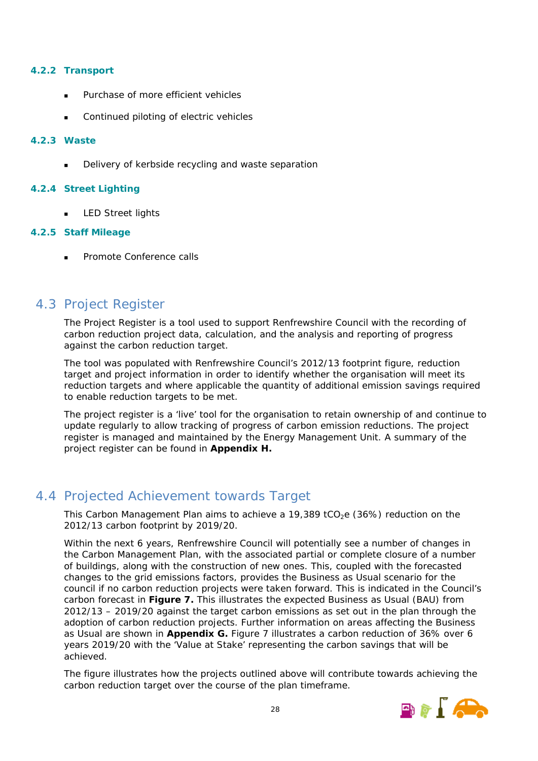#### 4.2.2 Transport

- Purchase of more efficient vehicles
- Continued piloting of electric vehicles

#### 4.2.3 Waste

- Delivery of kerbside recycling and waste separation

#### 4.2.4 Street Lighting

- LED Street lights

#### 4.2.5 Staff Mileage

- Promote Conference calls

## 4.3 Project Register

The Project Register is a tool used to support Renfrewshire Council with the recording of carbon reduction project data, calculation, and the analysis and reporting of progress against the carbon reduction target.

The tool was populated with Renfrewshire Council's 2012/13 footprint figure, reduction target and project information in order to identify whether the organisation will meet its reduction targets and where applicable the quantity of additional emission savings required to enable reduction targets to be met.

The project register is a 'live' tool for the organisation to retain ownership of and continue to update regularly to allow tracking of progress of carbon emission reductions. The project register is managed and maintained by the Energy Management Unit. A summary of the project register can be found in **Appendix H.**

## 4.4 Projected Achievement towards Target

This Carbon Management Plan aims to achieve a 19,389 $tCO_2e$ (36%) reduction on the 2012/13 carbon footprint by 2019/20.

Within the next 6 years, Renfrewshire Council will potentially see a number of changes in the Carbon Management Plan, with the associated partial or complete closure of a number of buildings, along with the construction of new ones. This, coupled with the forecasted changes to the grid emissions factors, provides the Business as Usual scenario for the council if no carbon reduction projects were taken forward. This is indicated in the Council's carbon forecast in **Figure 7.** This illustrates the expected Business as Usual (BAU) from 2012/13 – 2019/20 against the target carbon emissions as set out in the plan through the adoption of carbon reduction projects. Further information on areas affecting the Business as Usual are shown in **Appendix G.** Figure 7 illustrates a carbon reduction of 36% over 6 years 2019/20 with the 'Value at Stake' representing the carbon savings that will be achieved.

The figure illustrates how the projects outlined above will contribute towards achieving the carbon reduction target over the course of the plan timeframe.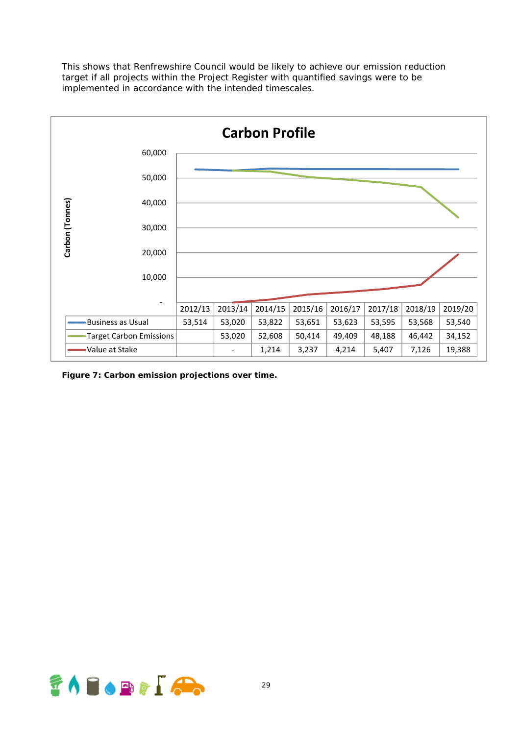This shows that Renfrewshire Council would be likely to achieve our emission reduction target if all projects within the Project Register with quantified savings were to be implemented in accordance with the intended timescales.

**Carbon Profile**

| | 2012/13 | 2013/14 | 2014/15 | 2015/16 | 2016/17 | 2017/18 | 2018/19 | 2019/20 |
|---|---|---|---|---|---|---|---|---|
| Business as Usual | 53,514 | 53,020 | 53,822 | 53,651 | 53,623 | 53,595 | 53,568 | 53,540 |
| Target Carbon Emissions | | 53,020 | 52,608 | 50,414 | 49,409 | 48,188 | 46,442 | 34,152 |
| Value at Stake | | - | 1,214 | 3,237 | 4,214 | 5,407 | 7,126 | 19,388 |

**Figure 7: Carbon emission projections over time.**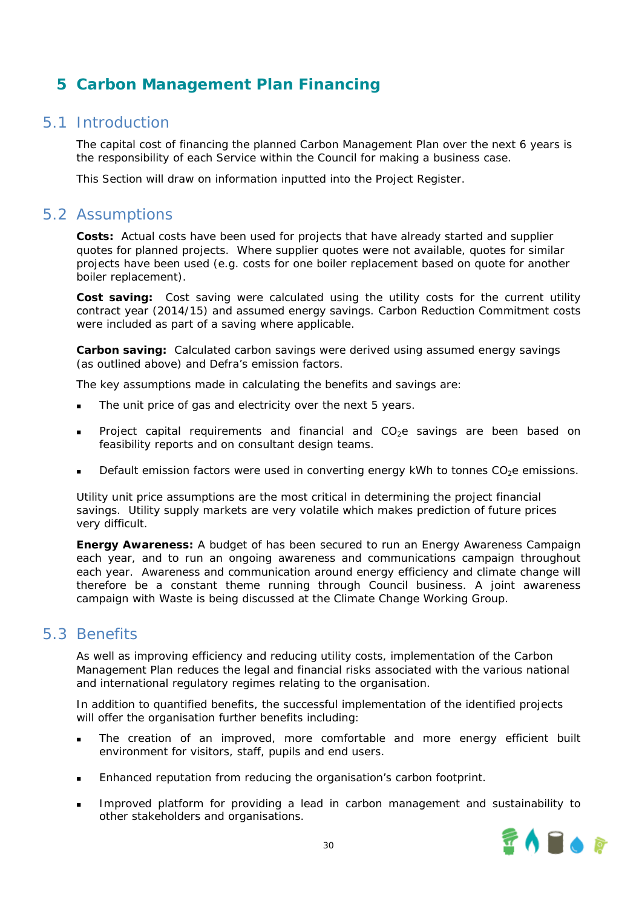# 5 Carbon Management Plan Financing

## 5.1 Introduction

The capital cost of financing the planned Carbon Management Plan over the next 6 years is the responsibility of each Service within the Council for making a business case.

This Section will draw on information inputted into the Project Register.

## 5.2 Assumptions

**Costs:** Actual costs have been used for projects that have already started and supplier quotes for planned projects. Where supplier quotes were not available, quotes for similar projects have been used (e.g. costs for one boiler replacement based on quote for another boiler replacement).

**Cost saving:** Cost saving were calculated using the utility costs for the current utility contract year (2014/15) and assumed energy savings. Carbon Reduction Commitment costs were included as part of a saving where applicable.

**Carbon saving:** Calculated carbon savings were derived using assumed energy savings (as outlined above) and Defra's emission factors.

The key assumptions made in calculating the benefits and savings are:

- The unit price of gas and electricity over the next 5 years.
- Project capital requirements and financial and $CO_2e$ savings are been based on feasibility reports and on consultant design teams.
- Default emission factors were used in converting energy kWh to tonnes $CO_2e$ emissions.

Utility unit price assumptions are the most critical in determining the project financial savings. Utility supply markets are very volatile which makes prediction of future prices very difficult.

**Energy Awareness:** A budget of has been secured to run an Energy Awareness Campaign each year, and to run an ongoing awareness and communications campaign throughout each year. Awareness and communication around energy efficiency and climate change will therefore be a constant theme running through Council business. A joint awareness campaign with Waste is being discussed at the Climate Change Working Group.

## 5.3 Benefits

As well as improving efficiency and reducing utility costs, implementation of the Carbon Management Plan reduces the legal and financial risks associated with the various national and international regulatory regimes relating to the organisation.

In addition to quantified benefits, the successful implementation of the identified projects will offer the organisation further benefits including:

- The creation of an improved, more comfortable and more energy efficient built environment for visitors, staff, pupils and end users.
- Enhanced reputation from reducing the organisation's carbon footprint.
- Improved platform for providing a lead in carbon management and sustainability to other stakeholders and organisations.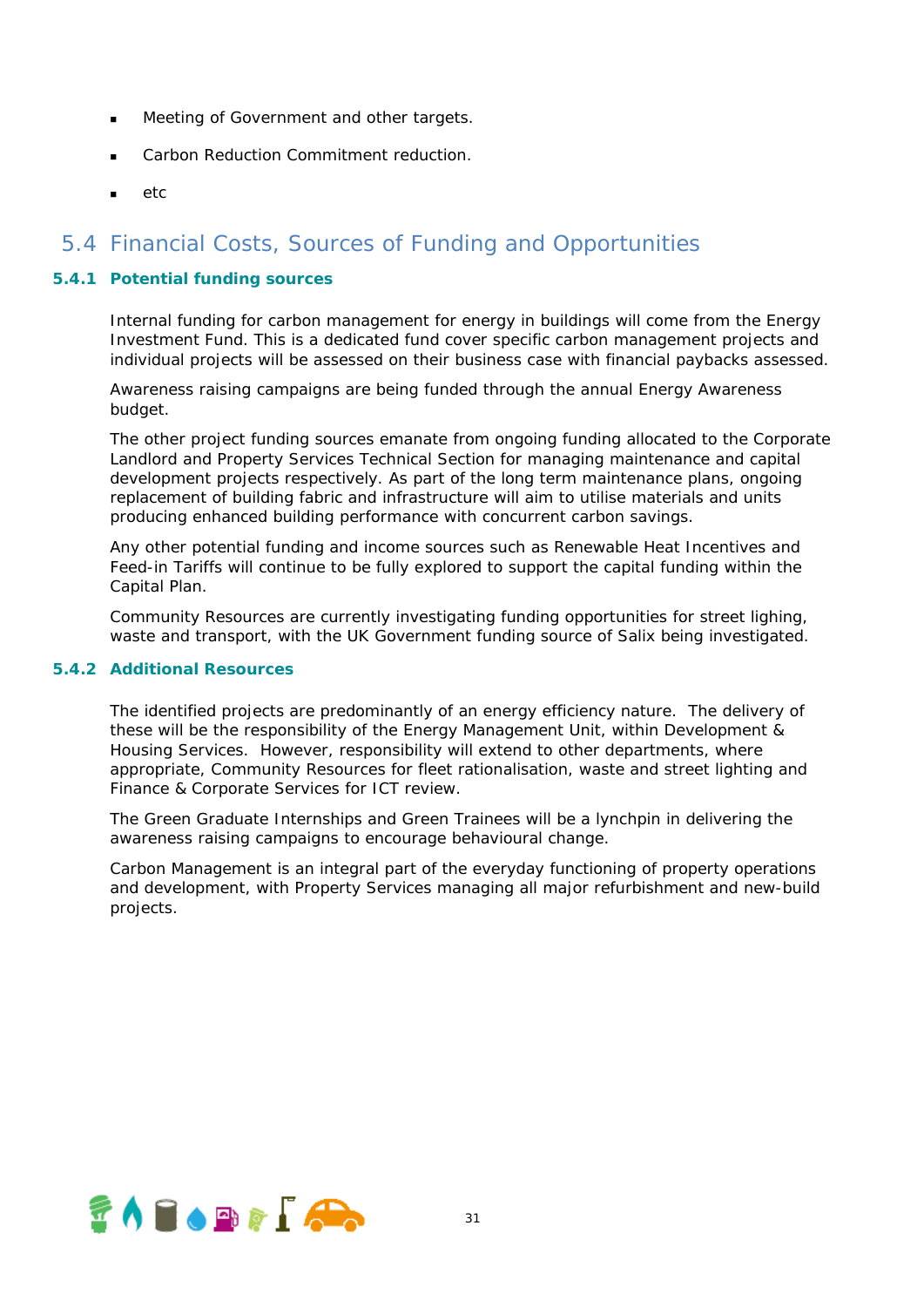- Meeting of Government and other targets.
- Carbon Reduction Commitment reduction.
- etc

## 5.4 Financial Costs, Sources of Funding and Opportunities

### 5.4.1 Potential funding sources

Internal funding for carbon management for energy in buildings will come from the Energy Investment Fund. This is a dedicated fund cover specific carbon management projects and individual projects will be assessed on their business case with financial paybacks assessed.

Awareness raising campaigns are being funded through the annual Energy Awareness budget.

The other project funding sources emanate from ongoing funding allocated to the Corporate Landlord and Property Services Technical Section for managing maintenance and capital development projects respectively. As part of the long term maintenance plans, ongoing replacement of building fabric and infrastructure will aim to utilise materials and units producing enhanced building performance with concurrent carbon savings.

Any other potential funding and income sources such as Renewable Heat Incentives and Feed-in Tariffs will continue to be fully explored to support the capital funding within the Capital Plan.

Community Resources are currently investigating funding opportunities for street lighing, waste and transport, with the UK Government funding source of Salix being investigated.

### 5.4.2 Additional Resources

The identified projects are predominantly of an energy efficiency nature. The delivery of these will be the responsibility of the Energy Management Unit, within Development & Housing Services. However, responsibility will extend to other departments, where appropriate, Community Resources for fleet rationalisation, waste and street lighting and Finance & Corporate Services for ICT review.

The Green Graduate Internships and Green Trainees will be a lynchpin in delivering the awareness raising campaigns to encourage behavioural change.

Carbon Management is an integral part of the everyday functioning of property operations and development, with Property Services managing all major refurbishment and new-build projects.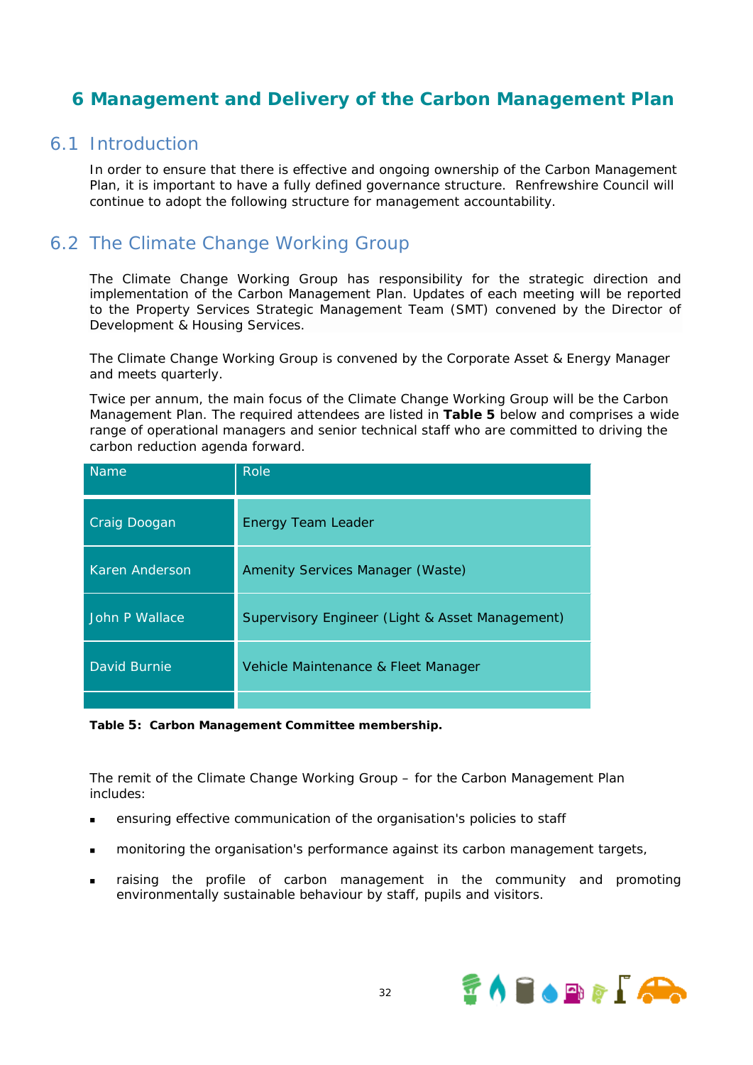# 6 Management and Delivery of the Carbon Management Plan

## 6.1 Introduction

In order to ensure that there is effective and ongoing ownership of the Carbon Management Plan, it is important to have a fully defined governance structure. Renfrewshire Council will continue to adopt the following structure for management accountability.

## 6.2 The Climate Change Working Group

The Climate Change Working Group has responsibility for the strategic direction and implementation of the Carbon Management Plan. Updates of each meeting will be reported to the Property Services Strategic Management Team (SMT) convened by the Director of Development & Housing Services.

The Climate Change Working Group is convened by the Corporate Asset & Energy Manager and meets quarterly.

Twice per annum, the main focus of the Climate Change Working Group will be the Carbon Management Plan. The required attendees are listed in **Table 5** below and comprises a wide range of operational managers and senior technical staff who are committed to driving the carbon reduction agenda forward.

| Name | Role |
|---|---|
| Craig Doogan | Energy Team Leader |
| Karen Anderson | Amenity Services Manager (Waste) |
| John P Wallace | Supervisory Engineer (Light & Asset Management) |
| David Burnie | Vehicle Maintenance & Fleet Manager |
| | |

**Table 5: Carbon Management Committee membership.**

The remit of the Climate Change Working Group – for the Carbon Management Plan includes:

- ensuring effective communication of the organisation's policies to staff
- monitoring the organisation's performance against its carbon management targets,
- raising the profile of carbon management in the community and promoting environmentally sustainable behaviour by staff, pupils and visitors.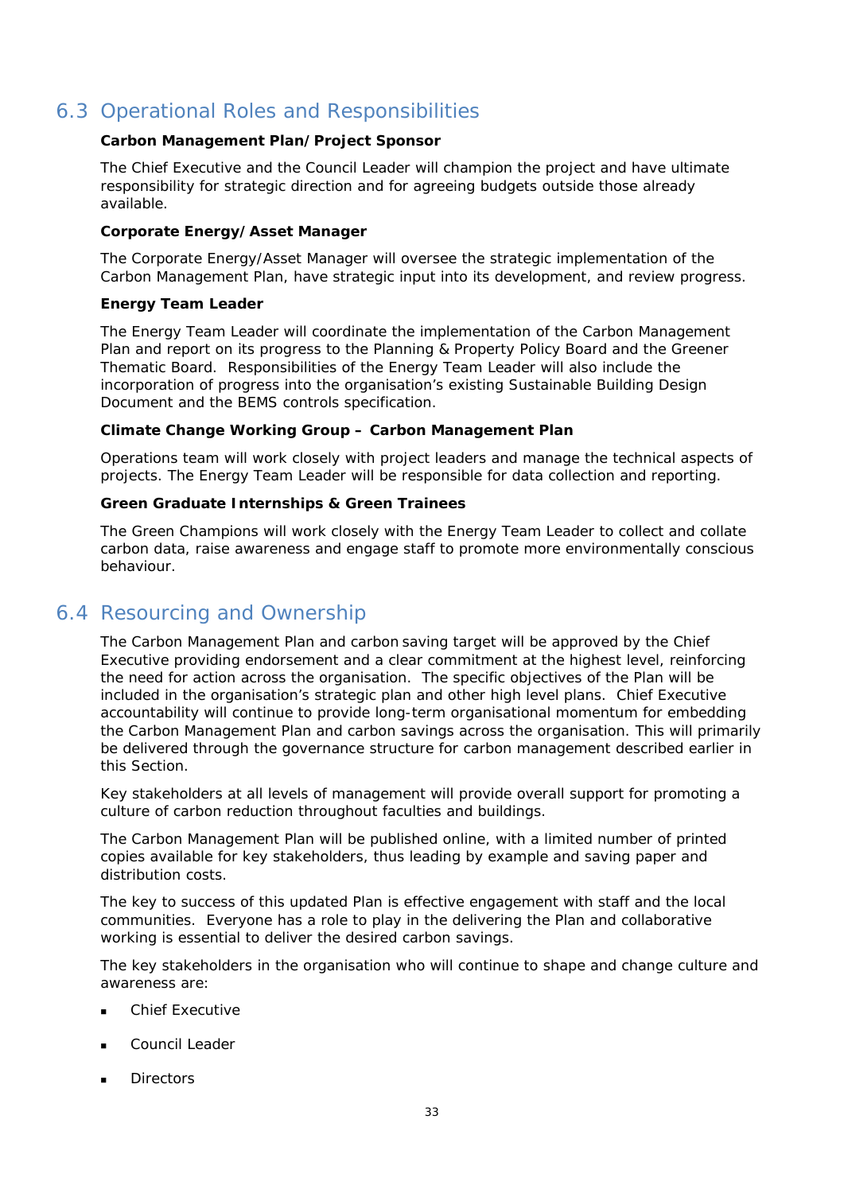## 6.3 Operational Roles and Responsibilities

**Carbon Management Plan/Project Sponsor**

The Chief Executive and the Council Leader will champion the project and have ultimate responsibility for strategic direction and for agreeing budgets outside those already available.

**Corporate Energy/Asset Manager**

The Corporate Energy/Asset Manager will oversee the strategic implementation of the Carbon Management Plan, have strategic input into its development, and review progress.

**Energy Team Leader**

The Energy Team Leader will coordinate the implementation of the Carbon Management Plan and report on its progress to the Planning & Property Policy Board and the Greener Thematic Board. Responsibilities of the Energy Team Leader will also include the incorporation of progress into the organisation's existing Sustainable Building Design Document and the BEMS controls specification.

**Climate Change Working Group – Carbon Management Plan**

Operations team will work closely with project leaders and manage the technical aspects of projects. The Energy Team Leader will be responsible for data collection and reporting.

**Green Graduate Internships & Green Trainees**

The Green Champions will work closely with the Energy Team Leader to collect and collate carbon data, raise awareness and engage staff to promote more environmentally conscious behaviour.

## 6.4 Resourcing and Ownership

The Carbon Management Plan and carbon saving target will be approved by the Chief Executive providing endorsement and a clear commitment at the highest level, reinforcing the need for action across the organisation. The specific objectives of the Plan will be included in the organisation's strategic plan and other high level plans. Chief Executive accountability will continue to provide long-term organisational momentum for embedding the Carbon Management Plan and carbon savings across the organisation. This will primarily be delivered through the governance structure for carbon management described earlier in this Section.

Key stakeholders at all levels of management will provide overall support for promoting a culture of carbon reduction throughout faculties and buildings.

The Carbon Management Plan will be published online, with a limited number of printed copies available for key stakeholders, thus leading by example and saving paper and distribution costs.

The key to success of this updated Plan is effective engagement with staff and the local communities. Everyone has a role to play in the delivering the Plan and collaborative working is essential to deliver the desired carbon savings.

The key stakeholders in the organisation who will continue to shape and change culture and awareness are:

- Chief Executive
- Council Leader
- Directors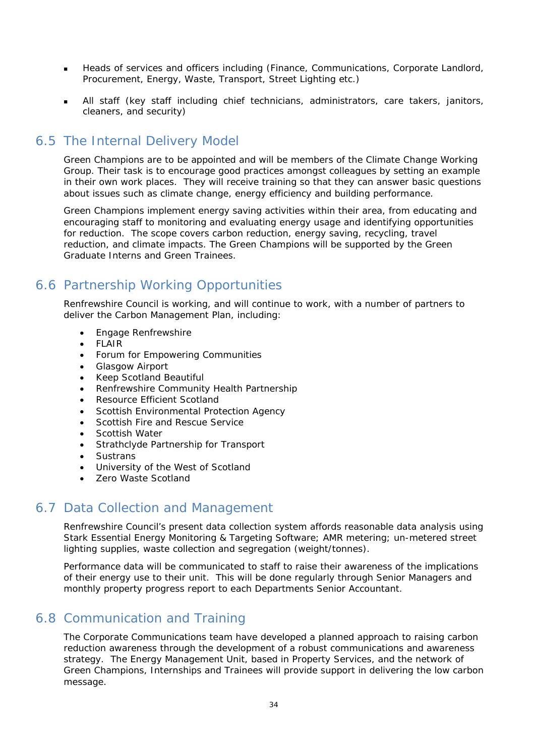- Heads of services and officers including (Finance, Communications, Corporate Landlord, Procurement, Energy, Waste, Transport, Street Lighting etc.)

- All staff (key staff including chief technicians, administrators, care takers, janitors, cleaners, and security)

## 6.5 The Internal Delivery Model

Green Champions are to be appointed and will be members of the Climate Change Working Group. Their task is to encourage good practices amongst colleagues by setting an example in their own work places. They will receive training so that they can answer basic questions about issues such as climate change, energy efficiency and building performance.

Green Champions implement energy saving activities within their area, from educating and encouraging staff to monitoring and evaluating energy usage and identifying opportunities for reduction. The scope covers carbon reduction, energy saving, recycling, travel reduction, and climate impacts. The Green Champions will be supported by the Green Graduate Interns and Green Trainees.

## 6.6 Partnership Working Opportunities

Renfrewshire Council is working, and will continue to work, with a number of partners to deliver the Carbon Management Plan, including:

- Engage Renfrewshire
- FLAIR
- Forum for Empowering Communities
- Glasgow Airport
- Keep Scotland Beautiful
- Renfrewshire Community Health Partnership
- Resource Efficient Scotland
- Scottish Environmental Protection Agency
- Scottish Fire and Rescue Service
- Scottish Water
- Strathclyde Partnership for Transport
- Sustrans
- University of the West of Scotland
- Zero Waste Scotland

## 6.7 Data Collection and Management

Renfrewshire Council's present data collection system affords reasonable data analysis using Stark Essential Energy Monitoring & Targeting Software; AMR metering; un-metered street lighting supplies, waste collection and segregation (weight/tonnes).

Performance data will be communicated to staff to raise their awareness of the implications of their energy use to their unit. This will be done regularly through Senior Managers and monthly property progress report to each Departments Senior Accountant.

## 6.8 Communication and Training

The Corporate Communications team have developed a planned approach to raising carbon reduction awareness through the development of a robust communications and awareness strategy. The Energy Management Unit, based in Property Services, and the network of Green Champions, Internships and Trainees will provide support in delivering the low carbon message.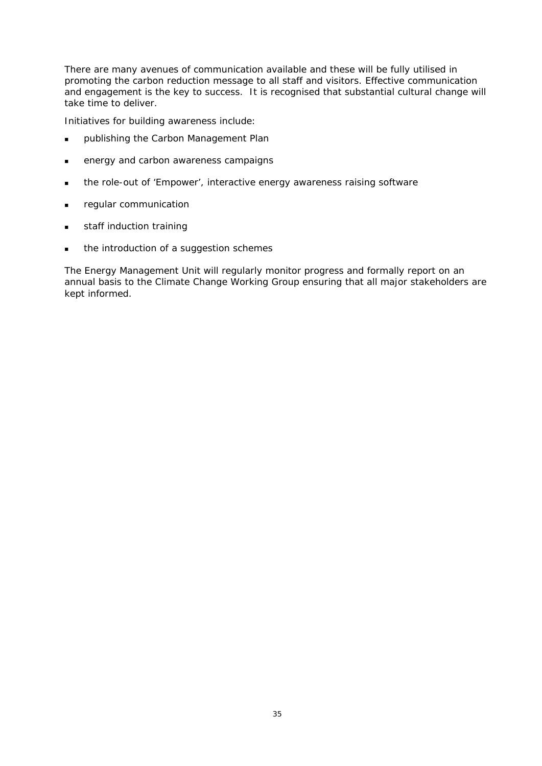There are many avenues of communication available and these will be fully utilised in promoting the carbon reduction message to all staff and visitors. Effective communication and engagement is the key to success. It is recognised that substantial cultural change will take time to deliver.

Initiatives for building awareness include:

- publishing the Carbon Management Plan
- energy and carbon awareness campaigns
- the role-out of 'Empower', interactive energy awareness raising software
- regular communication
- staff induction training
- the introduction of a suggestion schemes

The Energy Management Unit will regularly monitor progress and formally report on an annual basis to the Climate Change Working Group ensuring that all major stakeholders are kept informed.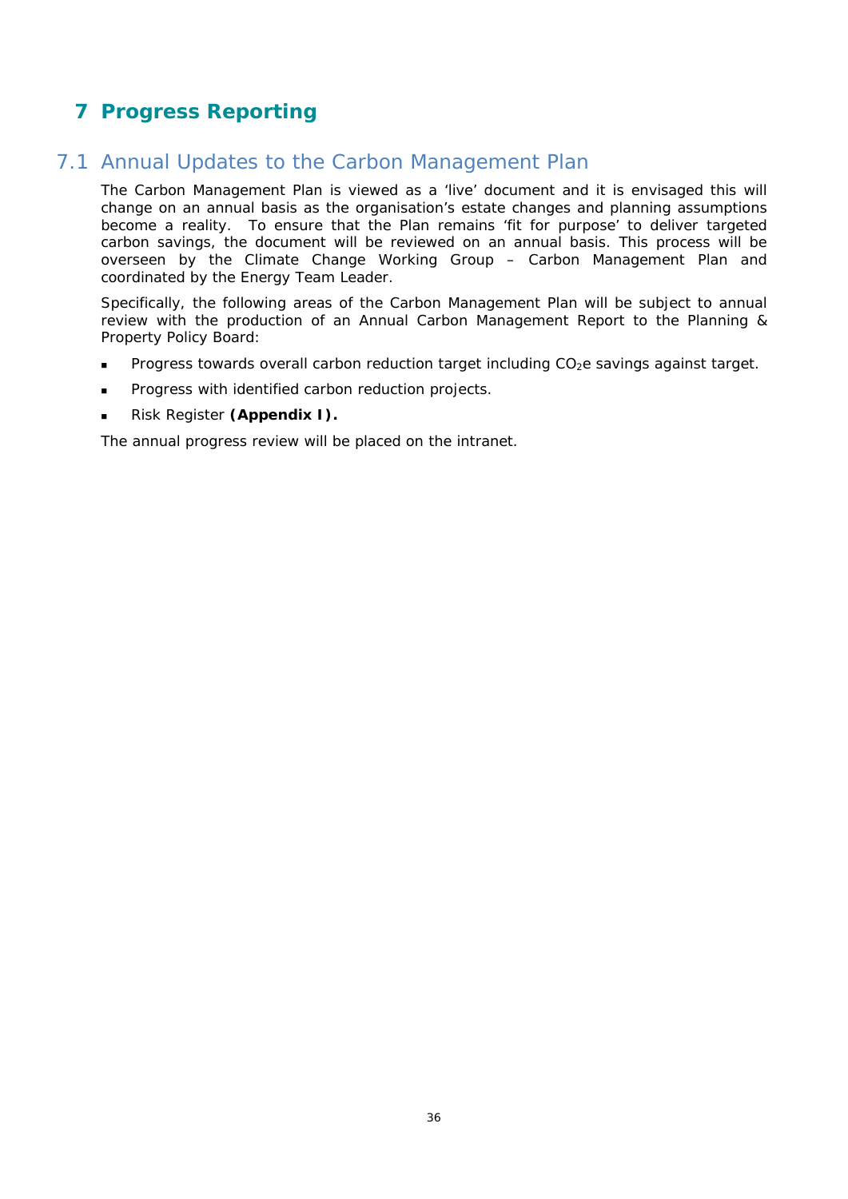# 7 Progress Reporting

## 7.1 Annual Updates to the Carbon Management Plan

The Carbon Management Plan is viewed as a 'live' document and it is envisaged this will change on an annual basis as the organisation's estate changes and planning assumptions become a reality. To ensure that the Plan remains 'fit for purpose' to deliver targeted carbon savings, the document will be reviewed on an annual basis. This process will be overseen by the Climate Change Working Group – Carbon Management Plan and coordinated by the Energy Team Leader.

Specifically, the following areas of the Carbon Management Plan will be subject to annual review with the production of an Annual Carbon Management Report to the Planning & Property Policy Board:

- Progress towards overall carbon reduction target including $CO_2e$ savings against target.
- Progress with identified carbon reduction projects.
- Risk Register **(Appendix I).**

The annual progress review will be placed on the intranet.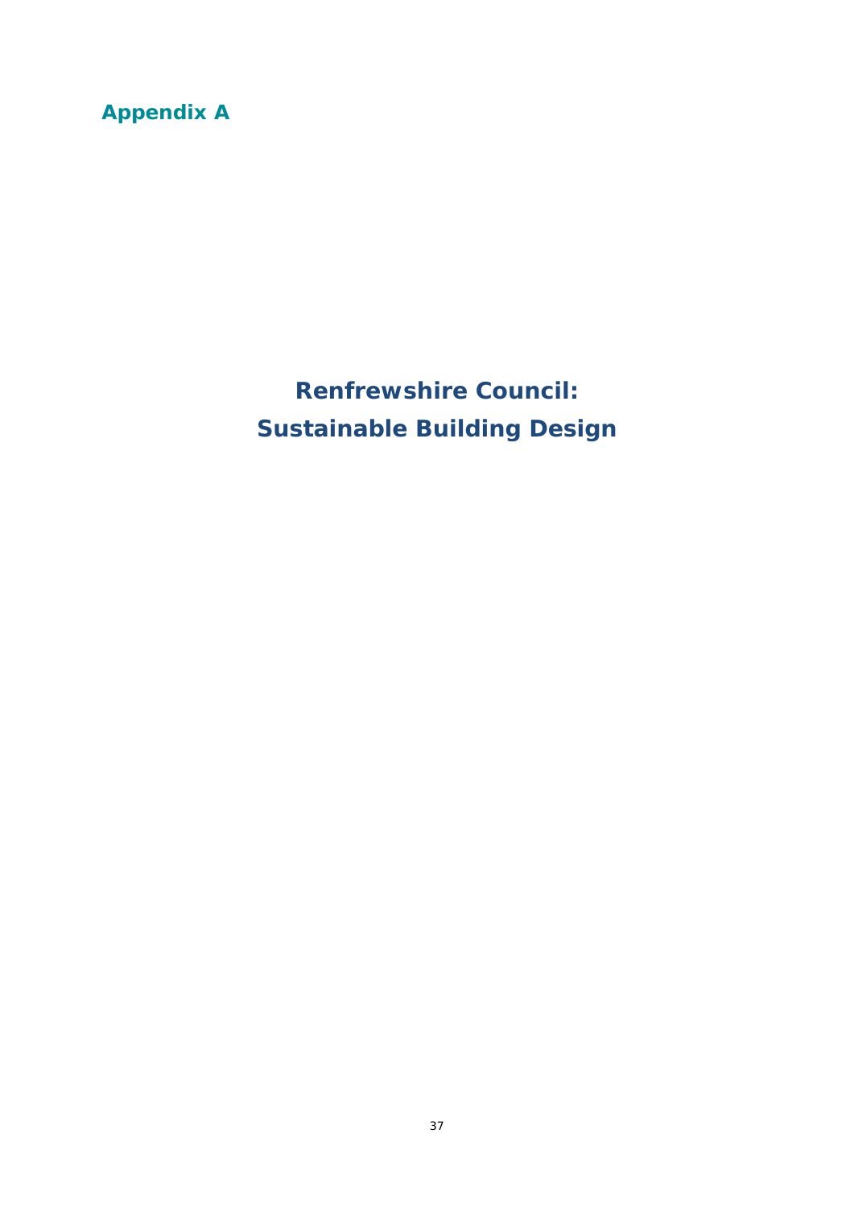## Appendix A

# Renfrewshire Council: Sustainable Building Design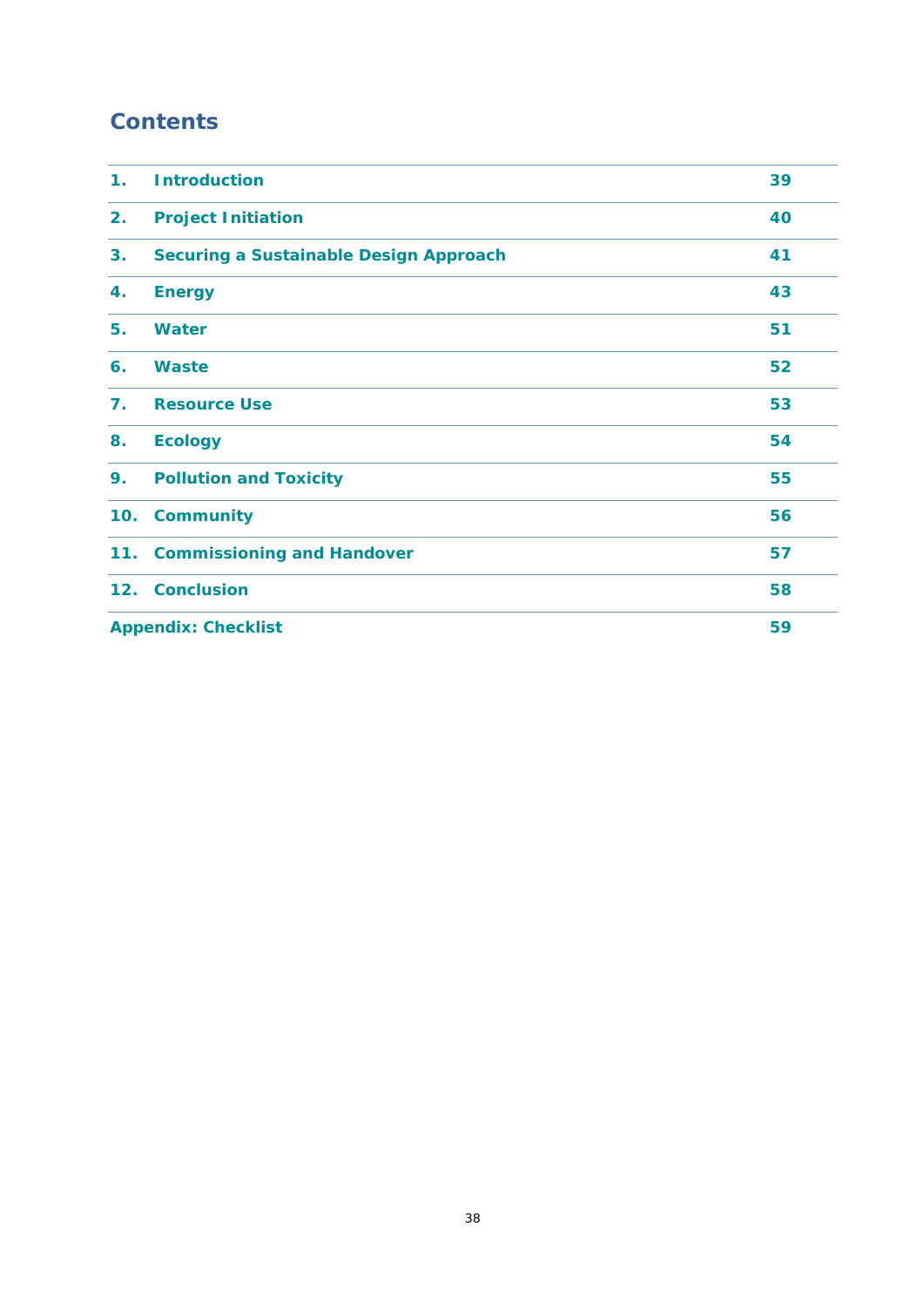## Contents

| | | |
|---|---|---|
| **1.** | **Introduction** | **39** |
| **2.** | **Project Initiation** | **40** |
| **3.** | **Securing a Sustainable Design Approach** | **41** |
| **4.** | **Energy** | **43** |
| **5.** | **Water** | **51** |
| **6.** | **Waste** | **52** |
| **7.** | **Resource Use** | **53** |
| **8.** | **Ecology** | **54** |
| **9.** | **Pollution and Toxicity** | **55** |
| **10.** | **Community** | **56** |
| **11.** | **Commissioning and Handover** | **57** |
| **12.** | **Conclusion** | **58** |
| **Appendix: Checklist** | | **59** |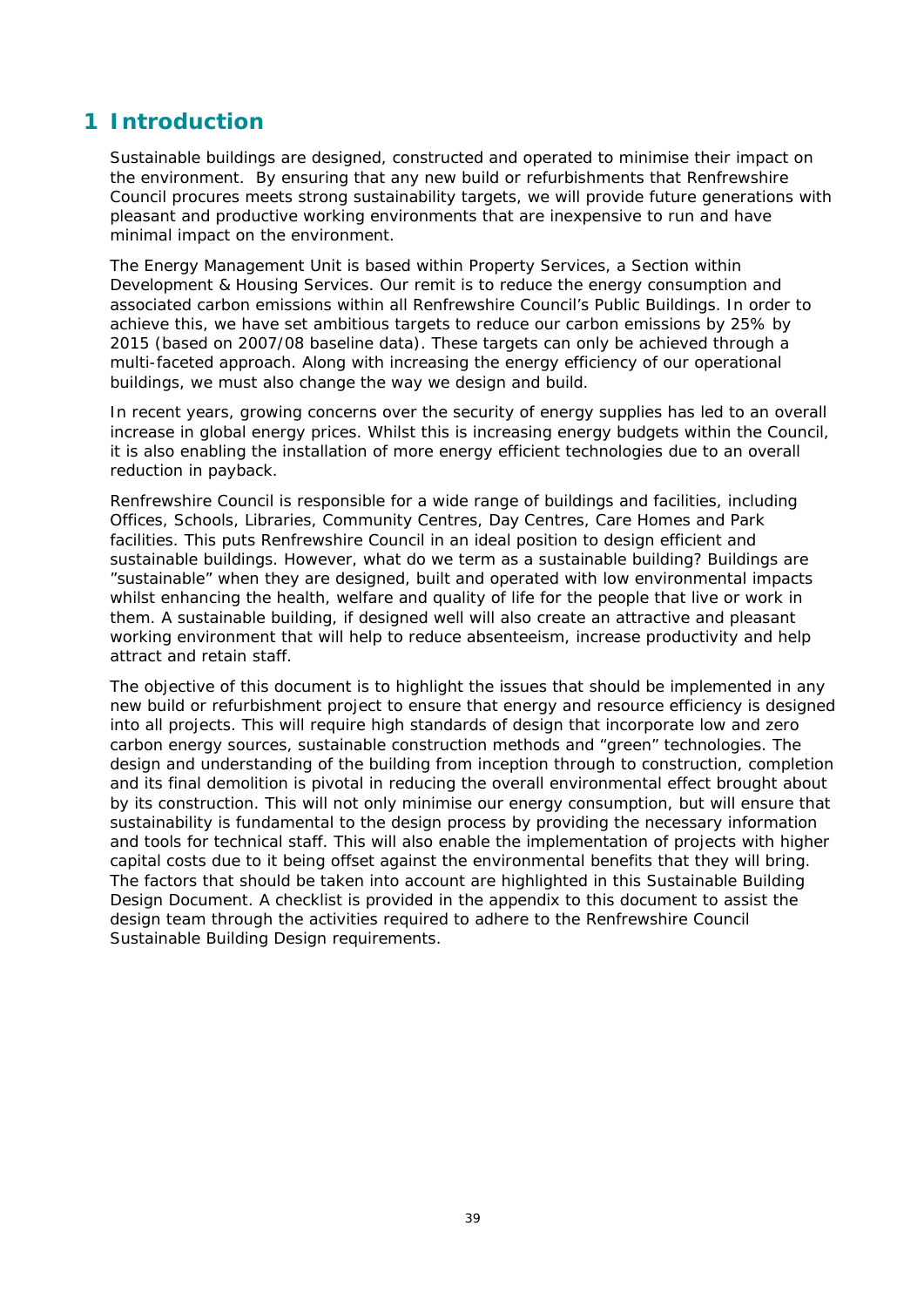# 1 Introduction

Sustainable buildings are designed, constructed and operated to minimise their impact on the environment. By ensuring that any new build or refurbishments that Renfrewshire Council procures meets strong sustainability targets, we will provide future generations with pleasant and productive working environments that are inexpensive to run and have minimal impact on the environment.

The Energy Management Unit is based within Property Services, a Section within Development & Housing Services. Our remit is to reduce the energy consumption and associated carbon emissions within all Renfrewshire Council's Public Buildings. In order to achieve this, we have set ambitious targets to reduce our carbon emissions by 25% by 2015 (based on 2007/08 baseline data). These targets can only be achieved through a multi-faceted approach. Along with increasing the energy efficiency of our operational buildings, we must also change the way we design and build.

In recent years, growing concerns over the security of energy supplies has led to an overall increase in global energy prices. Whilst this is increasing energy budgets within the Council, it is also enabling the installation of more energy efficient technologies due to an overall reduction in payback.

Renfrewshire Council is responsible for a wide range of buildings and facilities, including Offices, Schools, Libraries, Community Centres, Day Centres, Care Homes and Park facilities. This puts Renfrewshire Council in an ideal position to design efficient and sustainable buildings. However, what do we term as a sustainable building? Buildings are "sustainable" when they are designed, built and operated with low environmental impacts whilst enhancing the health, welfare and quality of life for the people that live or work in them. A sustainable building, if designed well will also create an attractive and pleasant working environment that will help to reduce absenteeism, increase productivity and help attract and retain staff.

The objective of this document is to highlight the issues that should be implemented in any new build or refurbishment project to ensure that energy and resource efficiency is designed into all projects. This will require high standards of design that incorporate low and zero carbon energy sources, sustainable construction methods and "green" technologies. The design and understanding of the building from inception through to construction, completion and its final demolition is pivotal in reducing the overall environmental effect brought about by its construction. This will not only minimise our energy consumption, but will ensure that sustainability is fundamental to the design process by providing the necessary information and tools for technical staff. This will also enable the implementation of projects with higher capital costs due to it being offset against the environmental benefits that they will bring. The factors that should be taken into account are highlighted in this Sustainable Building Design Document. A checklist is provided in the appendix to this document to assist the design team through the activities required to adhere to the Renfrewshire Council Sustainable Building Design requirements.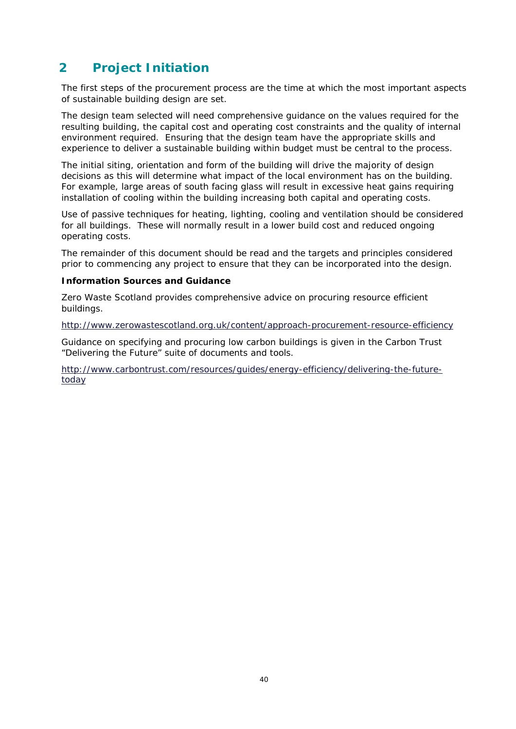# 2 Project Initiation

The first steps of the procurement process are the time at which the most important aspects of sustainable building design are set.

The design team selected will need comprehensive guidance on the values required for the resulting building, the capital cost and operating cost constraints and the quality of internal environment required. Ensuring that the design team have the appropriate skills and experience to deliver a sustainable building within budget must be central to the process.

The initial siting, orientation and form of the building will drive the majority of design decisions as this will determine what impact of the local environment has on the building. For example, large areas of south facing glass will result in excessive heat gains requiring installation of cooling within the building increasing both capital and operating costs.

Use of passive techniques for heating, lighting, cooling and ventilation should be considered for all buildings. These will normally result in a lower build cost and reduced ongoing operating costs.

The remainder of this document should be read and the targets and principles considered prior to commencing any project to ensure that they can be incorporated into the design.

**Information Sources and Guidance**

Zero Waste Scotland provides comprehensive advice on procuring resource efficient buildings.

http://www.zerowastescotland.org.uk/content/approach-procurement-resource-efficiency

Guidance on specifying and procuring low carbon buildings is given in the Carbon Trust "Delivering the Future" suite of documents and tools.

http://www.carbontrust.com/resources/guides/energy-efficiency/delivering-the-future-today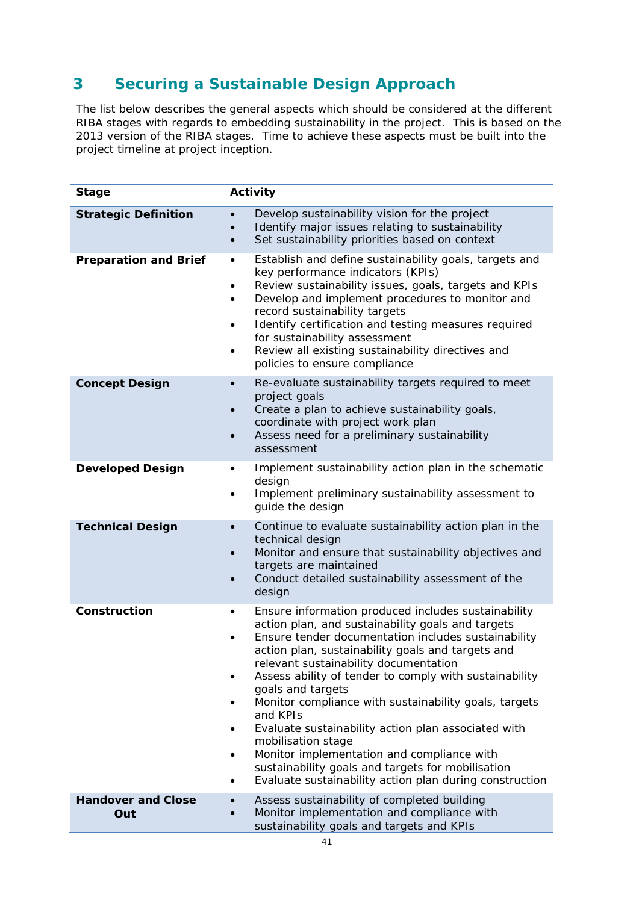# 3 Securing a Sustainable Design Approach

The list below describes the general aspects which should be considered at the different RIBA stages with regards to embedding sustainability in the project. This is based on the 2013 version of the RIBA stages. Time to achieve these aspects must be built into the project timeline at project inception.

| Stage | Activity |
|---|---|
| **Strategic Definition** | • Develop sustainability vision for the project<br>• Identify major issues relating to sustainability<br>• Set sustainability priorities based on context |
| **Preparation and Brief** | • Establish and define sustainability goals, targets and key performance indicators (KPIs)<br>• Review sustainability issues, goals, targets and KPIs<br>• Develop and implement procedures to monitor and record sustainability targets<br>• Identify certification and testing measures required for sustainability assessment<br>• Review all existing sustainability directives and policies to ensure compliance |
| **Concept Design** | • Re-evaluate sustainability targets required to meet project goals<br>• Create a plan to achieve sustainability goals, coordinate with project work plan<br>• Assess need for a preliminary sustainability assessment |
| **Developed Design** | • Implement sustainability action plan in the schematic design<br>• Implement preliminary sustainability assessment to guide the design |
| **Technical Design** | • Continue to evaluate sustainability action plan in the technical design<br>• Monitor and ensure that sustainability objectives and targets are maintained<br>• Conduct detailed sustainability assessment of the design |
| **Construction** | • Ensure information produced includes sustainability action plan, and sustainability goals and targets<br>• Ensure tender documentation includes sustainability action plan, sustainability goals and targets and relevant sustainability documentation<br>• Assess ability of tender to comply with sustainability goals and targets<br>• Monitor compliance with sustainability goals, targets and KPIs<br>• Evaluate sustainability action plan associated with mobilisation stage<br>• Monitor implementation and compliance with sustainability goals and targets for mobilisation<br>• Evaluate sustainability action plan during construction |
| **Handover and Close Out** | • Assess sustainability of completed building<br>• Monitor implementation and compliance with sustainability goals and targets and KPIs |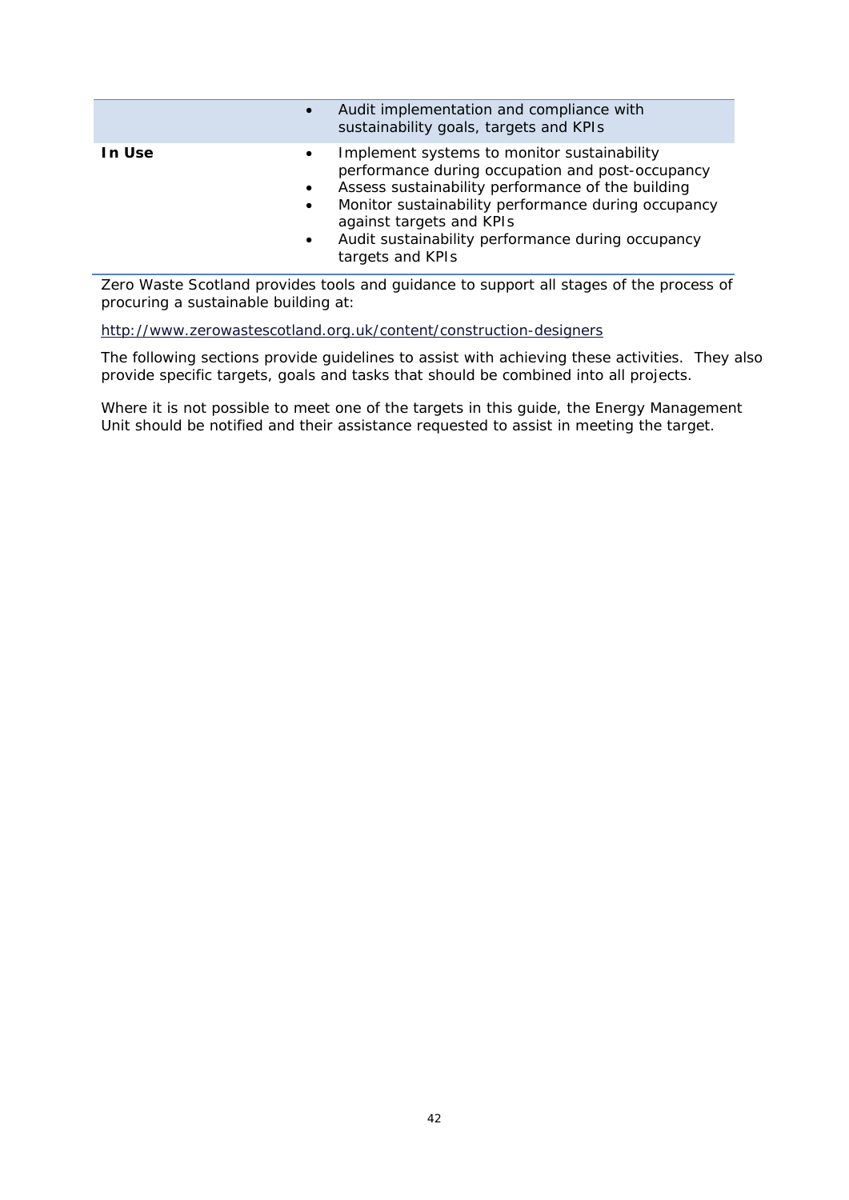| | |
|---|---|
| | • Audit implementation and compliance with sustainability goals, targets and KPIs |
| **In Use** | • Implement systems to monitor sustainability performance during occupation and post-occupancy<br>• Assess sustainability performance of the building<br>• Monitor sustainability performance during occupancy against targets and KPIs<br>• Audit sustainability performance during occupancy targets and KPIs |

Zero Waste Scotland provides tools and guidance to support all stages of the process of procuring a sustainable building at:

http://www.zerowastescotland.org.uk/content/construction-designers

The following sections provide guidelines to assist with achieving these activities. They also provide specific targets, goals and tasks that should be combined into all projects.

Where it is not possible to meet one of the targets in this guide, the Energy Management Unit should be notified and their assistance requested to assist in meeting the target.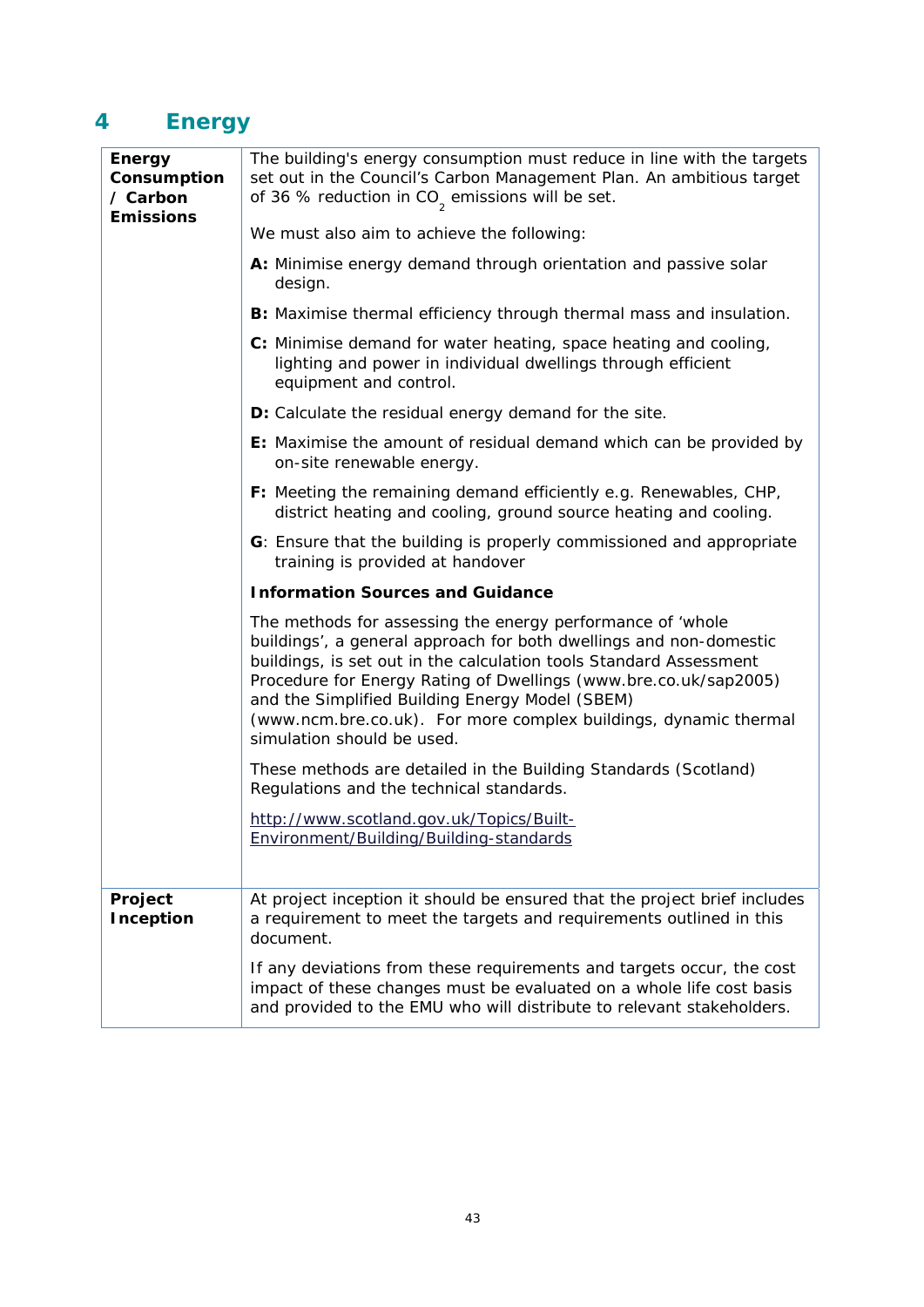# 4 Energy

| | |
|---|---|
| **Energy Consumption / Carbon Emissions** | The building's energy consumption must reduce in line with the targets set out in the Council's Carbon Management Plan. An ambitious target of 36 % reduction in $CO_2$ emissions will be set.<br><br>We must also aim to achieve the following:<br><br>**A:** Minimise energy demand through orientation and passive solar design.<br><br>**B:** Maximise thermal efficiency through thermal mass and insulation.<br><br>**C:** Minimise demand for water heating, space heating and cooling, lighting and power in individual dwellings through efficient equipment and control.<br><br>**D:** Calculate the residual energy demand for the site.<br><br>**E:** Maximise the amount of residual demand which can be provided by on-site renewable energy.<br><br>**F:** Meeting the remaining demand efficiently e.g. Renewables, CHP, district heating and cooling, ground source heating and cooling.<br><br>**G**: Ensure that the building is properly commissioned and appropriate training is provided at handover<br><br>**Information Sources and Guidance**<br><br>The methods for assessing the energy performance of 'whole buildings', a general approach for both dwellings and non-domestic buildings, is set out in the calculation tools Standard Assessment Procedure for Energy Rating of Dwellings (www.bre.co.uk/sap2005) and the Simplified Building Energy Model (SBEM) (www.ncm.bre.co.uk). For more complex buildings, dynamic thermal simulation should be used.<br><br>These methods are detailed in the Building Standards (Scotland) Regulations and the technical standards.<br><br>http://www.scotland.gov.uk/Topics/Built-Environment/Building/Building-standards |
| **Project Inception** | At project inception it should be ensured that the project brief includes a requirement to meet the targets and requirements outlined in this document.<br><br>If any deviations from these requirements and targets occur, the cost impact of these changes must be evaluated on a whole life cost basis and provided to the EMU who will distribute to relevant stakeholders. |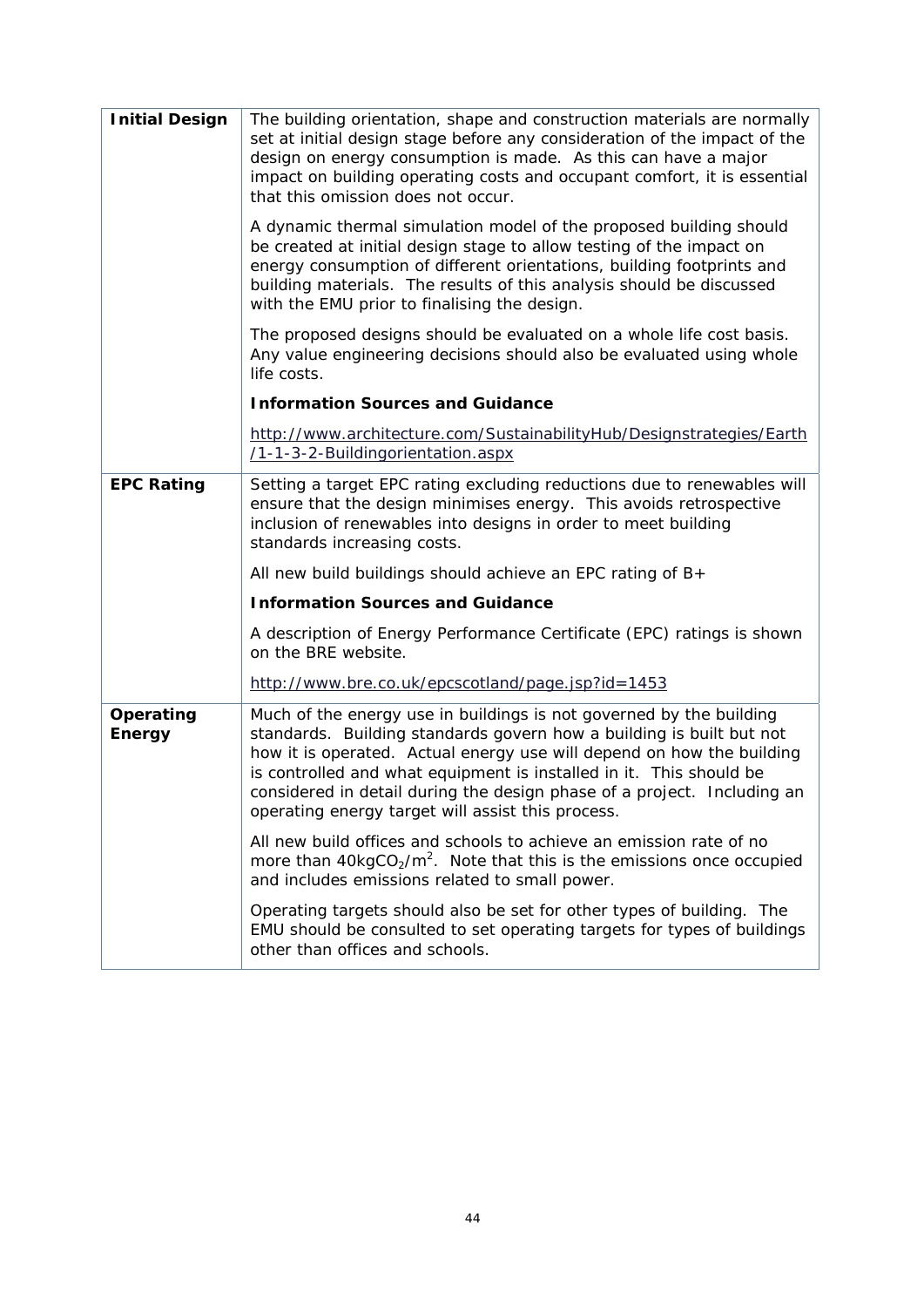| | |
|---|---|
| **Initial Design** | The building orientation, shape and construction materials are normally set at initial design stage before any consideration of the impact of the design on energy consumption is made. As this can have a major impact on building operating costs and occupant comfort, it is essential that this omission does not occur.<br><br>A dynamic thermal simulation model of the proposed building should be created at initial design stage to allow testing of the impact on energy consumption of different orientations, building footprints and building materials. The results of this analysis should be discussed with the EMU prior to finalising the design.<br><br>The proposed designs should be evaluated on a whole life cost basis. Any value engineering decisions should also be evaluated using whole life costs.<br><br>**Information Sources and Guidance**<br><br>http://www.architecture.com/SustainabilityHub/Designstrategies/Earth/1-1-3-2-Buildingorientation.aspx |
| **EPC Rating** | Setting a target EPC rating excluding reductions due to renewables will ensure that the design minimises energy. This avoids retrospective inclusion of renewables into designs in order to meet building standards increasing costs.<br><br>All new build buildings should achieve an EPC rating of B+<br><br>**Information Sources and Guidance**<br><br>A description of Energy Performance Certificate (EPC) ratings is shown on the BRE website.<br><br>http://www.bre.co.uk/epcscotland/page.jsp?id=1453 |
| **Operating Energy** | Much of the energy use in buildings is not governed by the building standards. Building standards govern how a building is built but not how it is operated. Actual energy use will depend on how the building is controlled and what equipment is installed in it. This should be considered in detail during the design phase of a project. Including an operating energy target will assist this process.<br><br>All new build offices and schools to achieve an emission rate of no more than $40kgCO_2/m^2$. Note that this is the emissions once occupied and includes emissions related to small power.<br><br>Operating targets should also be set for other types of building. The EMU should be consulted to set operating targets for types of buildings other than offices and schools. |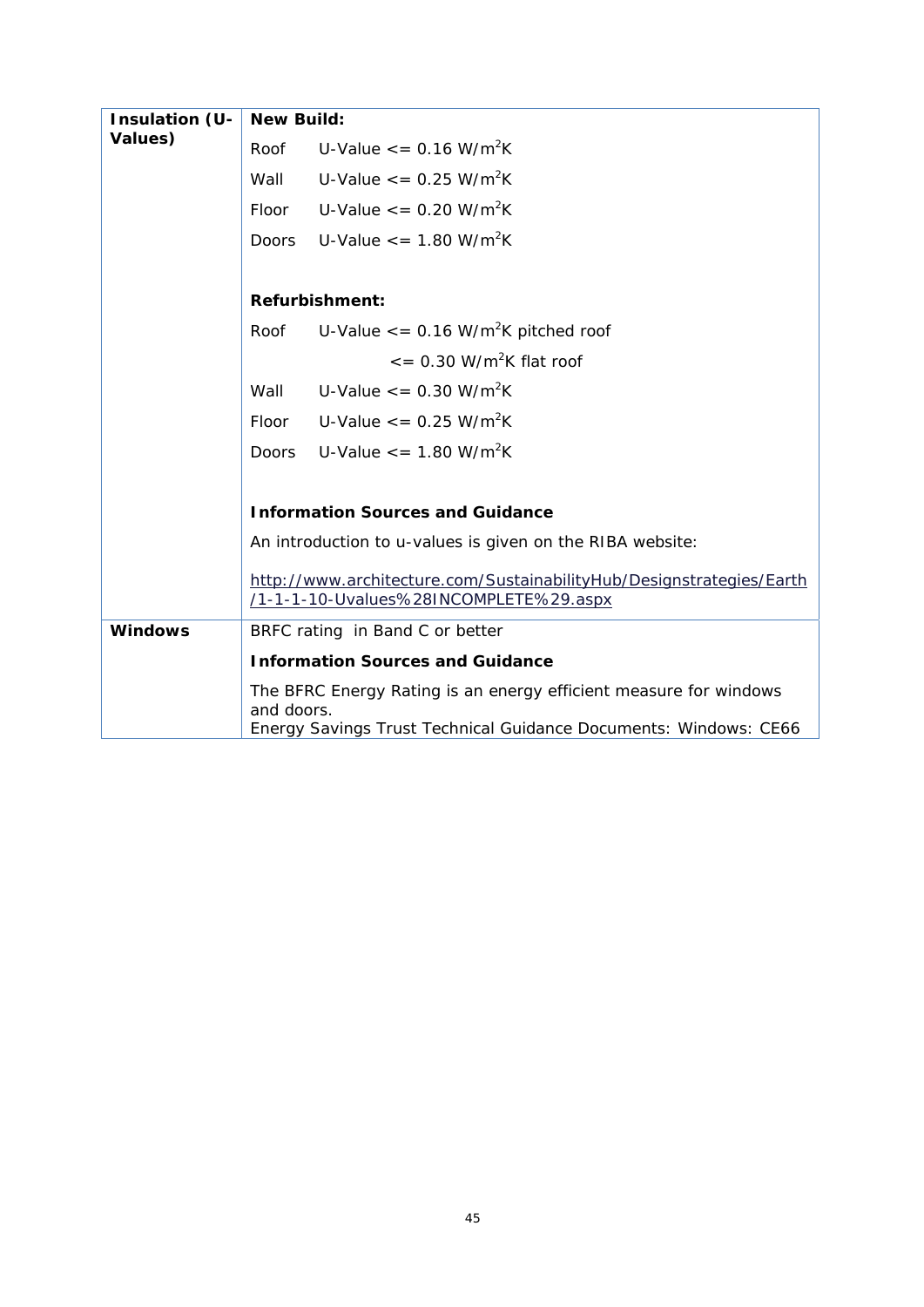| Insulation (U-Values) | **New Build:**<br>Roof U-Value <= 0.16 W/m$^2$K<br>Wall U-Value <= 0.25 W/m$^2$K<br>Floor U-Value <= 0.20 W/m$^2$K<br>Doors U-Value <= 1.80 W/m$^2$K<br><br>**Refurbishment:**<br>Roof U-Value <= 0.16 W/m$^2$K pitched roof<br><= 0.30 W/m$^2$K flat roof<br>Wall U-Value <= 0.30 W/m$^2$K<br>Floor U-Value <= 0.25 W/m$^2$K<br>Doors U-Value <= 1.80 W/m$^2$K<br><br>**Information Sources and Guidance**<br>An introduction to u-values is given on the RIBA website:<br>http://www.architecture.com/SustainabilityHub/Designstrategies/Earth/1-1-1-10-Uvalues%28INCOMPLETE%29.aspx |
|---|---|
| **Windows** | BRFC rating in Band C or better<br>**Information Sources and Guidance**<br>The BFRC Energy Rating is an energy efficient measure for windows and doors.<br>Energy Savings Trust Technical Guidance Documents: Windows: CE66 |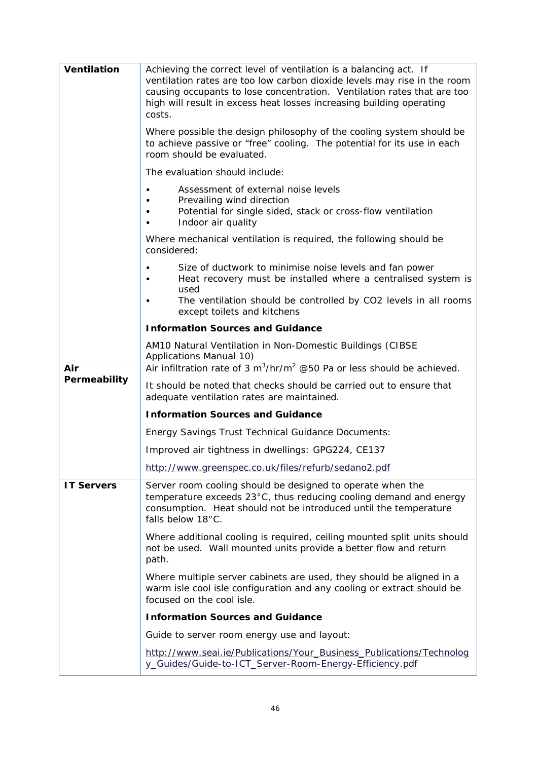| | |
|---|---|
| **Ventilation** | Achieving the correct level of ventilation is a balancing act. If ventilation rates are too low carbon dioxide levels may rise in the room causing occupants to lose concentration. Ventilation rates that are too high will result in excess heat losses increasing building operating costs.<br><br>Where possible the design philosophy of the cooling system should be to achieve passive or "free" cooling. The potential for its use in each room should be evaluated.<br><br>The evaluation should include:<br><br>• Assessment of external noise levels<br>• Prevailing wind direction<br>• Potential for single sided, stack or cross-flow ventilation<br>• Indoor air quality<br><br>Where mechanical ventilation is required, the following should be considered:<br><br>• Size of ductwork to minimise noise levels and fan power<br>• Heat recovery must be installed where a centralised system is used<br>• The ventilation should be controlled by CO2 levels in all rooms except toilets and kitchens<br><br>**Information Sources and Guidance**<br><br>AM10 Natural Ventilation in Non-Domestic Buildings (CIBSE Applications Manual 10) |
| **Air Permeability** | Air infiltration rate of 3 $m^3/hr/m^2$ @50 Pa or less should be achieved.<br><br>It should be noted that checks should be carried out to ensure that adequate ventilation rates are maintained.<br><br>**Information Sources and Guidance**<br><br>Energy Savings Trust Technical Guidance Documents:<br><br>Improved air tightness in dwellings: GPG224, CE137<br><br>http://www.greenspec.co.uk/files/refurb/sedano2.pdf |
| **IT Servers** | Server room cooling should be designed to operate when the temperature exceeds 23°C, thus reducing cooling demand and energy consumption. Heat should not be introduced until the temperature falls below 18°C.<br><br>Where additional cooling is required, ceiling mounted split units should not be used. Wall mounted units provide a better flow and return path.<br><br>Where multiple server cabinets are used, they should be aligned in a warm isle cool isle configuration and any cooling or extract should be focused on the cool isle.<br><br>**Information Sources and Guidance**<br><br>Guide to server room energy use and layout:<br><br>http://www.seai.ie/Publications/Your_Business_Publications/Technology_Guides/Guide-to-ICT_Server-Room-Energy-Efficiency.pdf |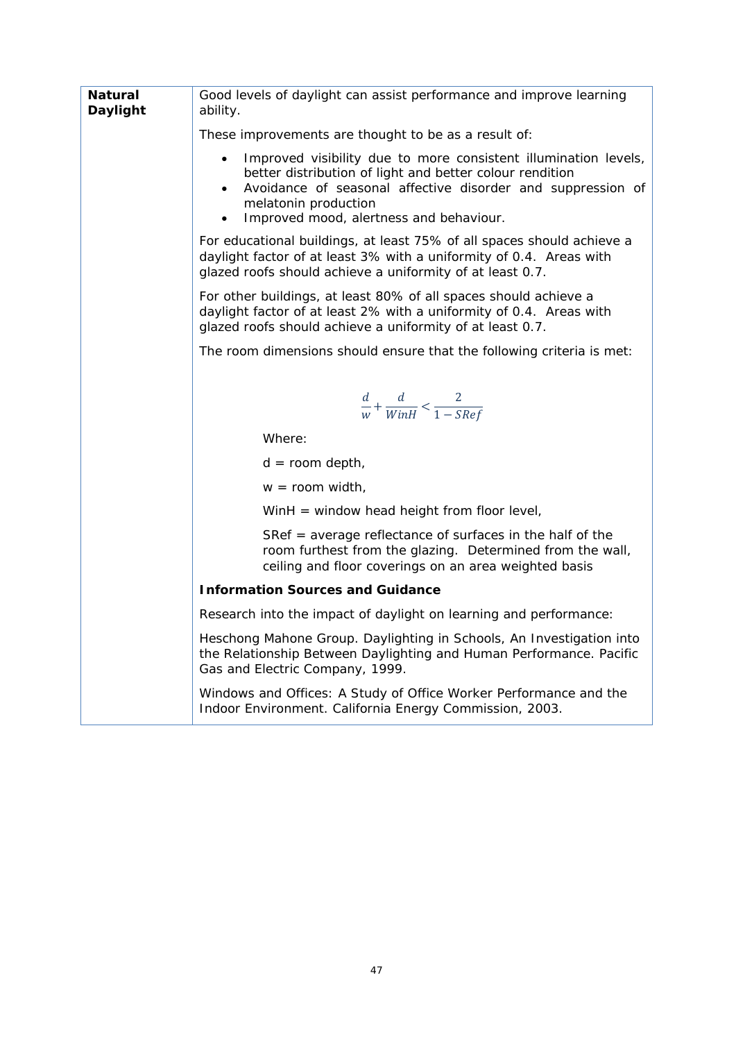| **Natural Daylight** | Good levels of daylight can assist performance and improve learning ability. |
| --- | --- |

Good levels of daylight can assist performance and improve learning ability.

These improvements are thought to be as a result of:

- Improved visibility due to more consistent illumination levels, better distribution of light and better colour rendition
- Avoidance of seasonal affective disorder and suppression of melatonin production
- Improved mood, alertness and behaviour.

For educational buildings, at least 75% of all spaces should achieve a daylight factor of at least 3% with a uniformity of 0.4. Areas with glazed roofs should achieve a uniformity of at least 0.7.

For other buildings, at least 80% of all spaces should achieve a daylight factor of at least 2% with a uniformity of 0.4. Areas with glazed roofs should achieve a uniformity of at least 0.7.

The room dimensions should ensure that the following criteria is met:

$$\frac{d}{w} + \frac{d}{WinH} < \frac{2}{1 - SRef}$$

Where:

d = room depth,

w = room width,

WinH = window head height from floor level,

SRef = average reflectance of surfaces in the half of the room furthest from the glazing. Determined from the wall, ceiling and floor coverings on an area weighted basis

**Information Sources and Guidance**

Research into the impact of daylight on learning and performance:

Heschong Mahone Group. Daylighting in Schools, An Investigation into the Relationship Between Daylighting and Human Performance. Pacific Gas and Electric Company, 1999.

Windows and Offices: A Study of Office Worker Performance and the Indoor Environment. California Energy Commission, 2003.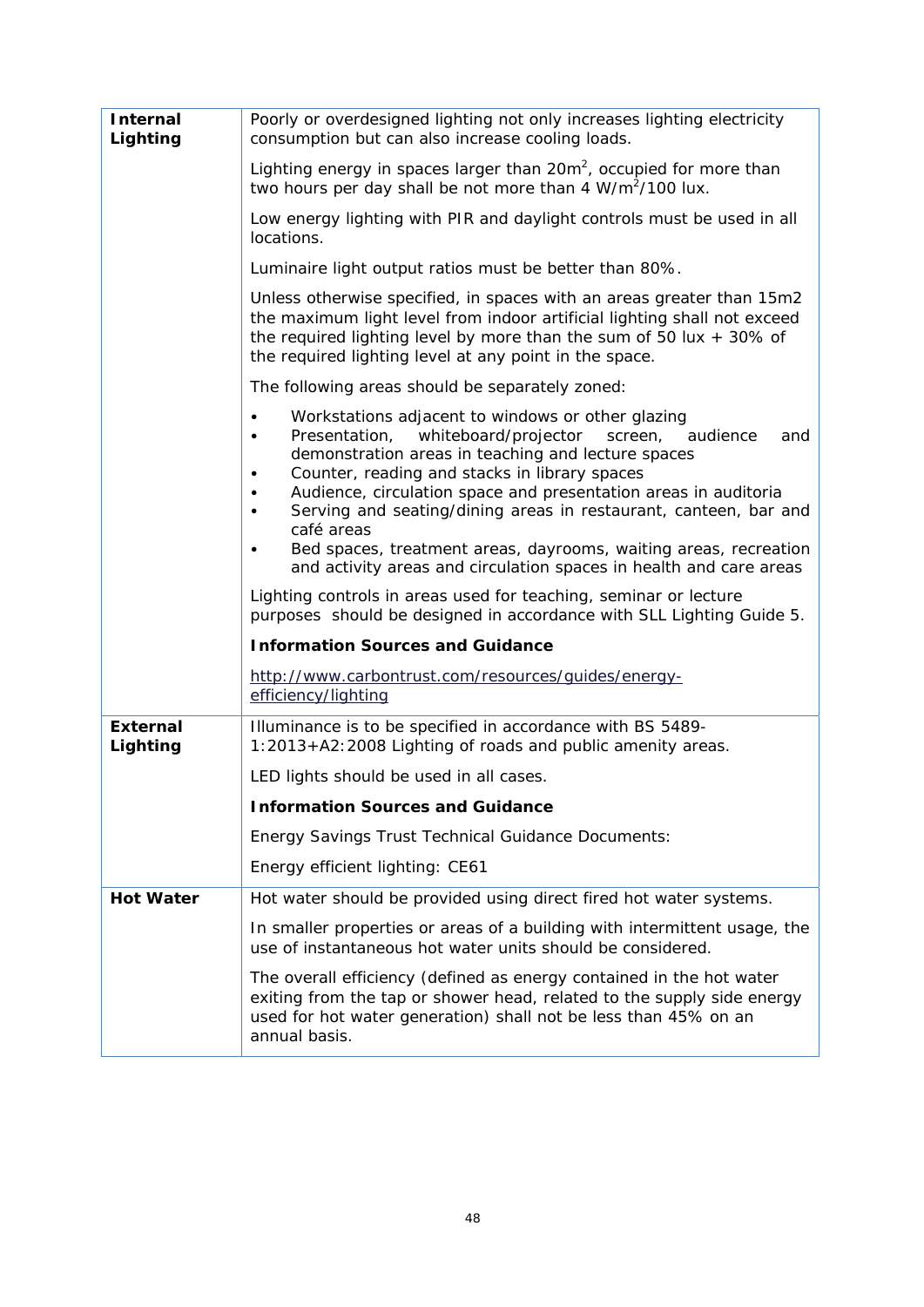| | |
|---|---|
| **Internal Lighting** | Poorly or overdesigned lighting not only increases lighting electricity consumption but can also increase cooling loads.<br><br>Lighting energy in spaces larger than 20m$^2$, occupied for more than two hours per day shall be not more than 4 W/m$^2$/100 lux.<br><br>Low energy lighting with PIR and daylight controls must be used in all locations.<br><br>Luminaire light output ratios must be better than 80%.<br><br>Unless otherwise specified, in spaces with an areas greater than 15m2 the maximum light level from indoor artificial lighting shall not exceed the required lighting level by more than the sum of 50 lux + 30% of the required lighting level at any point in the space.<br><br>The following areas should be separately zoned:<br>• Workstations adjacent to windows or other glazing<br>• Presentation, whiteboard/projector screen, audience and demonstration areas in teaching and lecture spaces<br>• Counter, reading and stacks in library spaces<br>• Audience, circulation space and presentation areas in auditoria<br>• Serving and seating/dining areas in restaurant, canteen, bar and café areas<br>• Bed spaces, treatment areas, dayrooms, waiting areas, recreation and activity areas and circulation spaces in health and care areas<br><br>Lighting controls in areas used for teaching, seminar or lecture purposes should be designed in accordance with SLL Lighting Guide 5.<br><br>**Information Sources and Guidance**<br><br>http://www.carbontrust.com/resources/guides/energy-efficiency/lighting |
| **External Lighting** | Illuminance is to be specified in accordance with BS 5489-1:2013+A2:2008 Lighting of roads and public amenity areas.<br><br>LED lights should be used in all cases.<br><br>**Information Sources and Guidance**<br><br>Energy Savings Trust Technical Guidance Documents:<br><br>Energy efficient lighting: CE61 |
| **Hot Water** | Hot water should be provided using direct fired hot water systems.<br><br>In smaller properties or areas of a building with intermittent usage, the use of instantaneous hot water units should be considered.<br><br>The overall efficiency (defined as energy contained in the hot water exiting from the tap or shower head, related to the supply side energy used for hot water generation) shall not be less than 45% on an annual basis. |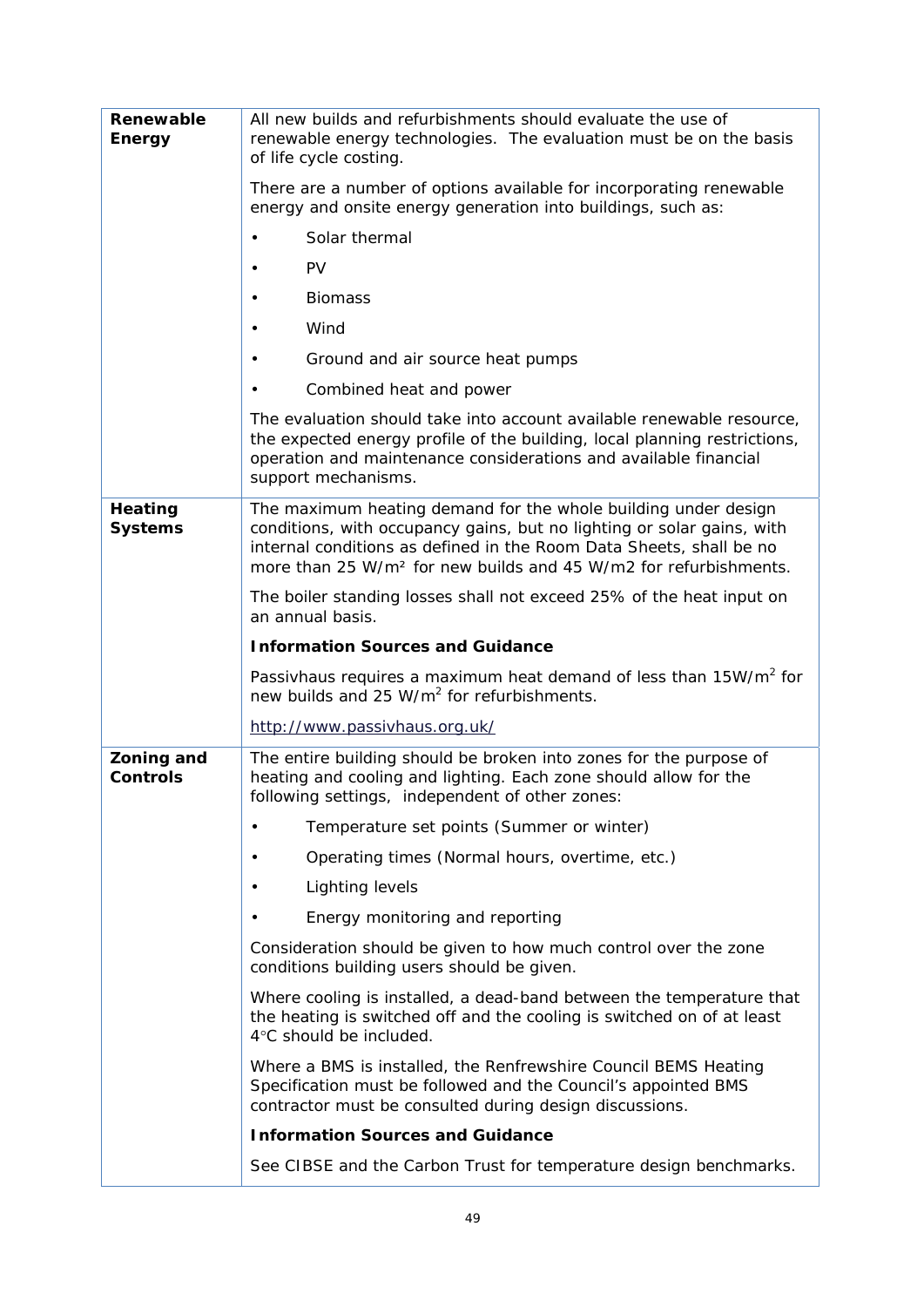| | |
|---|---|
| **Renewable Energy** | All new builds and refurbishments should evaluate the use of renewable energy technologies. The evaluation must be on the basis of life cycle costing.<br><br>There are a number of options available for incorporating renewable energy and onsite energy generation into buildings, such as:<br><br>• Solar thermal<br>• PV<br>• Biomass<br>• Wind<br>• Ground and air source heat pumps<br>• Combined heat and power<br><br>The evaluation should take into account available renewable resource, the expected energy profile of the building, local planning restrictions, operation and maintenance considerations and available financial support mechanisms. |
| **Heating Systems** | The maximum heating demand for the whole building under design conditions, with occupancy gains, but no lighting or solar gains, with internal conditions as defined in the Room Data Sheets, shall be no more than 25 $W/m^2$ for new builds and 45 W/m2 for refurbishments.<br><br>The boiler standing losses shall not exceed 25% of the heat input on an annual basis.<br><br>**Information Sources and Guidance**<br><br>Passivhaus requires a maximum heat demand of less than 15$W/m^2$ for new builds and 25 $W/m^2$ for refurbishments.<br><br>http://www.passivhaus.org.uk/ |
| **Zoning and Controls** | The entire building should be broken into zones for the purpose of heating and cooling and lighting. Each zone should allow for the following settings, independent of other zones:<br><br>• Temperature set points (Summer or winter)<br>• Operating times (Normal hours, overtime, etc.)<br>• Lighting levels<br>• Energy monitoring and reporting<br><br>Consideration should be given to how much control over the zone conditions building users should be given.<br><br>Where cooling is installed, a dead-band between the temperature that the heating is switched off and the cooling is switched on of at least 4°C should be included.<br><br>Where a BMS is installed, the Renfrewshire Council BEMS Heating Specification must be followed and the Council's appointed BMS contractor must be consulted during design discussions.<br><br>**Information Sources and Guidance**<br><br>See CIBSE and the Carbon Trust for temperature design benchmarks. |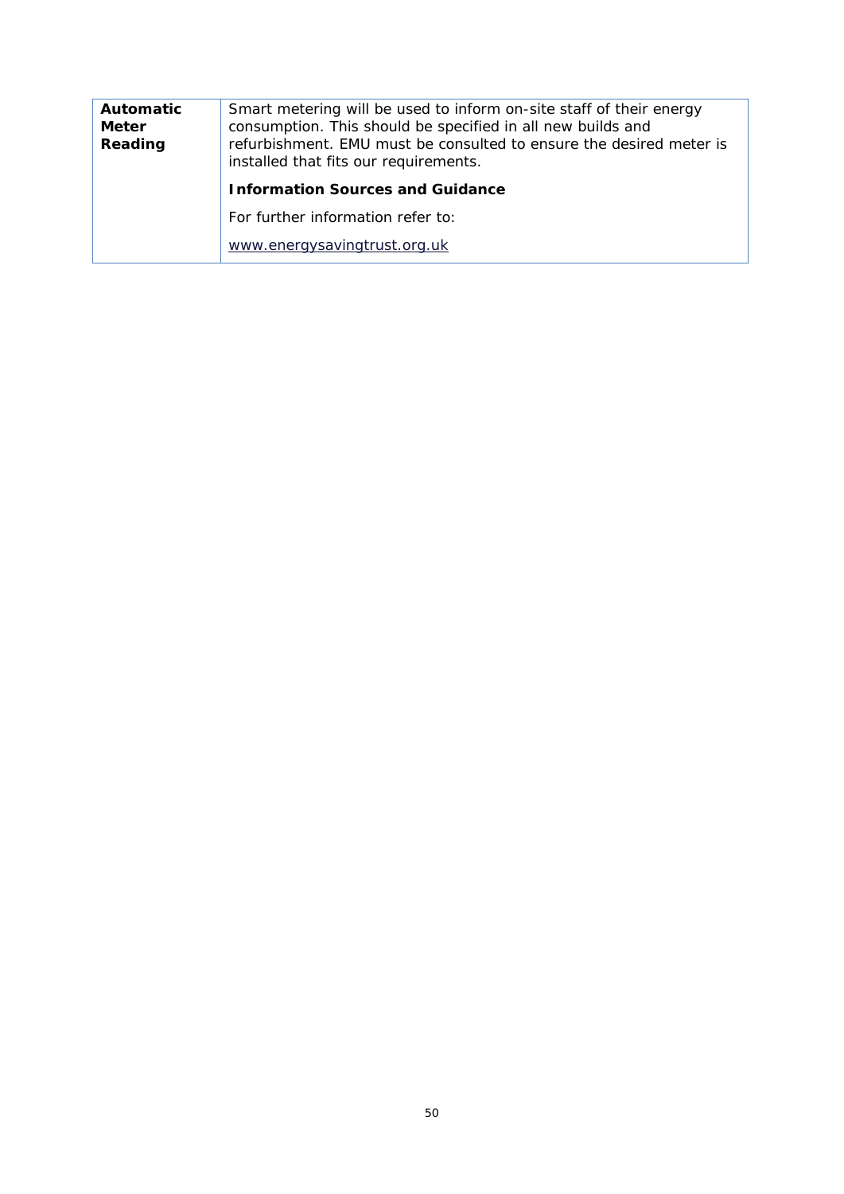| **Automatic Meter Reading** | Smart metering will be used to inform on-site staff of their energy consumption. This should be specified in all new builds and refurbishment. EMU must be consulted to ensure the desired meter is installed that fits our requirements.<br><br>**Information Sources and Guidance**<br><br>For further information refer to:<br><br>www.energysavingtrust.org.uk |
|---|---|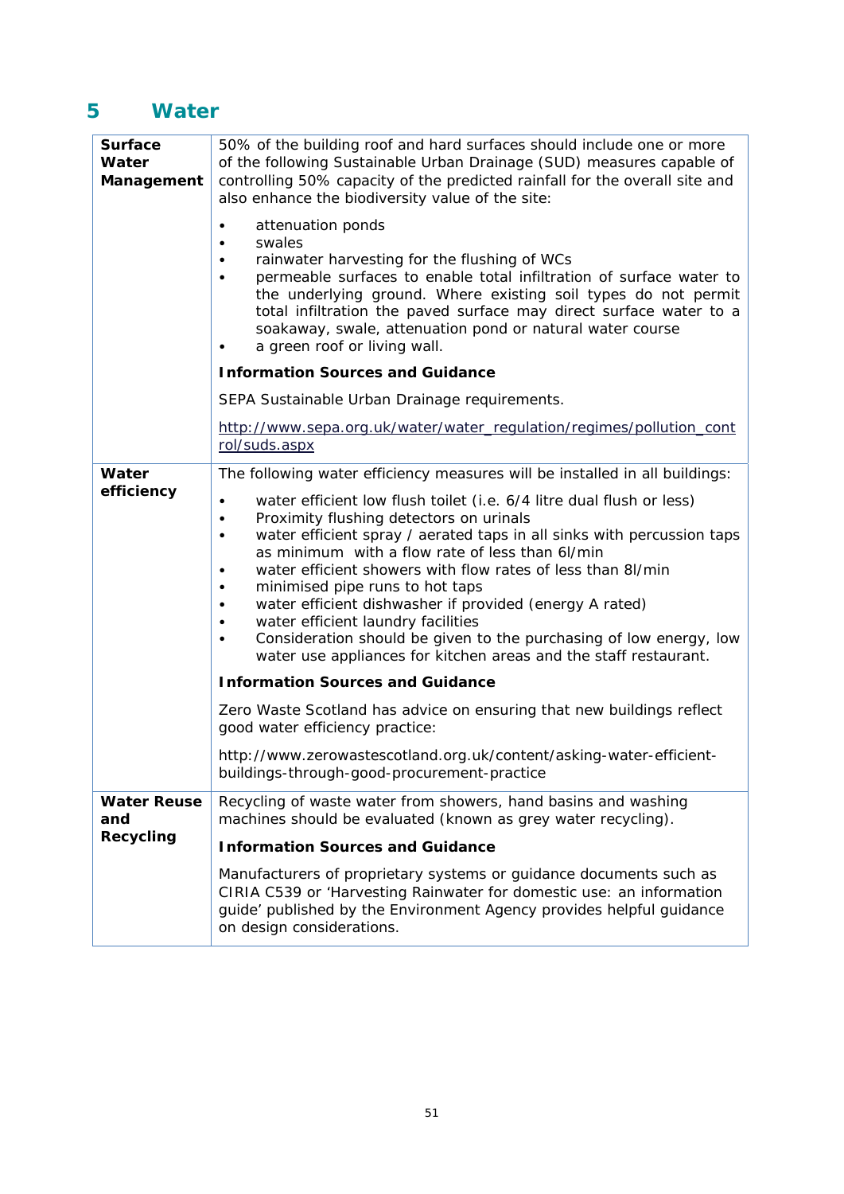# 5 Water

| | |
|---|---|
| **Surface Water Management** | 50% of the building roof and hard surfaces should include one or more of the following Sustainable Urban Drainage (SUD) measures capable of controlling 50% capacity of the predicted rainfall for the overall site and also enhance the biodiversity value of the site:<br><br>• attenuation ponds<br>• swales<br>• rainwater harvesting for the flushing of WCs<br>• permeable surfaces to enable total infiltration of surface water to the underlying ground. Where existing soil types do not permit total infiltration the paved surface may direct surface water to a soakaway, swale, attenuation pond or natural water course<br>• a green roof or living wall.<br><br>**Information Sources and Guidance**<br><br>SEPA Sustainable Urban Drainage requirements.<br><br>http://www.sepa.org.uk/water/water_regulation/regimes/pollution_control/suds.aspx |
| **Water efficiency** | The following water efficiency measures will be installed in all buildings:<br><br>• water efficient low flush toilet (i.e. 6/4 litre dual flush or less)<br>• Proximity flushing detectors on urinals<br>• water efficient spray / aerated taps in all sinks with percussion taps as minimum with a flow rate of less than 6l/min<br>• water efficient showers with flow rates of less than 8l/min<br>• minimised pipe runs to hot taps<br>• water efficient dishwasher if provided (energy A rated)<br>• water efficient laundry facilities<br>• Consideration should be given to the purchasing of low energy, low water use appliances for kitchen areas and the staff restaurant.<br><br>**Information Sources and Guidance**<br><br>Zero Waste Scotland has advice on ensuring that new buildings reflect good water efficiency practice:<br><br>http://www.zerowastescotland.org.uk/content/asking-water-efficient-buildings-through-good-procurement-practice |
| **Water Reuse and Recycling** | Recycling of waste water from showers, hand basins and washing machines should be evaluated (known as grey water recycling).<br><br>**Information Sources and Guidance**<br><br>Manufacturers of proprietary systems or guidance documents such as CIRIA C539 or 'Harvesting Rainwater for domestic use: an information guide' published by the Environment Agency provides helpful guidance on design considerations. |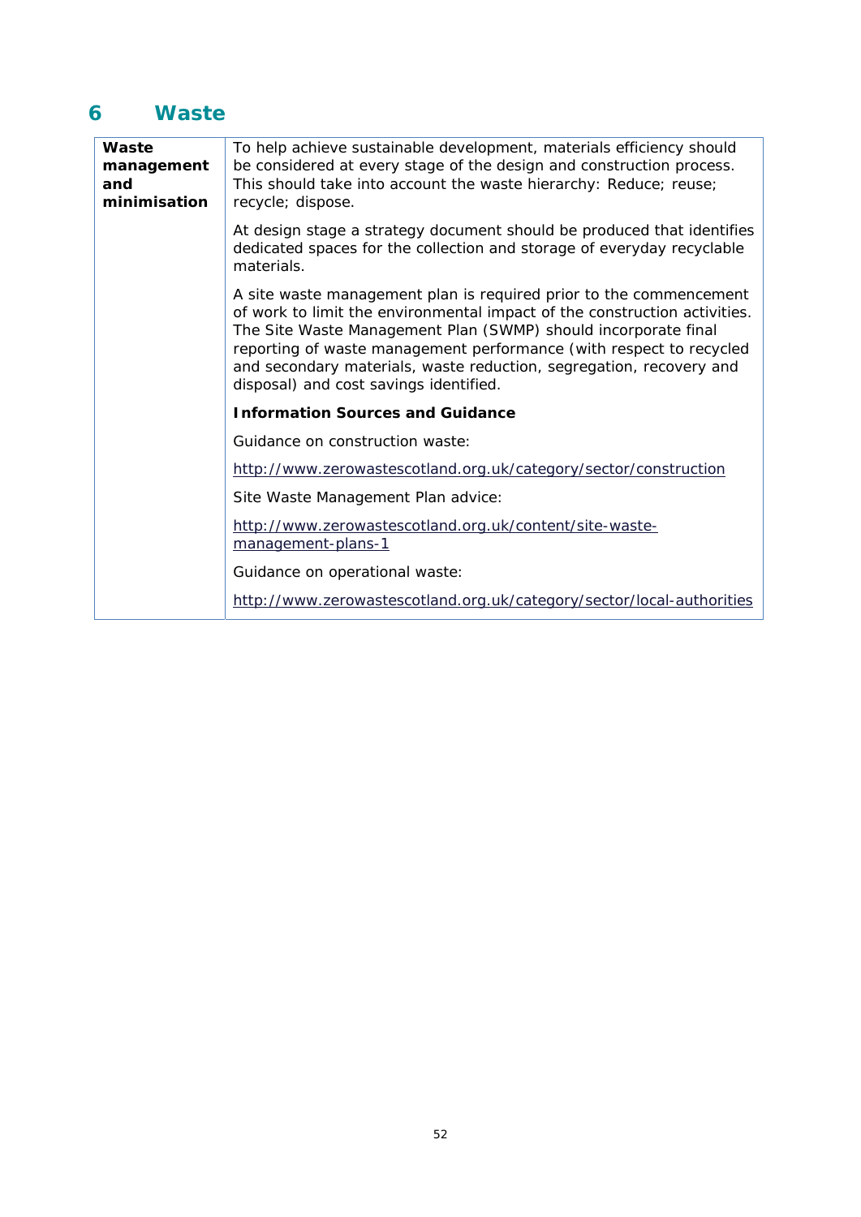# 6 Waste

| **Waste management and minimisation** | To help achieve sustainable development, materials efficiency should be considered at every stage of the design and construction process. This should take into account the waste hierarchy: Reduce; reuse; recycle; dispose.<br><br>At design stage a strategy document should be produced that identifies dedicated spaces for the collection and storage of everyday recyclable materials.<br><br>A site waste management plan is required prior to the commencement of work to limit the environmental impact of the construction activities. The Site Waste Management Plan (SWMP) should incorporate final reporting of waste management performance (with respect to recycled and secondary materials, waste reduction, segregation, recovery and disposal) and cost savings identified.<br><br>**Information Sources and Guidance**<br><br>Guidance on construction waste:<br><br>http://www.zerowastescotland.org.uk/category/sector/construction<br><br>Site Waste Management Plan advice:<br><br>http://www.zerowastescotland.org.uk/content/site-waste-management-plans-1<br><br>Guidance on operational waste:<br><br>http://www.zerowastescotland.org.uk/category/sector/local-authorities |
|---|---|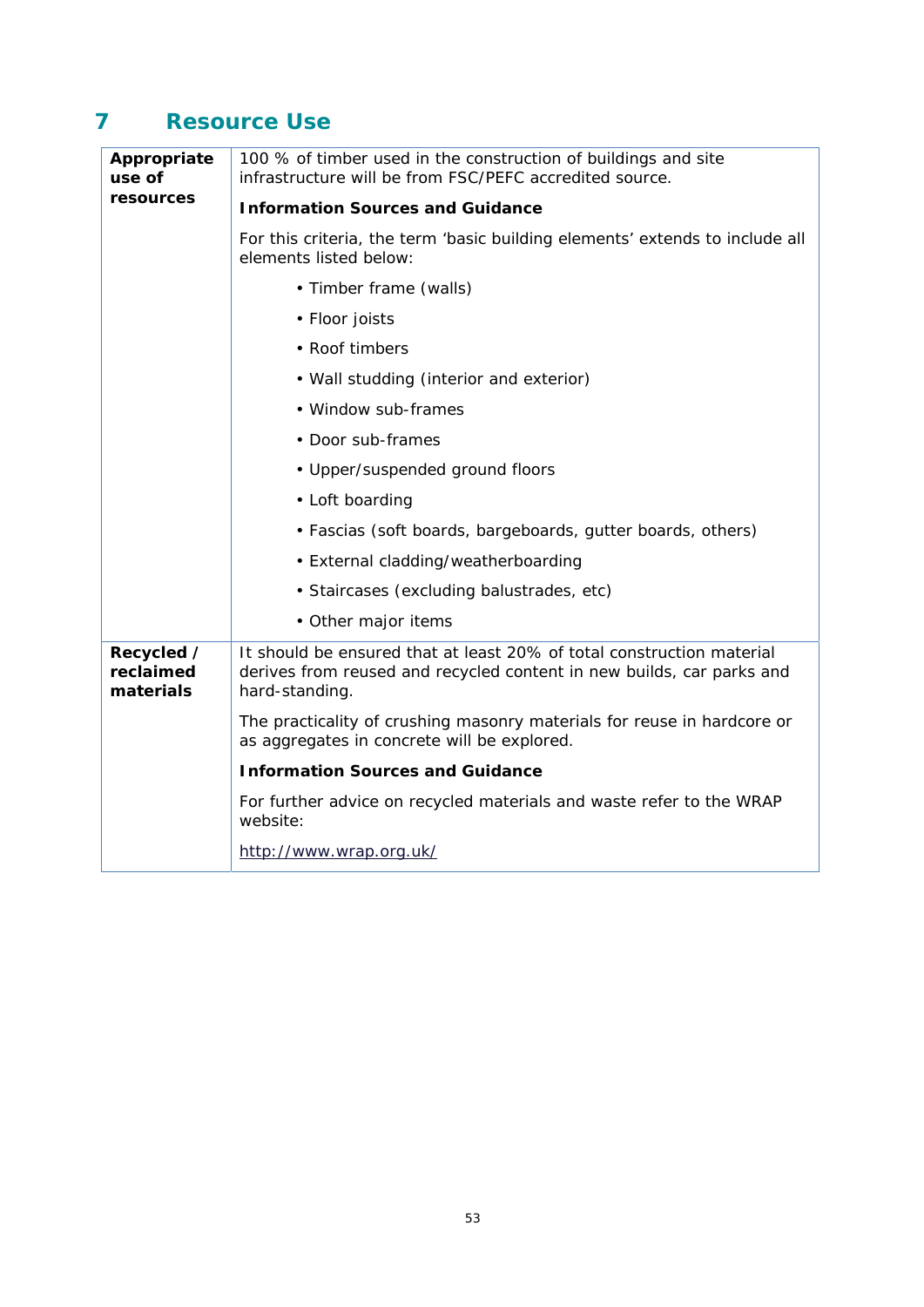## 7 Resource Use

| | |
|---|---|
| **Appropriate use of resources** | 100 % of timber used in the construction of buildings and site infrastructure will be from FSC/PEFC accredited source.<br><br>**Information Sources and Guidance**<br><br>For this criteria, the term ‘basic building elements’ extends to include all elements listed below:<br><br>• Timber frame (walls)<br>• Floor joists<br>• Roof timbers<br>• Wall studding (interior and exterior)<br>• Window sub-frames<br>• Door sub-frames<br>• Upper/suspended ground floors<br>• Loft boarding<br>• Fascias (soft boards, bargeboards, gutter boards, others)<br>• External cladding/weatherboarding<br>• Staircases (excluding balustrades, etc)<br>• Other major items |
| **Recycled / reclaimed materials** | It should be ensured that at least 20% of total construction material derives from reused and recycled content in new builds, car parks and hard-standing.<br><br>The practicality of crushing masonry materials for reuse in hardcore or as aggregates in concrete will be explored.<br><br>**Information Sources and Guidance**<br><br>For further advice on recycled materials and waste refer to the WRAP website:<br><br>http://www.wrap.org.uk/ |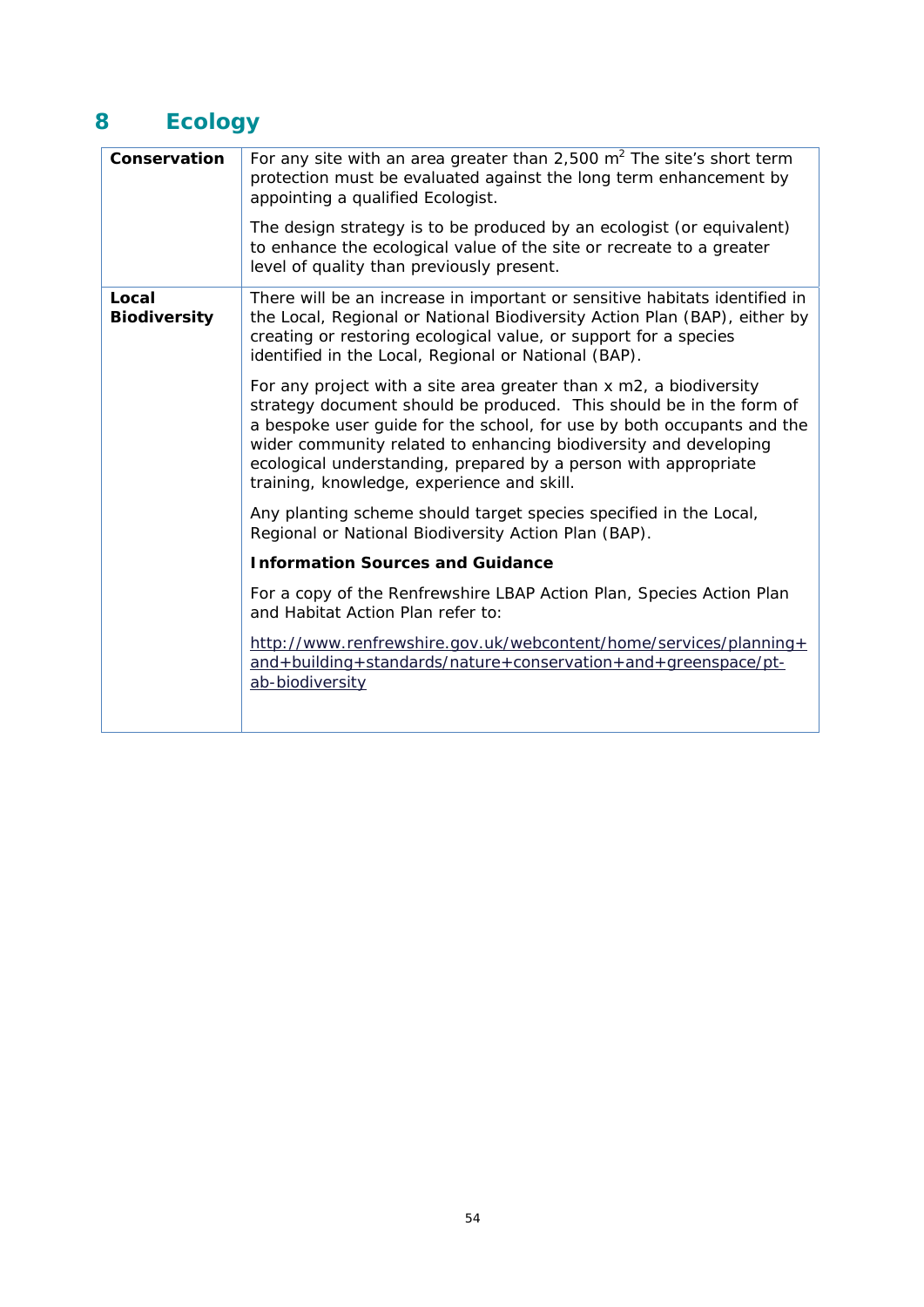# 8 Ecology

| | |
|---|---|
| **Conservation** | For any site with an area greater than 2,500 $m^2$ The site's short term protection must be evaluated against the long term enhancement by appointing a qualified Ecologist.<br><br>The design strategy is to be produced by an ecologist (or equivalent) to enhance the ecological value of the site or recreate to a greater level of quality than previously present. |
| **Local Biodiversity** | There will be an increase in important or sensitive habitats identified in the Local, Regional or National Biodiversity Action Plan (BAP), either by creating or restoring ecological value, or support for a species identified in the Local, Regional or National (BAP).<br><br>For any project with a site area greater than x m2, a biodiversity strategy document should be produced. This should be in the form of a bespoke user guide for the school, for use by both occupants and the wider community related to enhancing biodiversity and developing ecological understanding, prepared by a person with appropriate training, knowledge, experience and skill.<br><br>Any planting scheme should target species specified in the Local, Regional or National Biodiversity Action Plan (BAP).<br><br>**Information Sources and Guidance**<br><br>For a copy of the Renfrewshire LBAP Action Plan, Species Action Plan and Habitat Action Plan refer to:<br><br>http://www.renfrewshire.gov.uk/webcontent/home/services/planning+and+building+standards/nature+conservation+and+greenspace/pt-ab-biodiversity |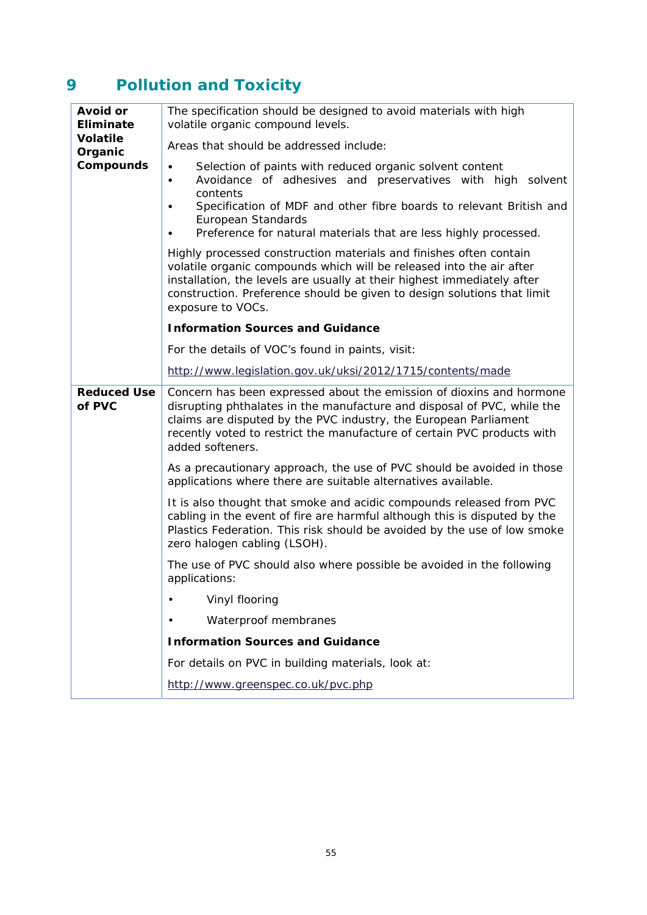# 9 Pollution and Toxicity

| | |
|---|---|
| **Avoid or Eliminate Volatile Organic Compounds** | The specification should be designed to avoid materials with high volatile organic compound levels.<br><br>Areas that should be addressed include:<br><br>• Selection of paints with reduced organic solvent content<br>• Avoidance of adhesives and preservatives with high solvent contents<br>• Specification of MDF and other fibre boards to relevant British and European Standards<br>• Preference for natural materials that are less highly processed.<br><br>Highly processed construction materials and finishes often contain volatile organic compounds which will be released into the air after installation, the levels are usually at their highest immediately after construction. Preference should be given to design solutions that limit exposure to VOCs.<br><br>**Information Sources and Guidance**<br><br>For the details of VOC's found in paints, visit:<br><br>http://www.legislation.gov.uk/uksi/2012/1715/contents/made |
| **Reduced Use of PVC** | Concern has been expressed about the emission of dioxins and hormone disrupting phthalates in the manufacture and disposal of PVC, while the claims are disputed by the PVC industry, the European Parliament recently voted to restrict the manufacture of certain PVC products with added softeners.<br><br>As a precautionary approach, the use of PVC should be avoided in those applications where there are suitable alternatives available.<br><br>It is also thought that smoke and acidic compounds released from PVC cabling in the event of fire are harmful although this is disputed by the Plastics Federation. This risk should be avoided by the use of low smoke zero halogen cabling (LSOH).<br><br>The use of PVC should also where possible be avoided in the following applications:<br><br>• Vinyl flooring<br><br>• Waterproof membranes<br><br>**Information Sources and Guidance**<br><br>For details on PVC in building materials, look at:<br><br>http://www.greenspec.co.uk/pvc.php |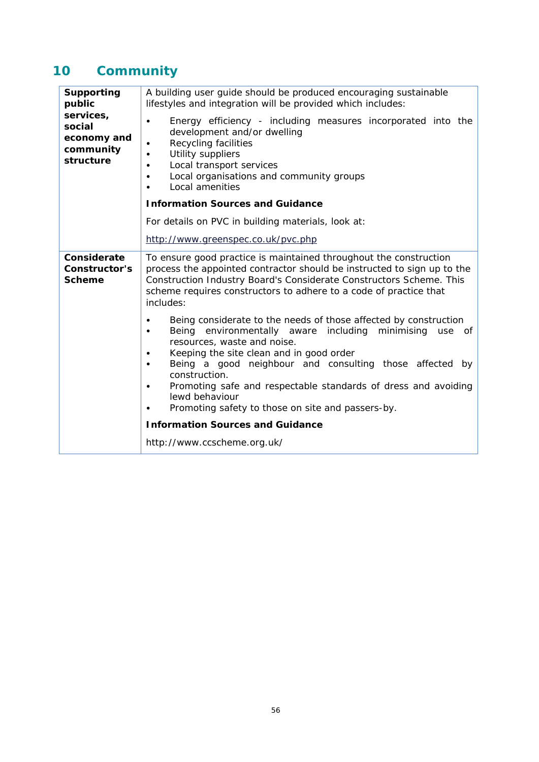# 10 Community

| | |
|---|---|
| **Supporting public services, social economy and community structure** | A building user guide should be produced encouraging sustainable lifestyles and integration will be provided which includes:<br>• Energy efficiency - including measures incorporated into the development and/or dwelling<br>• Recycling facilities<br>• Utility suppliers<br>• Local transport services<br>• Local organisations and community groups<br>• Local amenities<br>**Information Sources and Guidance**<br>For details on PVC in building materials, look at:<br>http://www.greenspec.co.uk/pvc.php |
| **Considerate Constructor's Scheme** | To ensure good practice is maintained throughout the construction process the appointed contractor should be instructed to sign up to the Construction Industry Board's Considerate Constructors Scheme. This scheme requires constructors to adhere to a code of practice that includes:<br>• Being considerate to the needs of those affected by construction<br>• Being environmentally aware including minimising use of resources, waste and noise.<br>• Keeping the site clean and in good order<br>• Being a good neighbour and consulting those affected by construction.<br>• Promoting safe and respectable standards of dress and avoiding lewd behaviour<br>• Promoting safety to those on site and passers-by.<br>**Information Sources and Guidance**<br>http://www.ccscheme.org.uk/ |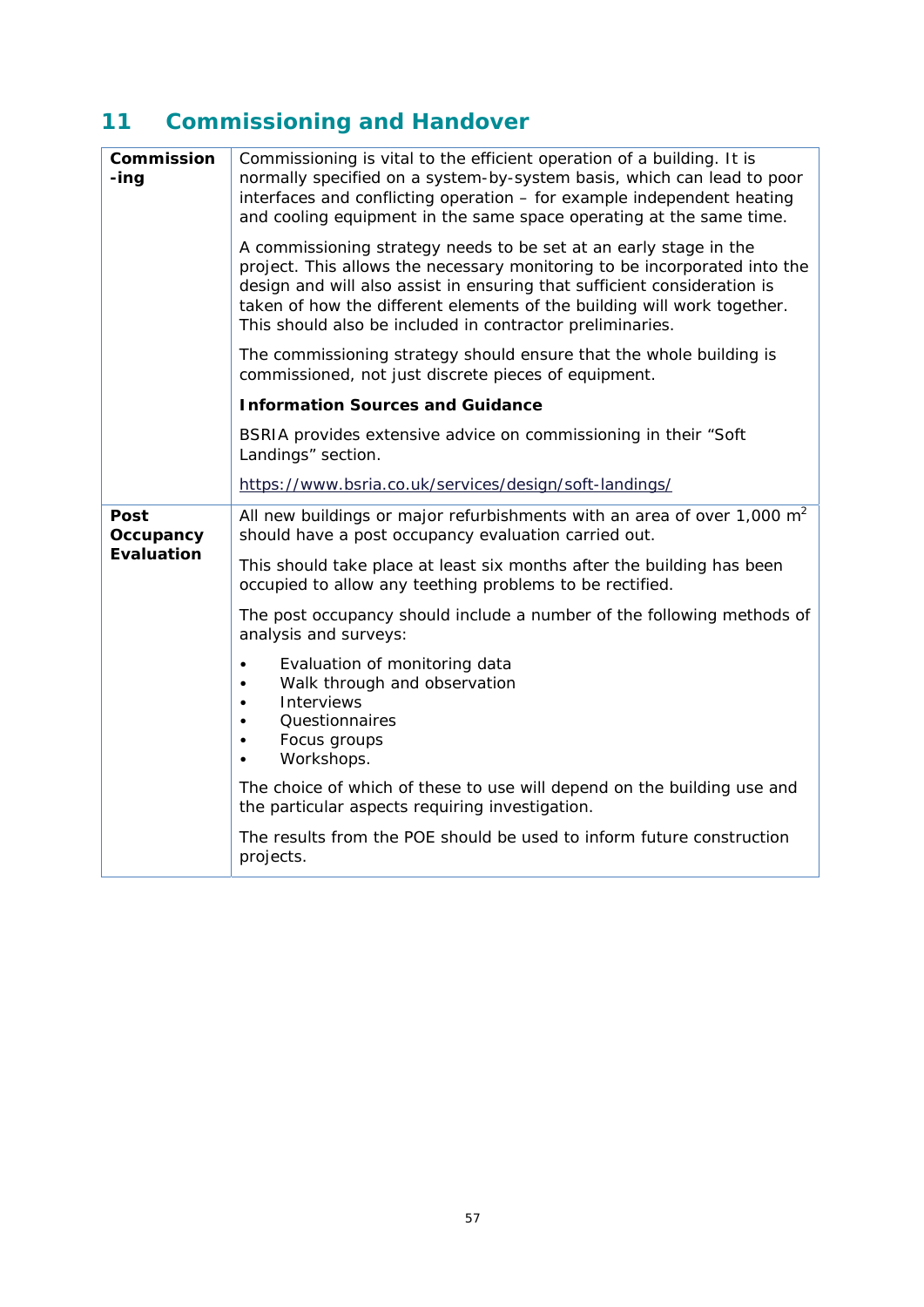# 11 Commissioning and Handover

| | |
|---|---|
| **Commission-ing** | Commissioning is vital to the efficient operation of a building. It is normally specified on a system-by-system basis, which can lead to poor interfaces and conflicting operation – for example independent heating and cooling equipment in the same space operating at the same time.<br><br>A commissioning strategy needs to be set at an early stage in the project. This allows the necessary monitoring to be incorporated into the design and will also assist in ensuring that sufficient consideration is taken of how the different elements of the building will work together. This should also be included in contractor preliminaries.<br><br>The commissioning strategy should ensure that the whole building is commissioned, not just discrete pieces of equipment.<br><br>**Information Sources and Guidance**<br><br>BSRIA provides extensive advice on commissioning in their "Soft Landings" section.<br><br>https://www.bsria.co.uk/services/design/soft-landings/ |
| **Post Occupancy Evaluation** | All new buildings or major refurbishments with an area of over 1,000 $m^2$ should have a post occupancy evaluation carried out.<br><br>This should take place at least six months after the building has been occupied to allow any teething problems to be rectified.<br><br>The post occupancy should include a number of the following methods of analysis and surveys:<br><br>• Evaluation of monitoring data<br>• Walk through and observation<br>• Interviews<br>• Questionnaires<br>• Focus groups<br>• Workshops.<br><br>The choice of which of these to use will depend on the building use and the particular aspects requiring investigation.<br><br>The results from the POE should be used to inform future construction projects. |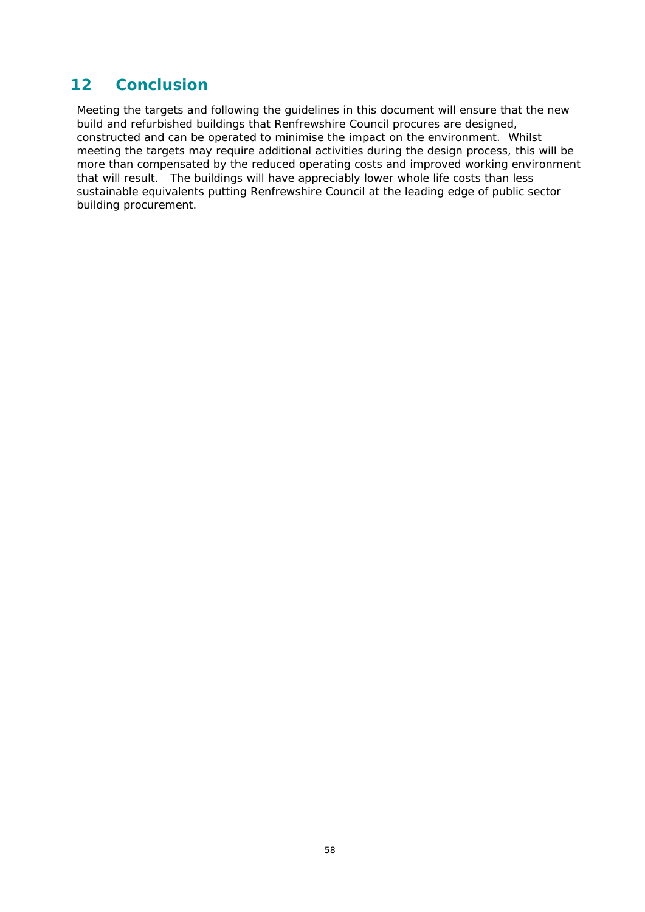## 12 Conclusion

Meeting the targets and following the guidelines in this document will ensure that the new build and refurbished buildings that Renfrewshire Council procures are designed, constructed and can be operated to minimise the impact on the environment. Whilst meeting the targets may require additional activities during the design process, this will be more than compensated by the reduced operating costs and improved working environment that will result. The buildings will have appreciably lower whole life costs than less sustainable equivalents putting Renfrewshire Council at the leading edge of public sector building procurement.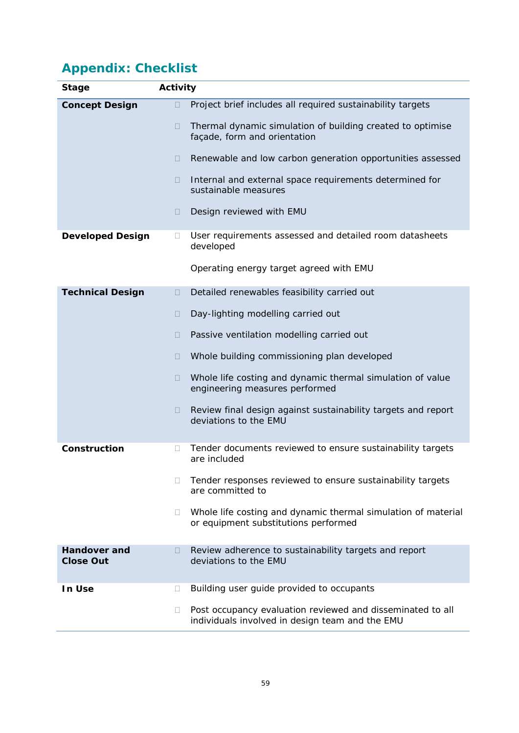## Appendix: Checklist

| Stage | Activity |
|---|---|
| **Concept Design** | ☐ Project brief includes all required sustainability targets |
| | ☐ Thermal dynamic simulation of building created to optimise façade, form and orientation |
| | ☐ Renewable and low carbon generation opportunities assessed |
| | ☐ Internal and external space requirements determined for sustainable measures |
| | ☐ Design reviewed with EMU |
| **Developed Design** | ☐ User requirements assessed and detailed room datasheets developed |
| | Operating energy target agreed with EMU |
| **Technical Design** | ☐ Detailed renewables feasibility carried out |
| | ☐ Day-lighting modelling carried out |
| | ☐ Passive ventilation modelling carried out |
| | ☐ Whole building commissioning plan developed |
| | ☐ Whole life costing and dynamic thermal simulation of value engineering measures performed |
| | ☐ Review final design against sustainability targets and report deviations to the EMU |
| **Construction** | ☐ Tender documents reviewed to ensure sustainability targets are included |
| | ☐ Tender responses reviewed to ensure sustainability targets are committed to |
| | ☐ Whole life costing and dynamic thermal simulation of material or equipment substitutions performed |
| **Handover and Close Out** | ☐ Review adherence to sustainability targets and report deviations to the EMU |
| **In Use** | ☐ Building user guide provided to occupants |
| | ☐ Post occupancy evaluation reviewed and disseminated to all individuals involved in design team and the EMU |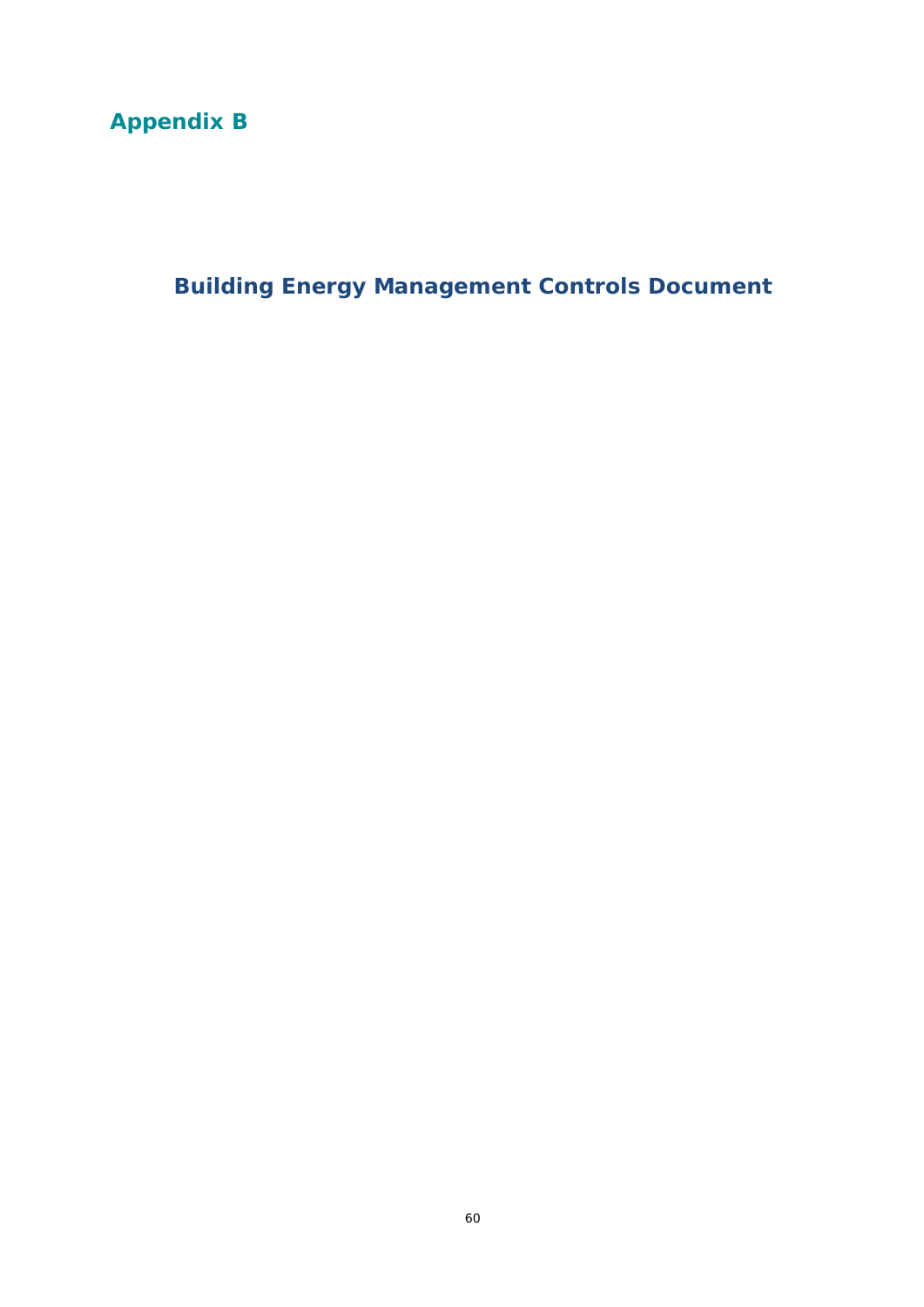## Appendix B

# Building Energy Management Controls Document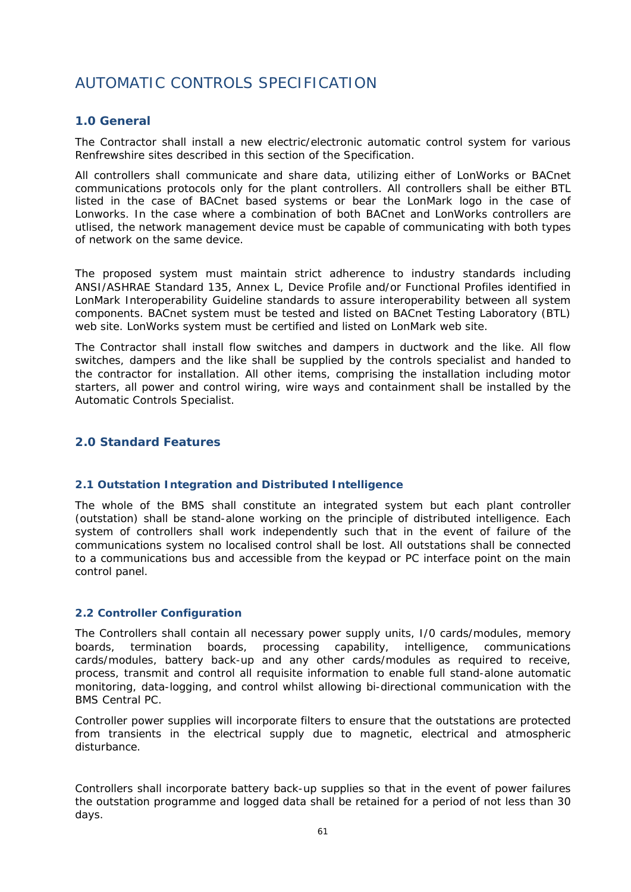# AUTOMATIC CONTROLS SPECIFICATION

## 1.0 General

The Contractor shall install a new electric/electronic automatic control system for various Renfrewshire sites described in this section of the Specification.

All controllers shall communicate and share data, utilizing either of LonWorks or BACnet communications protocols only for the plant controllers. All controllers shall be either BTL listed in the case of BACnet based systems or bear the LonMark logo in the case of Lonworks. In the case where a combination of both BACnet and LonWorks controllers are utlised, the network management device must be capable of communicating with both types of network on the same device.

The proposed system must maintain strict adherence to industry standards including ANSI/ASHRAE Standard 135, Annex L, Device Profile and/or Functional Profiles identified in LonMark Interoperability Guideline standards to assure interoperability between all system components. BACnet system must be tested and listed on BACnet Testing Laboratory (BTL) web site. LonWorks system must be certified and listed on LonMark web site.

The Contractor shall install flow switches and dampers in ductwork and the like. All flow switches, dampers and the like shall be supplied by the controls specialist and handed to the contractor for installation. All other items, comprising the installation including motor starters, all power and control wiring, wire ways and containment shall be installed by the Automatic Controls Specialist.

## 2.0 Standard Features

### 2.1 Outstation Integration and Distributed Intelligence

The whole of the BMS shall constitute an integrated system but each plant controller (outstation) shall be stand-alone working on the principle of distributed intelligence. Each system of controllers shall work independently such that in the event of failure of the communications system no localised control shall be lost. All outstations shall be connected to a communications bus and accessible from the keypad or PC interface point on the main control panel.

### 2.2 Controller Configuration

The Controllers shall contain all necessary power supply units, I/0 cards/modules, memory boards, termination boards, processing capability, intelligence, communications cards/modules, battery back-up and any other cards/modules as required to receive, process, transmit and control all requisite information to enable full stand-alone automatic monitoring, data-logging, and control whilst allowing bi-directional communication with the BMS Central PC.

Controller power supplies will incorporate filters to ensure that the outstations are protected from transients in the electrical supply due to magnetic, electrical and atmospheric disturbance.

Controllers shall incorporate battery back-up supplies so that in the event of power failures the outstation programme and logged data shall be retained for a period of not less than 30 days.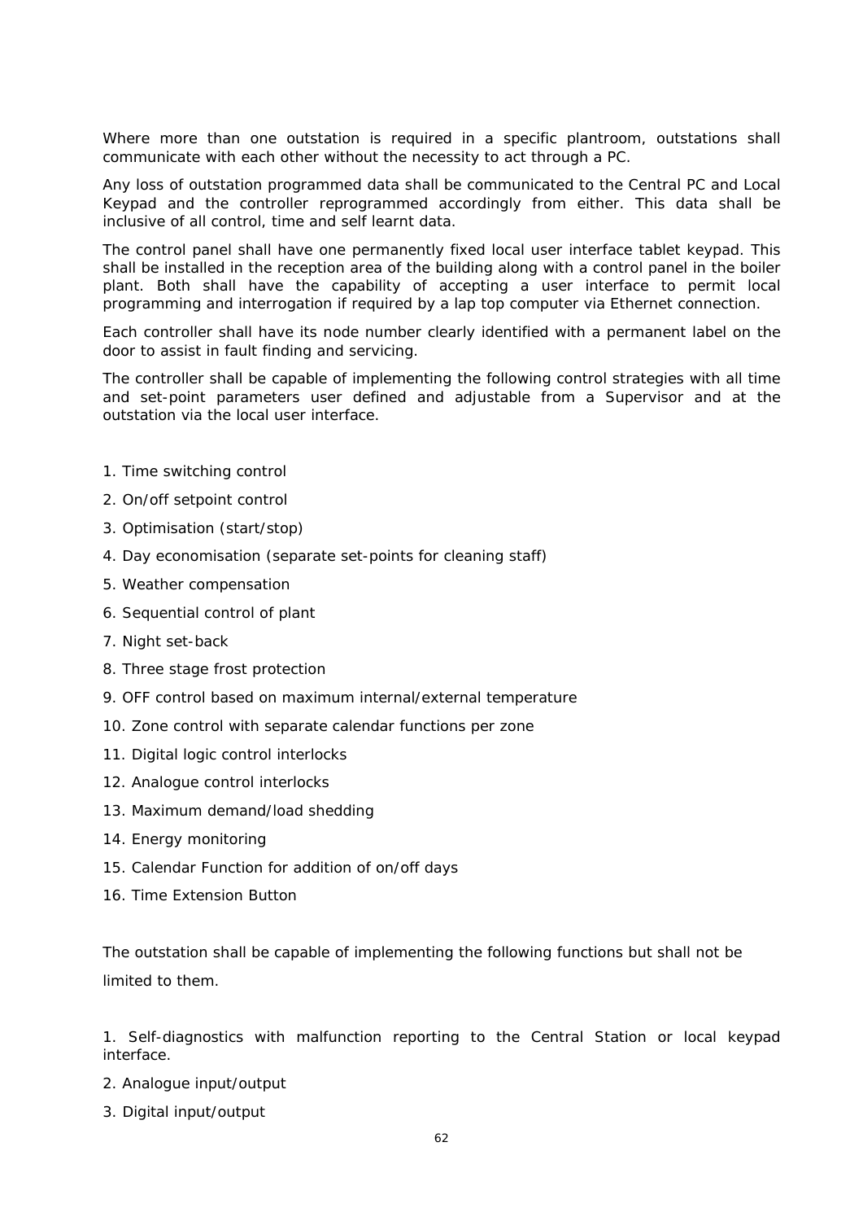Where more than one outstation is required in a specific plantroom, outstations shall communicate with each other without the necessity to act through a PC.

Any loss of outstation programmed data shall be communicated to the Central PC and Local Keypad and the controller reprogrammed accordingly from either. This data shall be inclusive of all control, time and self learnt data.

The control panel shall have one permanently fixed local user interface tablet keypad. This shall be installed in the reception area of the building along with a control panel in the boiler plant. Both shall have the capability of accepting a user interface to permit local programming and interrogation if required by a lap top computer via Ethernet connection.

Each controller shall have its node number clearly identified with a permanent label on the door to assist in fault finding and servicing.

The controller shall be capable of implementing the following control strategies with all time and set-point parameters user defined and adjustable from a Supervisor and at the outstation via the local user interface.

1. Time switching control
2. On/off setpoint control
3. Optimisation (start/stop)
4. Day economisation (separate set-points for cleaning staff)
5. Weather compensation
6. Sequential control of plant
7. Night set-back
8. Three stage frost protection
9. OFF control based on maximum internal/external temperature
10. Zone control with separate calendar functions per zone
11. Digital logic control interlocks
12. Analogue control interlocks
13. Maximum demand/load shedding
14. Energy monitoring
15. Calendar Function for addition of on/off days
16. Time Extension Button

The outstation shall be capable of implementing the following functions but shall not be limited to them.

1. Self-diagnostics with malfunction reporting to the Central Station or local keypad interface.
2. Analogue input/output
3. Digital input/output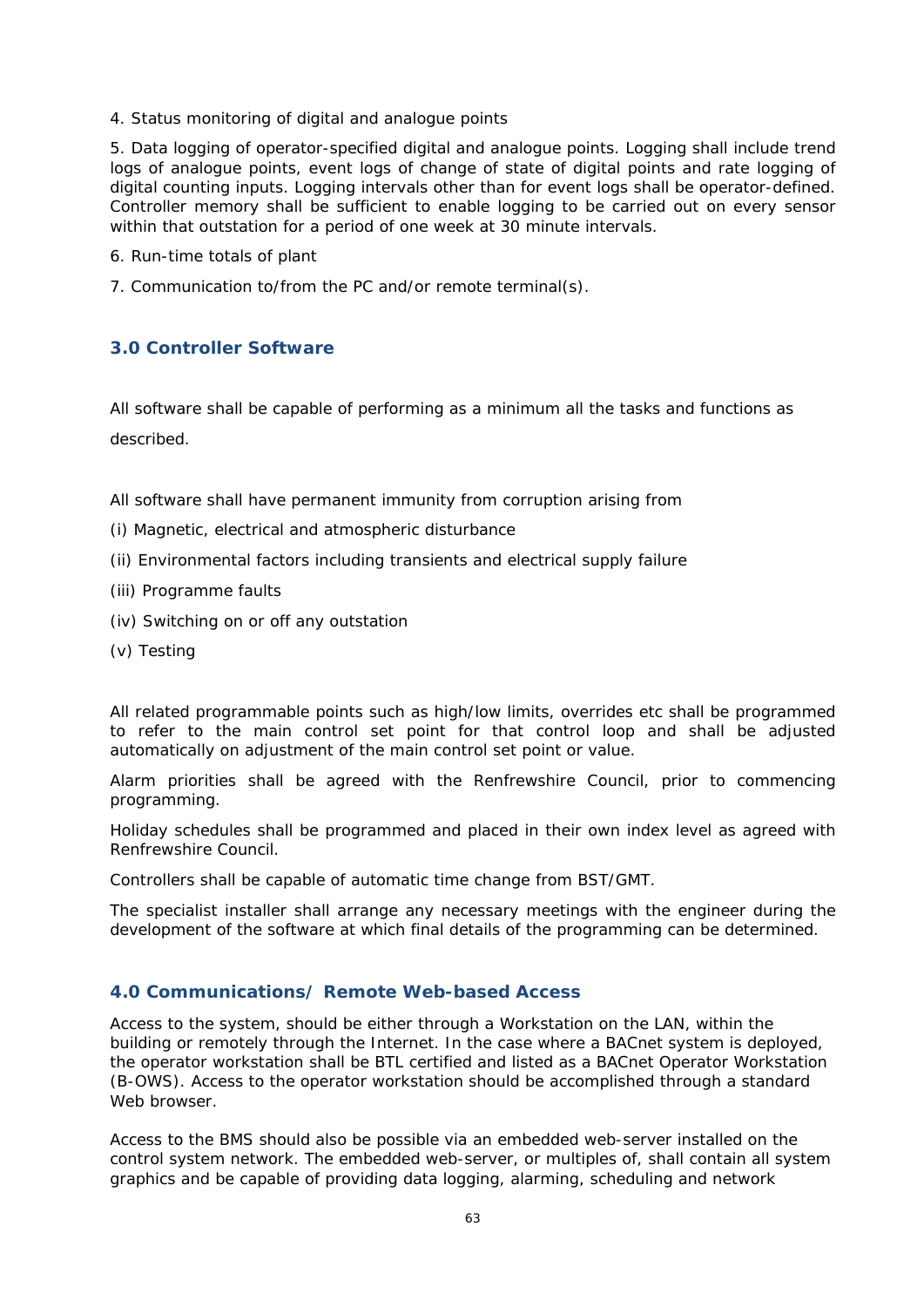4. Status monitoring of digital and analogue points

5. Data logging of operator-specified digital and analogue points. Logging shall include trend logs of analogue points, event logs of change of state of digital points and rate logging of digital counting inputs. Logging intervals other than for event logs shall be operator-defined. Controller memory shall be sufficient to enable logging to be carried out on every sensor within that outstation for a period of one week at 30 minute intervals.

6. Run-time totals of plant

7. Communication to/from the PC and/or remote terminal(s).

### 3.0 Controller Software

All software shall be capable of performing as a minimum all the tasks and functions as described.

All software shall have permanent immunity from corruption arising from

(i) Magnetic, electrical and atmospheric disturbance

(ii) Environmental factors including transients and electrical supply failure

(iii) Programme faults

(iv) Switching on or off any outstation

(v) Testing

All related programmable points such as high/low limits, overrides etc shall be programmed to refer to the main control set point for that control loop and shall be adjusted automatically on adjustment of the main control set point or value.

Alarm priorities shall be agreed with the Renfrewshire Council, prior to commencing programming.

Holiday schedules shall be programmed and placed in their own index level as agreed with Renfrewshire Council.

Controllers shall be capable of automatic time change from BST/GMT.

The specialist installer shall arrange any necessary meetings with the engineer during the development of the software at which final details of the programming can be determined.

### 4.0 Communications/ Remote Web-based Access

Access to the system, should be either through a Workstation on the LAN, within the building or remotely through the Internet. In the case where a BACnet system is deployed, the operator workstation shall be BTL certified and listed as a BACnet Operator Workstation (B-OWS). Access to the operator workstation should be accomplished through a standard Web browser.

Access to the BMS should also be possible via an embedded web-server installed on the control system network. The embedded web-server, or multiples of, shall contain all system graphics and be capable of providing data logging, alarming, scheduling and network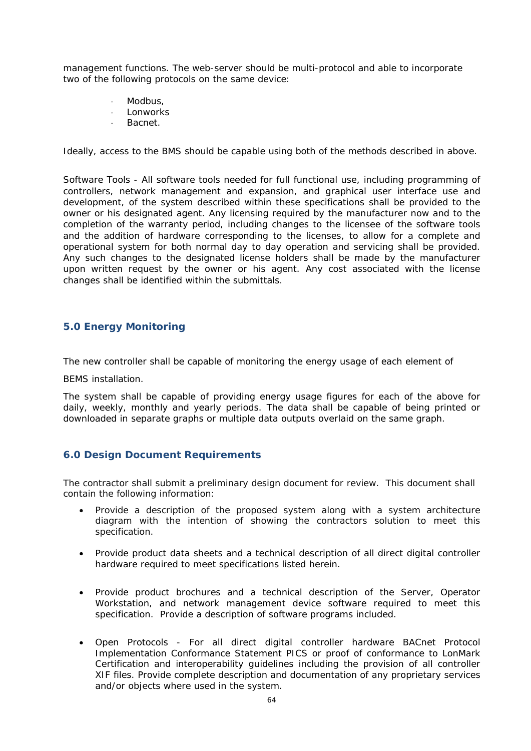management functions. The web-server should be multi-protocol and able to incorporate two of the following protocols on the same device:

- Modbus,
- Lonworks
- Bacnet.

Ideally, access to the BMS should be capable using both of the methods described in above.

Software Tools - All software tools needed for full functional use, including programming of controllers, network management and expansion, and graphical user interface use and development, of the system described within these specifications shall be provided to the owner or his designated agent. Any licensing required by the manufacturer now and to the completion of the warranty period, including changes to the licensee of the software tools and the addition of hardware corresponding to the licenses, to allow for a complete and operational system for both normal day to day operation and servicing shall be provided. Any such changes to the designated license holders shall be made by the manufacturer upon written request by the owner or his agent. Any cost associated with the license changes shall be identified within the submittals.

## 5.0 Energy Monitoring

The new controller shall be capable of monitoring the energy usage of each element of

BEMS installation.

The system shall be capable of providing energy usage figures for each of the above for daily, weekly, monthly and yearly periods. The data shall be capable of being printed or downloaded in separate graphs or multiple data outputs overlaid on the same graph.

## 6.0 Design Document Requirements

The contractor shall submit a preliminary design document for review. This document shall contain the following information:

- Provide a description of the proposed system along with a system architecture diagram with the intention of showing the contractors solution to meet this specification.
- Provide product data sheets and a technical description of all direct digital controller hardware required to meet specifications listed herein.
- Provide product brochures and a technical description of the Server, Operator Workstation, and network management device software required to meet this specification. Provide a description of software programs included.
- Open Protocols - For all direct digital controller hardware BACnet Protocol Implementation Conformance Statement PICS or proof of conformance to LonMark Certification and interoperability guidelines including the provision of all controller XIF files. Provide complete description and documentation of any proprietary services and/or objects where used in the system.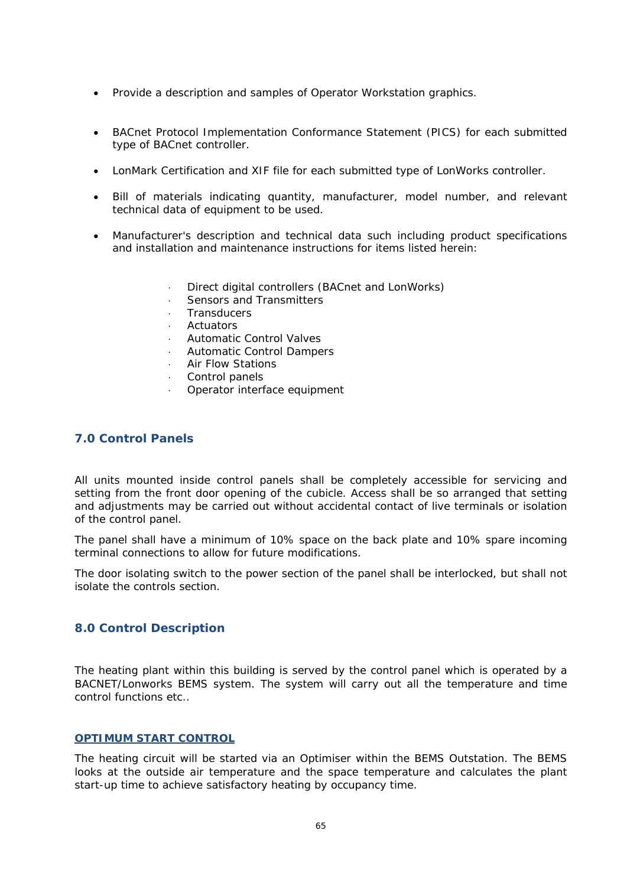- Provide a description and samples of Operator Workstation graphics.

- BACnet Protocol Implementation Conformance Statement (PICS) for each submitted type of BACnet controller.

- LonMark Certification and XIF file for each submitted type of LonWorks controller.

- Bill of materials indicating quantity, manufacturer, model number, and relevant technical data of equipment to be used.

- Manufacturer's description and technical data such including product specifications and installation and maintenance instructions for items listed herein:

    - Direct digital controllers (BACnet and LonWorks)
    - Sensors and Transmitters
    - Transducers
    - Actuators
    - Automatic Control Valves
    - Automatic Control Dampers
    - Air Flow Stations
    - Control panels
    - Operator interface equipment

## 7.0 Control Panels

All units mounted inside control panels shall be completely accessible for servicing and setting from the front door opening of the cubicle. Access shall be so arranged that setting and adjustments may be carried out without accidental contact of live terminals or isolation of the control panel.

The panel shall have a minimum of 10% space on the back plate and 10% spare incoming terminal connections to allow for future modifications.

The door isolating switch to the power section of the panel shall be interlocked, but shall not isolate the controls section.

## 8.0 Control Description

The heating plant within this building is served by the control panel which is operated by a BACNET/Lonworks BEMS system. The system will carry out all the temperature and time control functions etc..

### OPTIMUM START CONTROL

The heating circuit will be started via an Optimiser within the BEMS Outstation. The BEMS looks at the outside air temperature and the space temperature and calculates the plant start-up time to achieve satisfactory heating by occupancy time.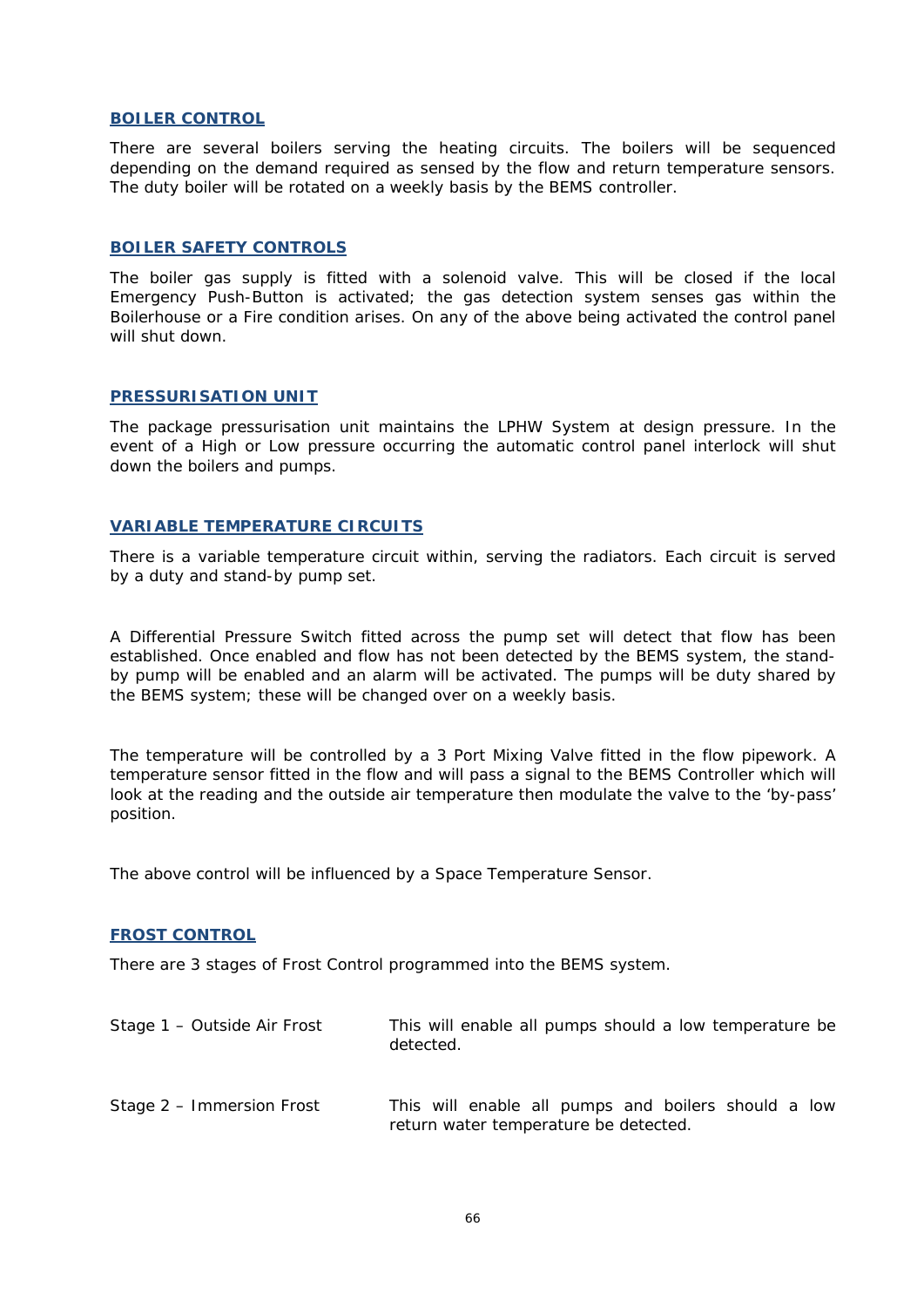## BOILER CONTROL

There are several boilers serving the heating circuits. The boilers will be sequenced depending on the demand required as sensed by the flow and return temperature sensors. The duty boiler will be rotated on a weekly basis by the BEMS controller.

## BOILER SAFETY CONTROLS

The boiler gas supply is fitted with a solenoid valve. This will be closed if the local Emergency Push-Button is activated; the gas detection system senses gas within the Boilerhouse or a Fire condition arises. On any of the above being activated the control panel will shut down.

## PRESSURISATION UNIT

The package pressurisation unit maintains the LPHW System at design pressure. In the event of a High or Low pressure occurring the automatic control panel interlock will shut down the boilers and pumps.

## VARIABLE TEMPERATURE CIRCUITS

There is a variable temperature circuit within, serving the radiators. Each circuit is served by a duty and stand-by pump set.

A Differential Pressure Switch fitted across the pump set will detect that flow has been established. Once enabled and flow has not been detected by the BEMS system, the stand-by pump will be enabled and an alarm will be activated. The pumps will be duty shared by the BEMS system; these will be changed over on a weekly basis.

The temperature will be controlled by a 3 Port Mixing Valve fitted in the flow pipework. A temperature sensor fitted in the flow and will pass a signal to the BEMS Controller which will look at the reading and the outside air temperature then modulate the valve to the 'by-pass' position.

The above control will be influenced by a Space Temperature Sensor.

## FROST CONTROL

There are 3 stages of Frost Control programmed into the BEMS system.

| | |
|---|---|
| Stage 1 – Outside Air Frost | This will enable all pumps should a low temperature be detected. |
| Stage 2 – Immersion Frost | This will enable all pumps and boilers should a low return water temperature be detected. |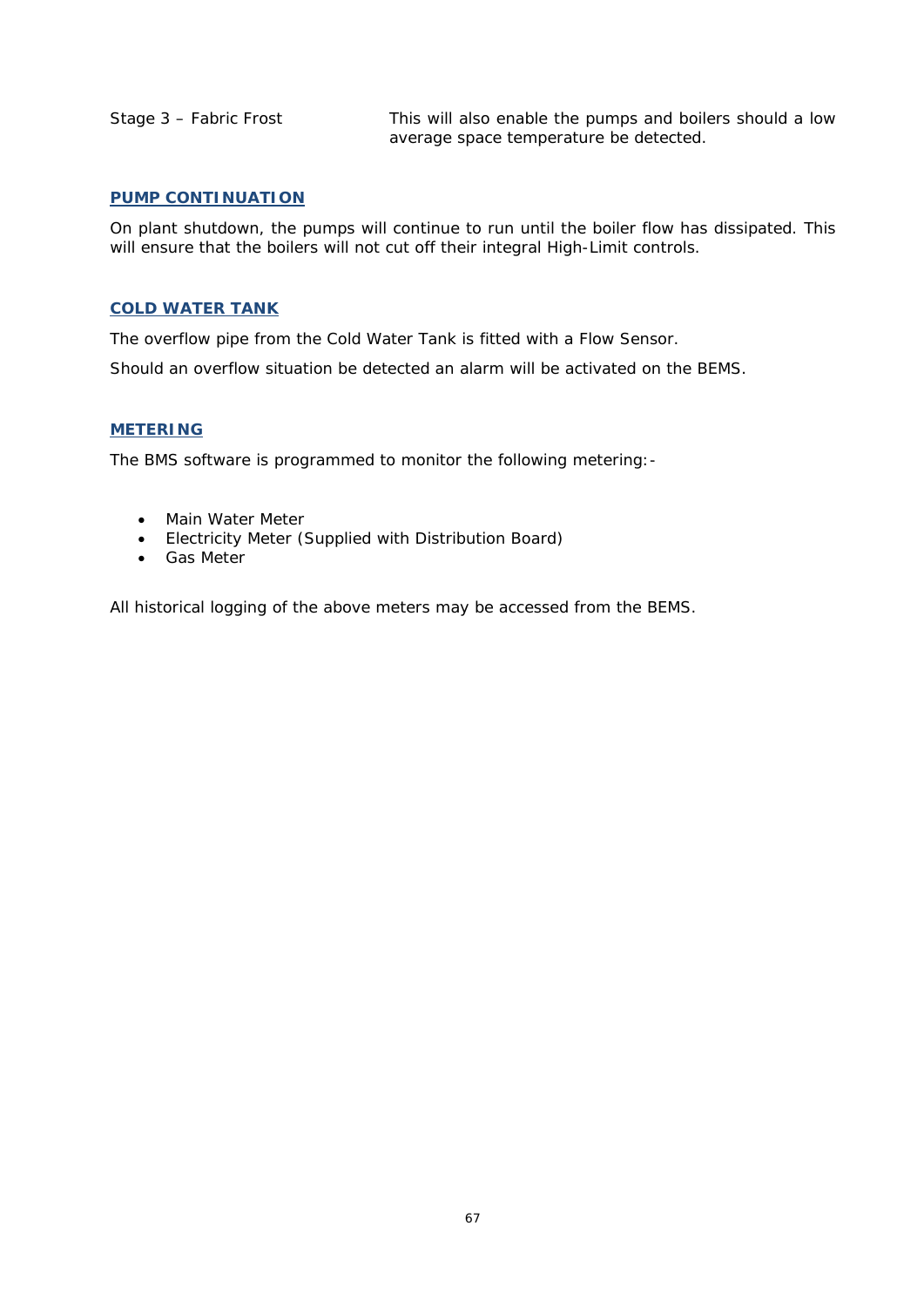| | |
|---|---|
| Stage 3 – Fabric Frost | This will also enable the pumps and boilers should a low average space temperature be detected. |

### PUMP CONTINUATION

On plant shutdown, the pumps will continue to run until the boiler flow has dissipated. This will ensure that the boilers will not cut off their integral High-Limit controls.

### COLD WATER TANK

The overflow pipe from the Cold Water Tank is fitted with a Flow Sensor.

Should an overflow situation be detected an alarm will be activated on the BEMS.

### METERING

The BMS software is programmed to monitor the following metering:-

- Main Water Meter
- Electricity Meter (Supplied with Distribution Board)
- Gas Meter

All historical logging of the above meters may be accessed from the BEMS.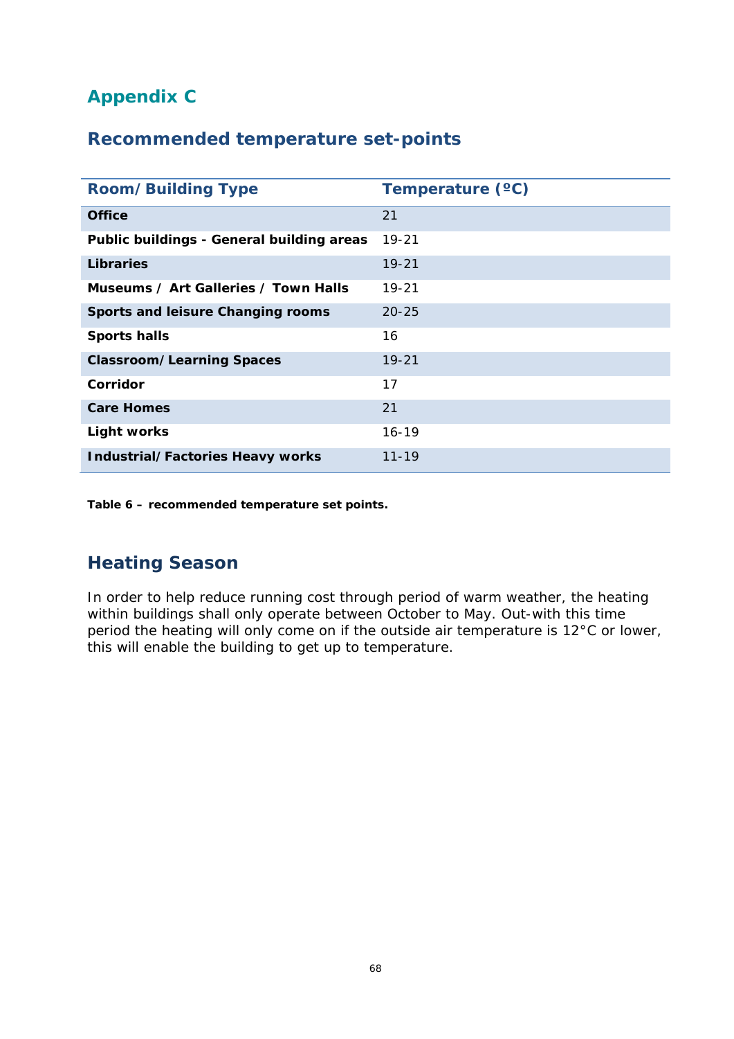# Appendix C

## Recommended temperature set-points

| Room/Building Type | Temperature (ºC) |
|---|---|
| **Office** | 21 |
| **Public buildings - General building areas** | 19-21 |
| **Libraries** | 19-21 |
| **Museums / Art Galleries / Town Halls** | 19-21 |
| **Sports and leisure Changing rooms** | 20-25 |
| **Sports halls** | 16 |
| **Classroom/Learning Spaces** | 19-21 |
| **Corridor** | 17 |
| **Care Homes** | 21 |
| **Light works** | 16-19 |
| **Industrial/Factories Heavy works** | 11-19 |

**Table 6 – recommended temperature set points.**

## Heating Season

In order to help reduce running cost through period of warm weather, the heating within buildings shall only operate between October to May. Out-with this time period the heating will only come on if the outside air temperature is 12°C or lower, this will enable the building to get up to temperature.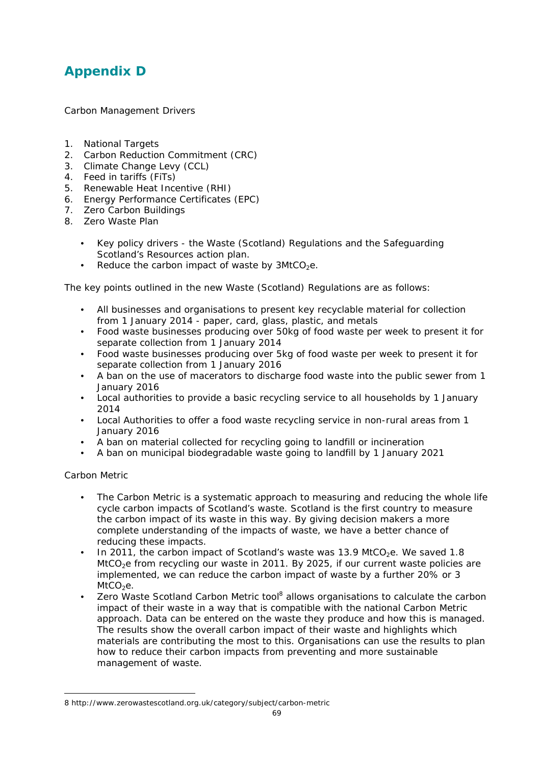# Appendix D

Carbon Management Drivers

1. National Targets
2. Carbon Reduction Commitment (CRC)
3. Climate Change Levy (CCL)
4. Feed in tariffs (FiTs)
5. Renewable Heat Incentive (RHI)
6. Energy Performance Certificates (EPC)
7. Zero Carbon Buildings
8. Zero Waste Plan

   - Key policy drivers - the Waste (Scotland) Regulations and the Safeguarding Scotland's Resources action plan.
   - Reduce the carbon impact of waste by $3MtCO_2e$.

The key points outlined in the new Waste (Scotland) Regulations are as follows:

- All businesses and organisations to present key recyclable material for collection from 1 January 2014 - paper, card, glass, plastic, and metals
- Food waste businesses producing over 50kg of food waste per week to present it for separate collection from 1 January 2014
- Food waste businesses producing over 5kg of food waste per week to present it for separate collection from 1 January 2016
- A ban on the use of macerators to discharge food waste into the public sewer from 1 January 2016
- Local authorities to provide a basic recycling service to all households by 1 January 2014
- Local Authorities to offer a food waste recycling service in non-rural areas from 1 January 2016
- A ban on material collected for recycling going to landfill or incineration
- A ban on municipal biodegradable waste going to landfill by 1 January 2021

Carbon Metric

- The Carbon Metric is a systematic approach to measuring and reducing the whole life cycle carbon impacts of Scotland's waste. Scotland is the first country to measure the carbon impact of its waste in this way. By giving decision makers a more complete understanding of the impacts of waste, we have a better chance of reducing these impacts.
- In 2011, the carbon impact of Scotland's waste was 13.9 $MtCO_2e$. We saved 1.8 $MtCO_2e$ from recycling our waste in 2011. By 2025, if our current waste policies are implemented, we can reduce the carbon impact of waste by a further 20% or 3 $MtCO_2e$.
- Zero Waste Scotland Carbon Metric tool[8] allows organisations to calculate the carbon impact of their waste in a way that is compatible with the national Carbon Metric approach. Data can be entered on the waste they produce and how this is managed. The results show the overall carbon impact of their waste and highlights which materials are contributing the most to this. Organisations can use the results to plan how to reduce their carbon impacts from preventing and more sustainable management of waste.

---

8 http://www.zerowastescotland.org.uk/category/subject/carbon-metric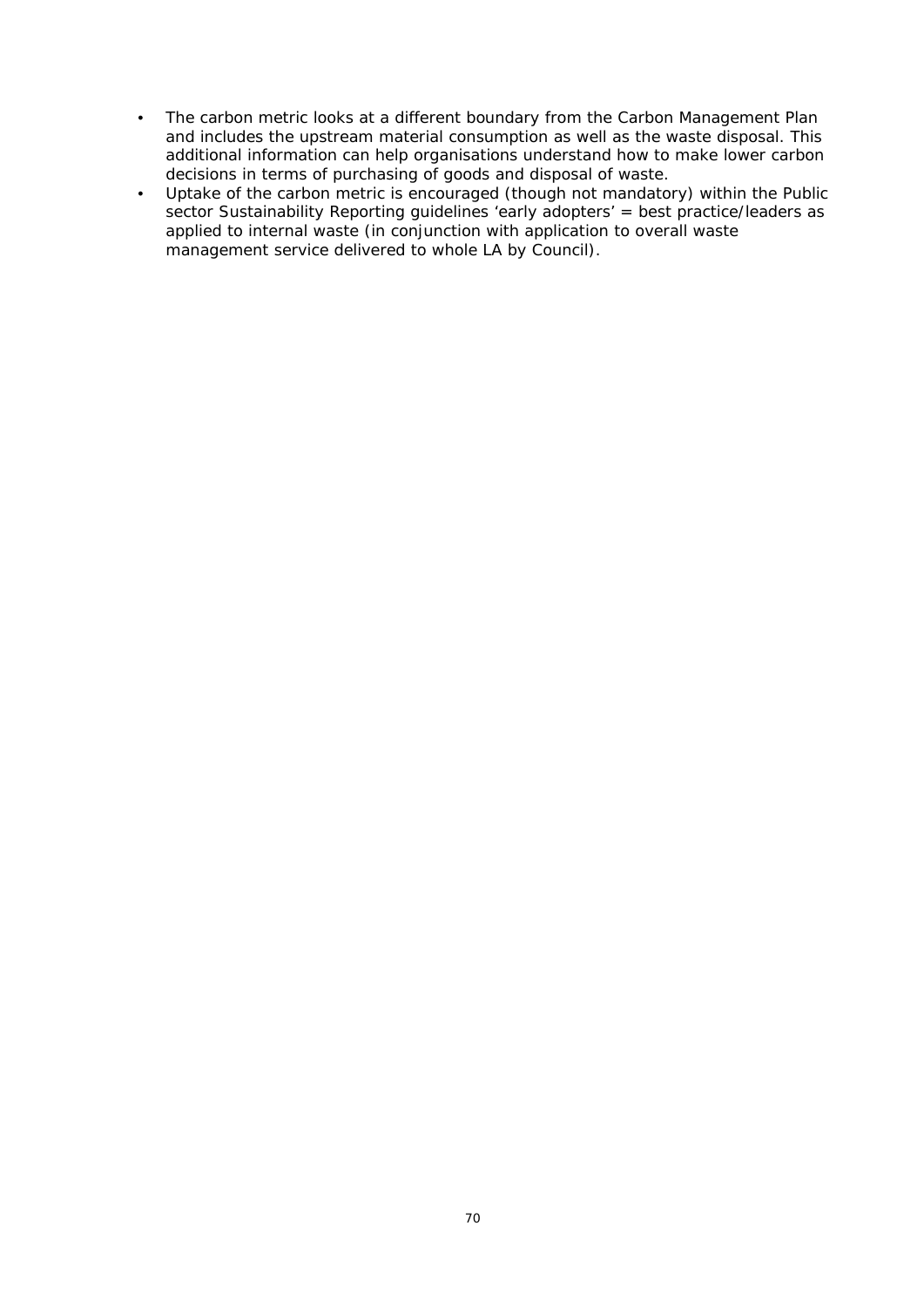- The carbon metric looks at a different boundary from the Carbon Management Plan and includes the upstream material consumption as well as the waste disposal. This additional information can help organisations understand how to make lower carbon decisions in terms of purchasing of goods and disposal of waste.
- Uptake of the carbon metric is encouraged (though not mandatory) within the Public sector Sustainability Reporting guidelines 'early adopters' = best practice/leaders as applied to internal waste (in conjunction with application to overall waste management service delivered to whole LA by Council).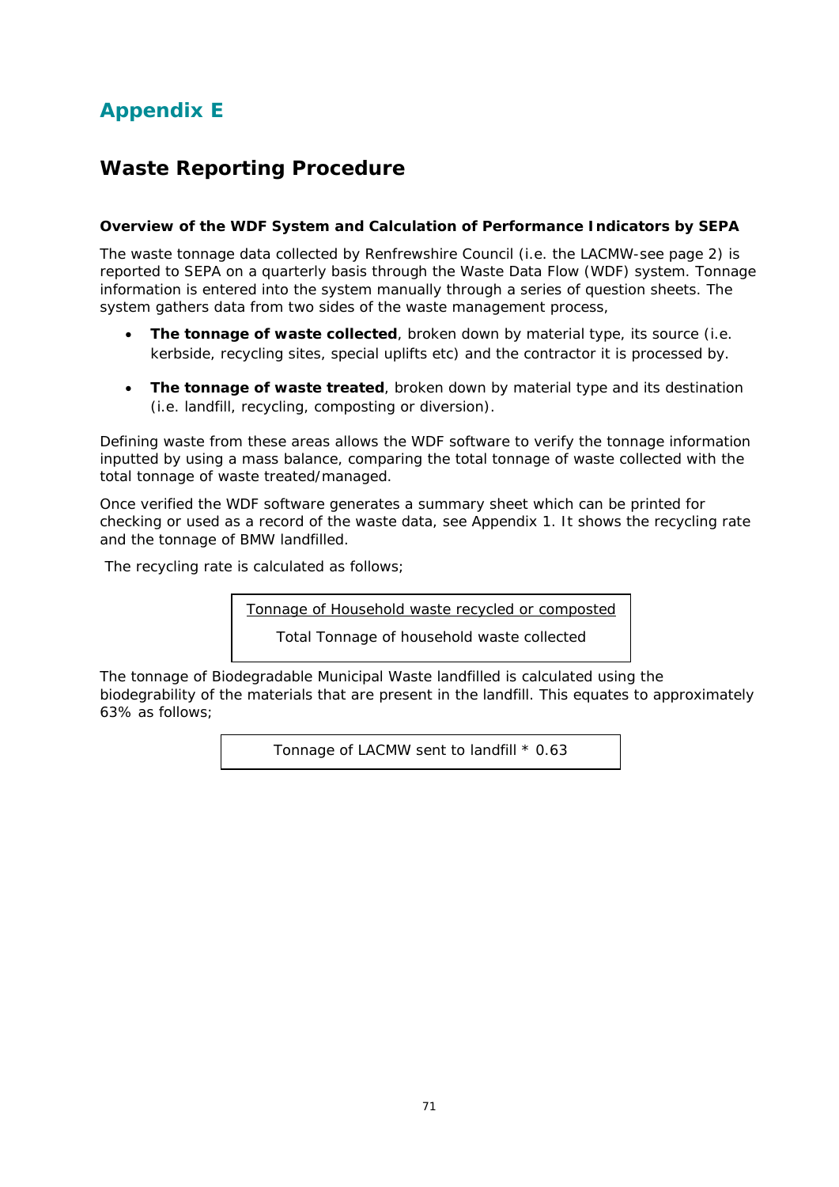# Appendix E

## Waste Reporting Procedure

**Overview of the WDF System and Calculation of Performance Indicators by SEPA**

The waste tonnage data collected by Renfrewshire Council (i.e. the LACMW-see page 2) is reported to SEPA on a quarterly basis through the Waste Data Flow (WDF) system. Tonnage information is entered into the system manually through a series of question sheets. The system gathers data from two sides of the waste management process,

- **The tonnage of waste collected**, broken down by material type, its source (i.e. kerbside, recycling sites, special uplifts etc) and the contractor it is processed by.
- **The tonnage of waste treated**, broken down by material type and its destination (i.e. landfill, recycling, composting or diversion).

Defining waste from these areas allows the WDF software to verify the tonnage information inputted by using a mass balance, comparing the total tonnage of waste collected with the total tonnage of waste treated/managed.

Once verified the WDF software generates a summary sheet which can be printed for checking or used as a record of the waste data, see Appendix 1. It shows the recycling rate and the tonnage of BMW landfilled.

The recycling rate is calculated as follows;

$$\frac{\text{Tonnage of Household waste recycled or composted}}{\text{Total Tonnage of household waste collected}}$$

The tonnage of Biodegradable Municipal Waste landfilled is calculated using the biodegrability of the materials that are present in the landfill. This equates to approximately 63% as follows;

$$\text{Tonnage of LACMW sent to landfill} * 0.63$$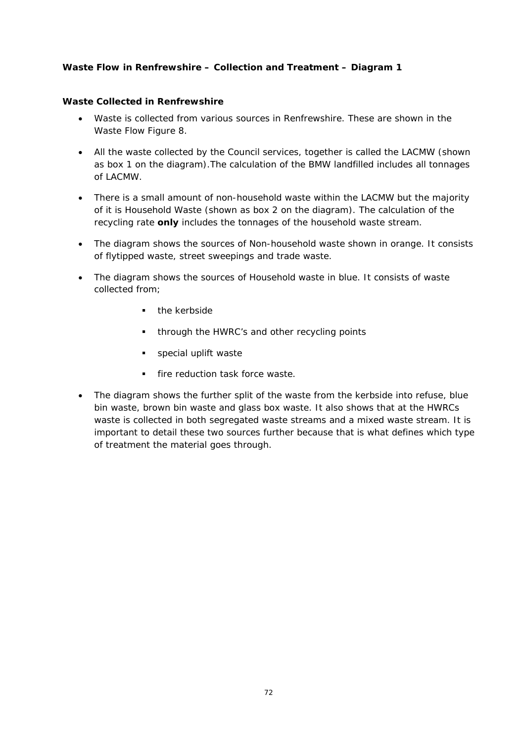**Waste Flow in Renfrewshire – Collection and Treatment – Diagram 1**

**Waste Collected in Renfrewshire**

- Waste is collected from various sources in Renfrewshire. These are shown in the Waste Flow Figure 8.
- All the waste collected by the Council services, together is called the LACMW (shown as box 1 on the diagram).The calculation of the BMW landfilled includes all tonnages of LACMW.
- There is a small amount of non-household waste within the LACMW but the majority of it is Household Waste (shown as box 2 on the diagram). The calculation of the recycling rate **only** includes the tonnages of the household waste stream.
- The diagram shows the sources of Non-household waste shown in orange. It consists of flytipped waste, street sweepings and trade waste.
- The diagram shows the sources of Household waste in blue. It consists of waste collected from;
    - the kerbside
    - through the HWRC's and other recycling points
    - special uplift waste
    - fire reduction task force waste.
- The diagram shows the further split of the waste from the kerbside into refuse, blue bin waste, brown bin waste and glass box waste. It also shows that at the HWRCs waste is collected in both segregated waste streams and a mixed waste stream. It is important to detail these two sources further because that is what defines which type of treatment the material goes through.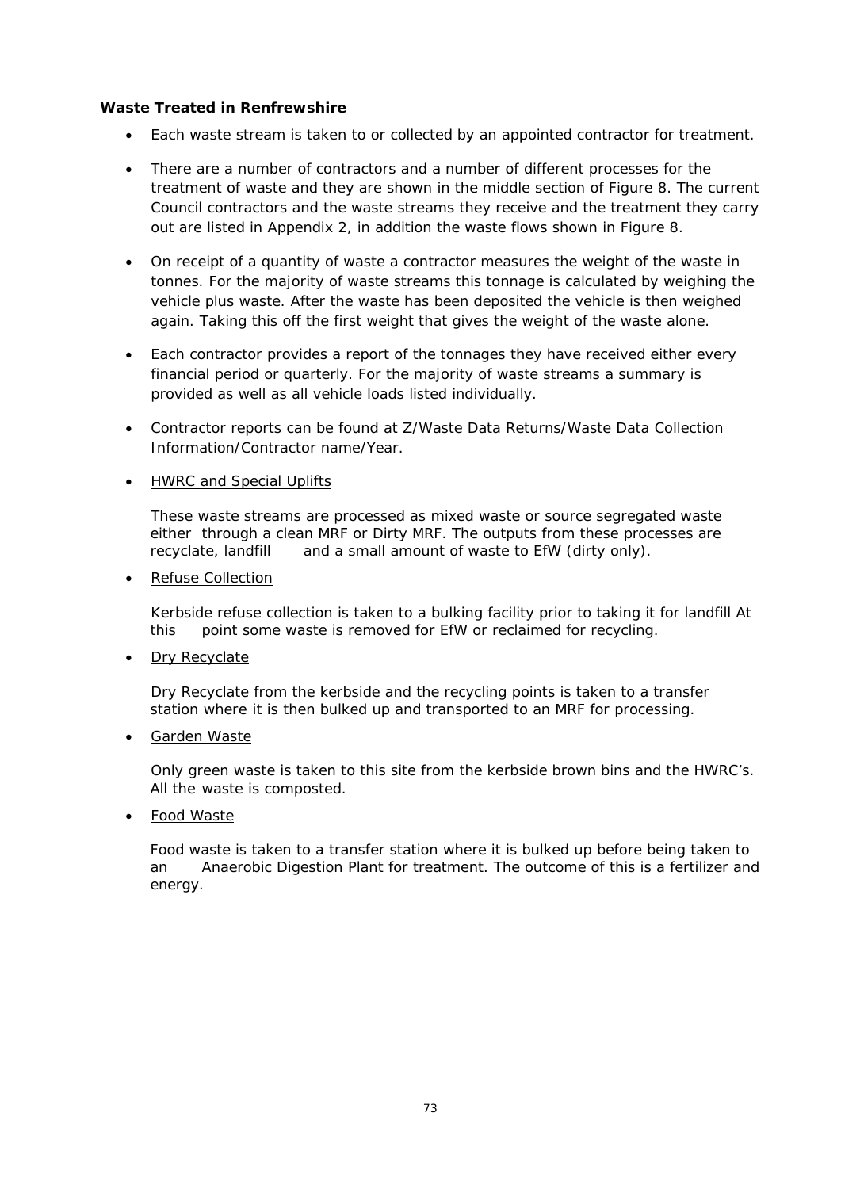**Waste Treated in Renfrewshire**

- Each waste stream is taken to or collected by an appointed contractor for treatment.
- There are a number of contractors and a number of different processes for the treatment of waste and they are shown in the middle section of Figure 8. The current Council contractors and the waste streams they receive and the treatment they carry out are listed in Appendix 2, in addition the waste flows shown in Figure 8.
- On receipt of a quantity of waste a contractor measures the weight of the waste in tonnes. For the majority of waste streams this tonnage is calculated by weighing the vehicle plus waste. After the waste has been deposited the vehicle is then weighed again. Taking this off the first weight that gives the weight of the waste alone.
- Each contractor provides a report of the tonnages they have received either every financial period or quarterly. For the majority of waste streams a summary is provided as well as all vehicle loads listed individually.
- Contractor reports can be found at Z/Waste Data Returns/Waste Data Collection Information/Contractor name/Year.
- <u>HWRC and Special Uplifts</u>

  These waste streams are processed as mixed waste or source segregated waste either through a clean MRF or Dirty MRF. The outputs from these processes are recyclate, landfill and a small amount of waste to EfW (dirty only).

- <u>Refuse Collection</u>

  Kerbside refuse collection is taken to a bulking facility prior to taking it for landfill At this point some waste is removed for EfW or reclaimed for recycling.

- <u>Dry Recyclate</u>

  Dry Recyclate from the kerbside and the recycling points is taken to a transfer station where it is then bulked up and transported to an MRF for processing.

- <u>Garden Waste</u>

  Only green waste is taken to this site from the kerbside brown bins and the HWRC's. All the waste is composted.

- <u>Food Waste</u>

  Food waste is taken to a transfer station where it is bulked up before being taken to an Anaerobic Digestion Plant for treatment. The outcome of this is a fertilizer and energy.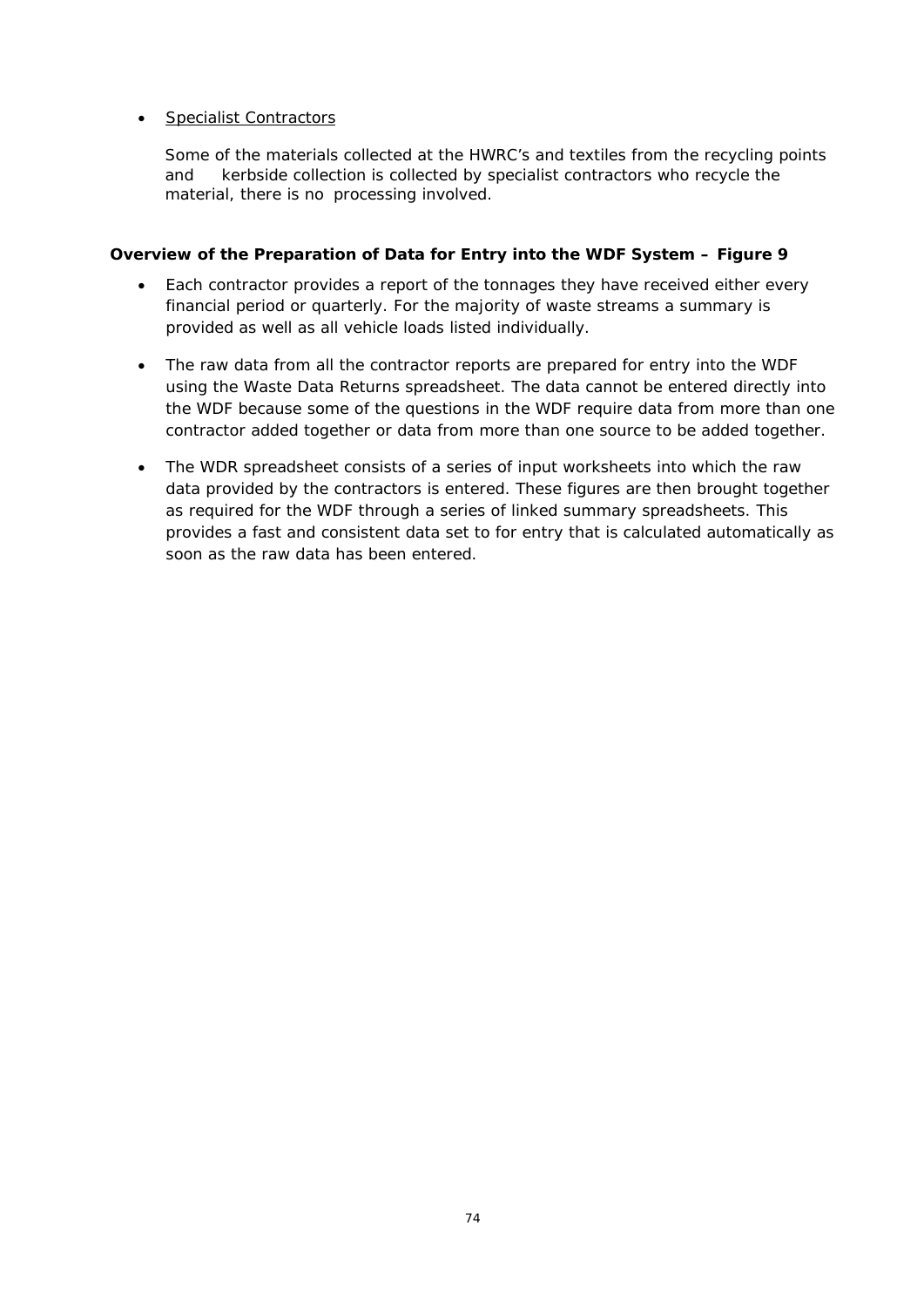- <u>Specialist Contractors</u>

  Some of the materials collected at the HWRC's and textiles from the recycling points and kerbside collection is collected by specialist contractors who recycle the material, there is no processing involved.

**Overview of the Preparation of Data for Entry into the WDF System – Figure 9**

- Each contractor provides a report of the tonnages they have received either every financial period or quarterly. For the majority of waste streams a summary is provided as well as all vehicle loads listed individually.

- The raw data from all the contractor reports are prepared for entry into the WDF using the Waste Data Returns spreadsheet. The data cannot be entered directly into the WDF because some of the questions in the WDF require data from more than one contractor added together or data from more than one source to be added together.

- The WDR spreadsheet consists of a series of input worksheets into which the raw data provided by the contractors is entered. These figures are then brought together as required for the WDF through a series of linked summary spreadsheets. This provides a fast and consistent data set to for entry that is calculated automatically as soon as the raw data has been entered.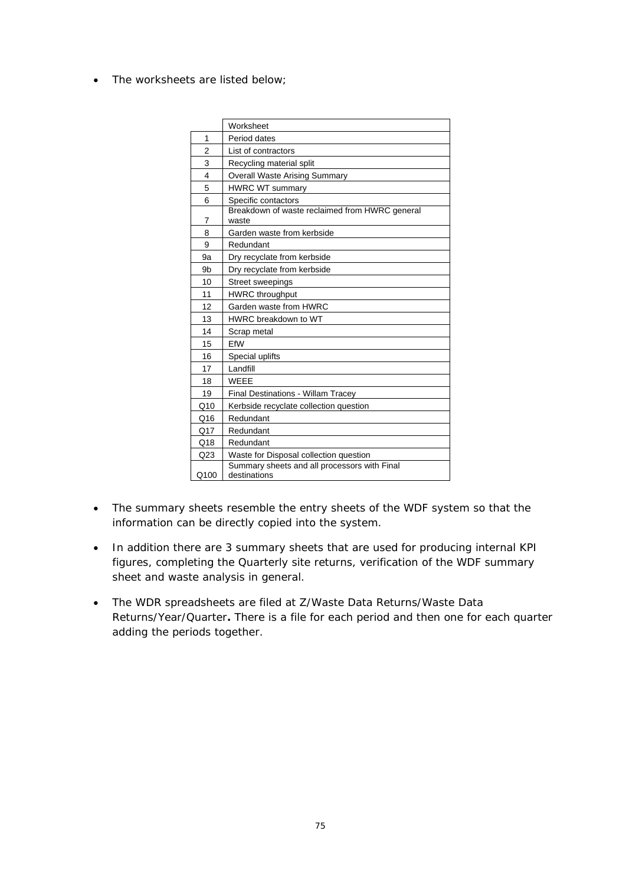- The worksheets are listed below;

|  | Worksheet |
|---|---|
| 1 | Period dates |
| 2 | List of contractors |
| 3 | Recycling material split |
| 4 | Overall Waste Arising Summary |
| 5 | HWRC WT summary |
| 6 | Specific contactors |
| 7 | Breakdown of waste reclaimed from HWRC general waste |
| 8 | Garden waste from kerbside |
| 9 | Redundant |
| 9a | Dry recyclate from kerbside |
| 9b | Dry recyclate from kerbside |
| 10 | Street sweepings |
| 11 | HWRC throughput |
| 12 | Garden waste from HWRC |
| 13 | HWRC breakdown to WT |
| 14 | Scrap metal |
| 15 | EfW |
| 16 | Special uplifts |
| 17 | Landfill |
| 18 | WEEE |
| 19 | Final Destinations - Willam Tracey |
| Q10 | Kerbside recyclate collection question |
| Q16 | Redundant |
| Q17 | Redundant |
| Q18 | Redundant |
| Q23 | Waste for Disposal collection question |
| Q100 | Summary sheets and all processors with Final destinations |

- The summary sheets resemble the entry sheets of the WDF system so that the information can be directly copied into the system.
- In addition there are 3 summary sheets that are used for producing internal KPI figures, completing the Quarterly site returns, verification of the WDF summary sheet and waste analysis in general.
- The WDR spreadsheets are filed at Z/Waste Data Returns/Waste Data Returns/Year/Quarter**.** There is a file for each period and then one for each quarter adding the periods together.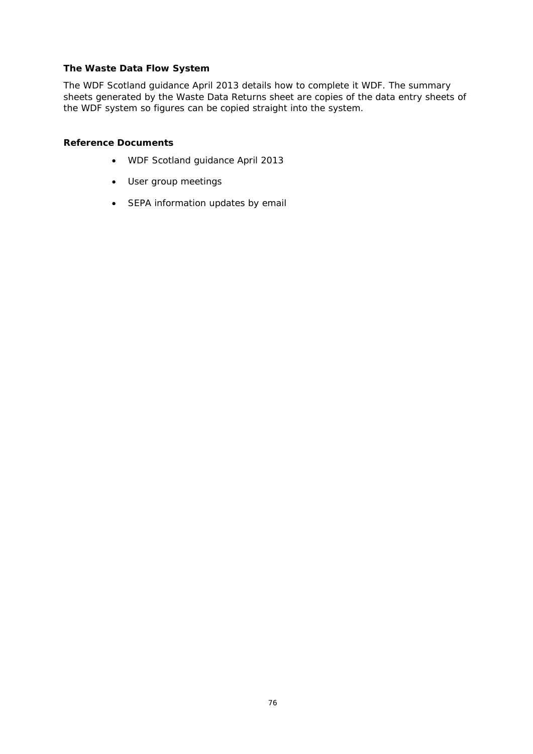**The Waste Data Flow System**

The WDF Scotland guidance April 2013 details how to complete it WDF. The summary sheets generated by the Waste Data Returns sheet are copies of the data entry sheets of the WDF system so figures can be copied straight into the system.

**Reference Documents**

- WDF Scotland guidance April 2013
- User group meetings
- SEPA information updates by email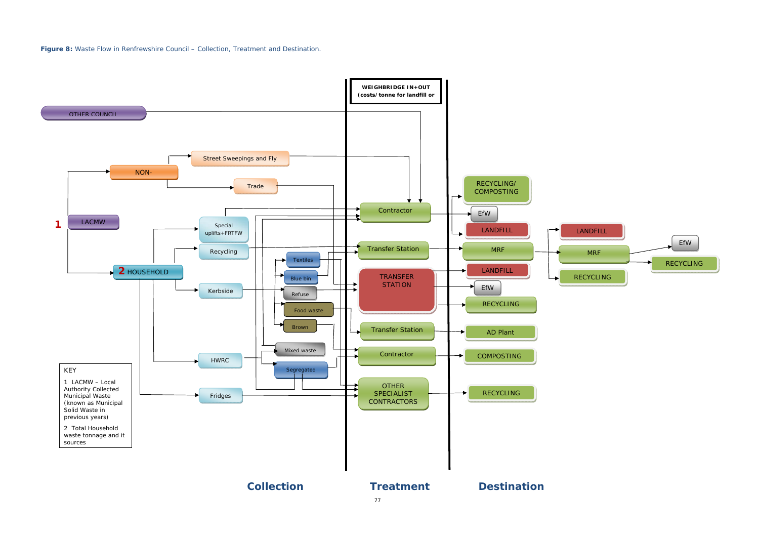**Figure 8:** Waste Flow in Renfrewshire Council – Collection, Treatment and Destination.

WEIGHBRIDGE IN+OUT
(costs/tonne for landfill or

OTHER COUNCIL

NON-

Street Sweepings and Fly

Trade

1 LACMW

Special uplifts+FRTFW

Contractor

EfW

RECYCLING/ COMPOSTING

LANDFILL

Recycling

Transfer Station

MRF

LANDFILL

MRF

EfW

RECYCLING

2 HOUSEHOLD

Textiles

Blue bin

RECYCLING

LANDFILL

Kerbside

Refuse

TRANSFER STATION

EfW

Food waste

RECYCLING

Brown

Transfer Station

AD Plant

Mixed waste

Contractor

COMPOSTING

HWRC

Segregated

Fridges

OTHER SPECIALIST CONTRACTORS

RECYCLING

KEY

1 LACMW – Local Authority Collected Municipal Waste (known as Municipal Solid Waste in previous years)

2 Total Household waste tonnage and it sources

**Collection** **Treatment** **Destination**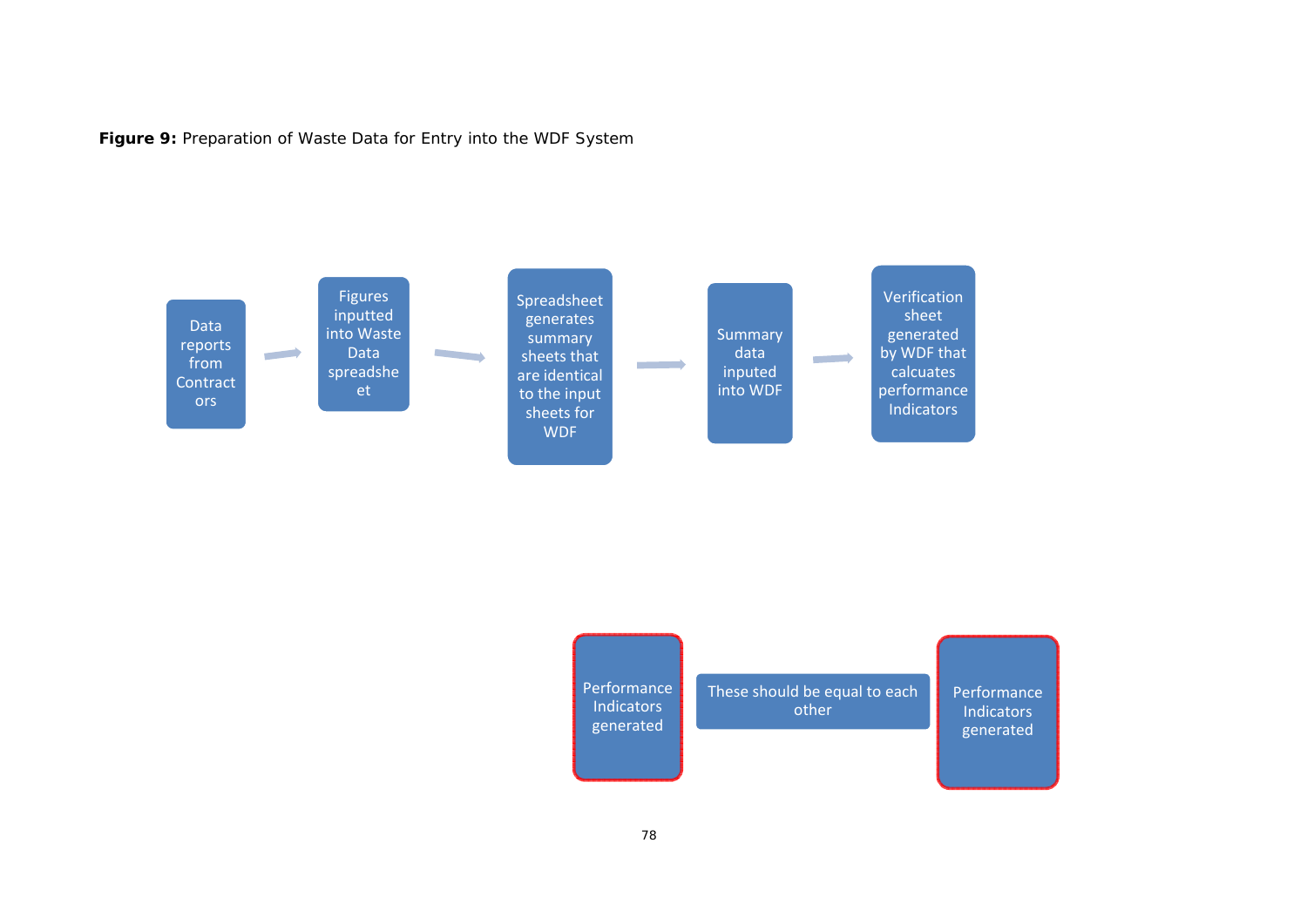**Figure 9:** Preparation of Waste Data for Entry into the WDF System

Data reports from Contractors → Figures inputted into Waste Data spreadsheet → Spreadsheet generates summary sheets that are identical to the input sheets for WDF → Summary data inputed into WDF → Verification sheet generated by WDF that calcuates performance Indicators

Performance Indicators generated — These should be equal to each other — Performance Indicators generated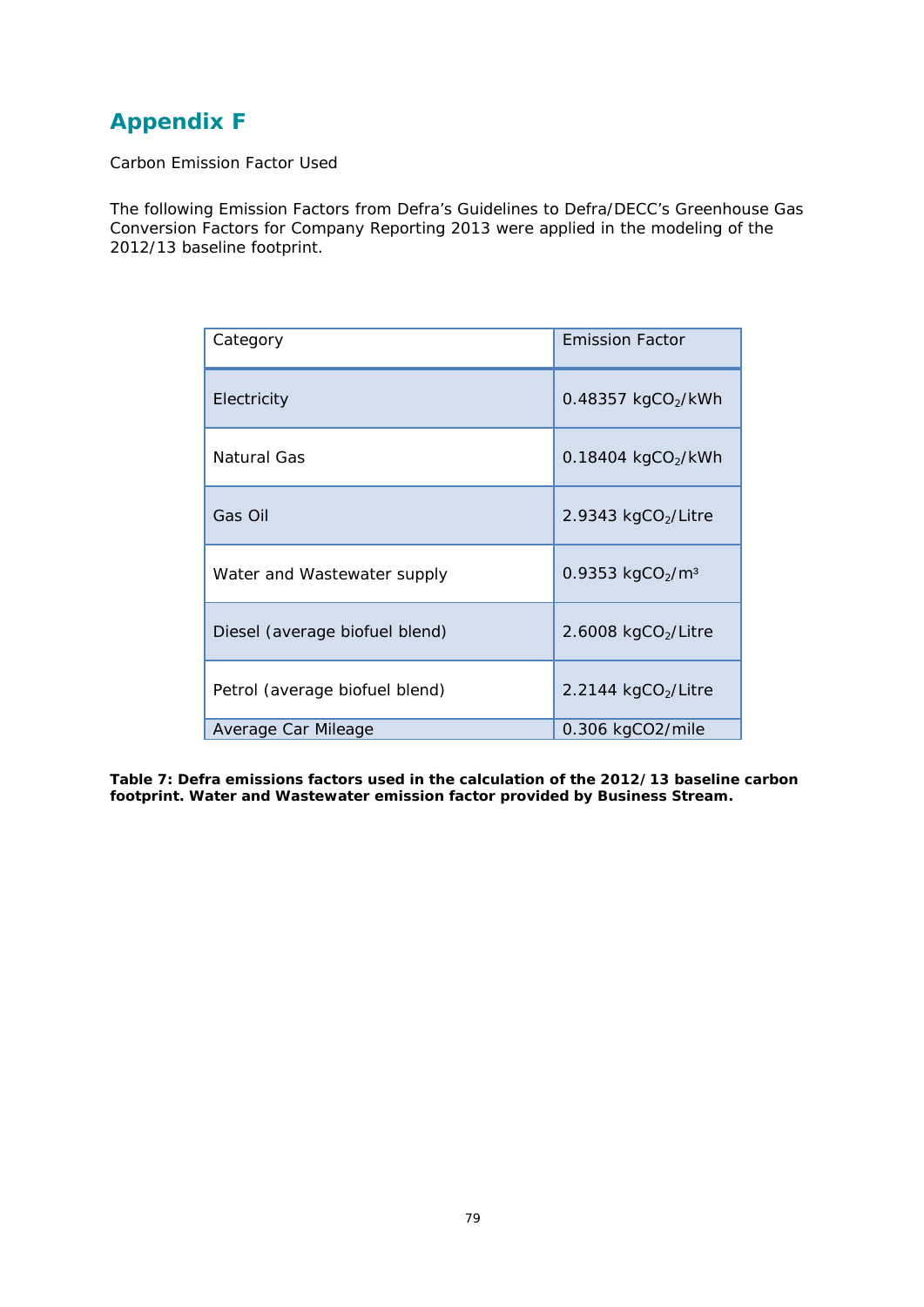# Appendix F

Carbon Emission Factor Used

The following Emission Factors from Defra's Guidelines to Defra/DECC's Greenhouse Gas Conversion Factors for Company Reporting 2013 were applied in the modeling of the 2012/13 baseline footprint.

| Category | Emission Factor |
|---|---|
| Electricity | 0.48357 $kgCO_2/kWh$ |
| Natural Gas | 0.18404 $kgCO_2/kWh$ |
| Gas Oil | 2.9343 $kgCO_2/Litre$ |
| Water and Wastewater supply | 0.9353 $kgCO_2/m^3$ |
| Diesel (average biofuel blend) | 2.6008 $kgCO_2/Litre$ |
| Petrol (average biofuel blend) | 2.2144 $kgCO_2/Litre$ |
| Average Car Mileage | 0.306 kgCO2/mile |

**Table 7: Defra emissions factors used in the calculation of the 2012/ 13 baseline carbon footprint. Water and Wastewater emission factor provided by Business Stream.**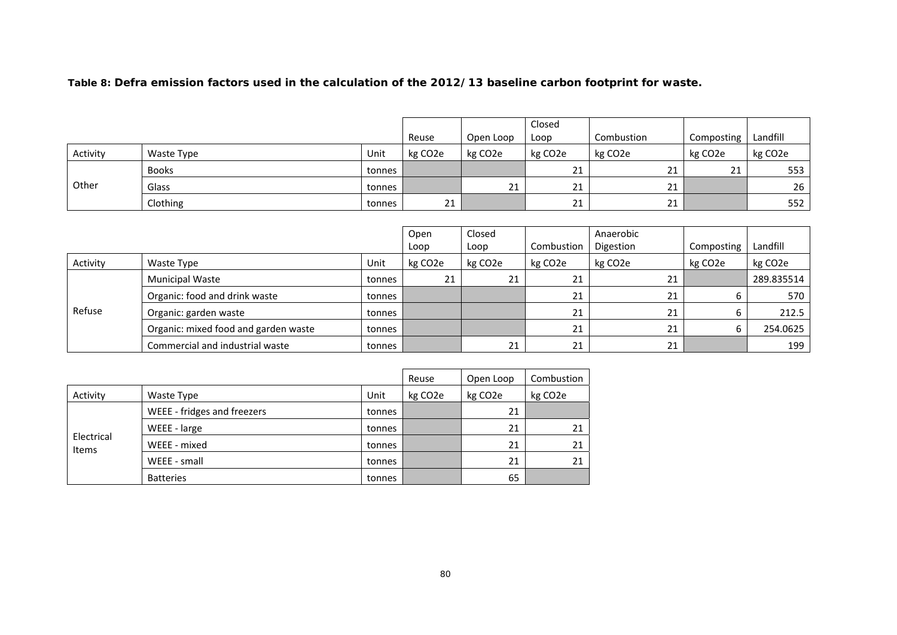**Table 8: Defra emission factors used in the calculation of the 2012/13 baseline carbon footprint for waste.**

| | | | Reuse | Open Loop | Closed Loop | Combustion | Composting | Landfill |
|---|---|---|---|---|---|---|---|---|
| Activity | Waste Type | Unit | kg $CO_2e$ | kg $CO_2e$ | kg $CO_2e$ | kg $CO_2e$ | kg $CO_2e$ | kg $CO_2e$ |
| Other | Books | tonnes | | | 21 | 21 | 21 | 553 |
| | Glass | tonnes | | 21 | 21 | 21 | | 26 |
| | Clothing | tonnes | 21 | | 21 | 21 | | 552 |

| | | | Open Loop | Closed Loop | Combustion | Anaerobic Digestion | Composting | Landfill |
|---|---|---|---|---|---|---|---|---|
| Activity | Waste Type | Unit | kg $CO_2e$ | kg $CO_2e$ | kg $CO_2e$ | kg $CO_2e$ | kg $CO_2e$ | kg $CO_2e$ |
| Refuse | Municipal Waste | tonnes | 21 | 21 | 21 | 21 | | 289.835514 |
| | Organic: food and drink waste | tonnes | | | 21 | 21 | 6 | 570 |
| | Organic: garden waste | tonnes | | | 21 | 21 | 6 | 212.5 |
| | Organic: mixed food and garden waste | tonnes | | | 21 | 21 | 6 | 254.0625 |
| | Commercial and industrial waste | tonnes | | 21 | 21 | 21 | | 199 |

| | | | Reuse | Open Loop | Combustion |
|---|---|---|---|---|---|
| Activity | Waste Type | Unit | kg $CO_2e$ | kg $CO_2e$ | kg $CO_2e$ |
| Electrical Items | WEEE - fridges and freezers | tonnes | | 21 | |
| | WEEE - large | tonnes | | 21 | 21 |
| | WEEE - mixed | tonnes | | 21 | 21 |
| | WEEE - small | tonnes | | 21 | 21 |
| | Batteries | tonnes | | 65 | |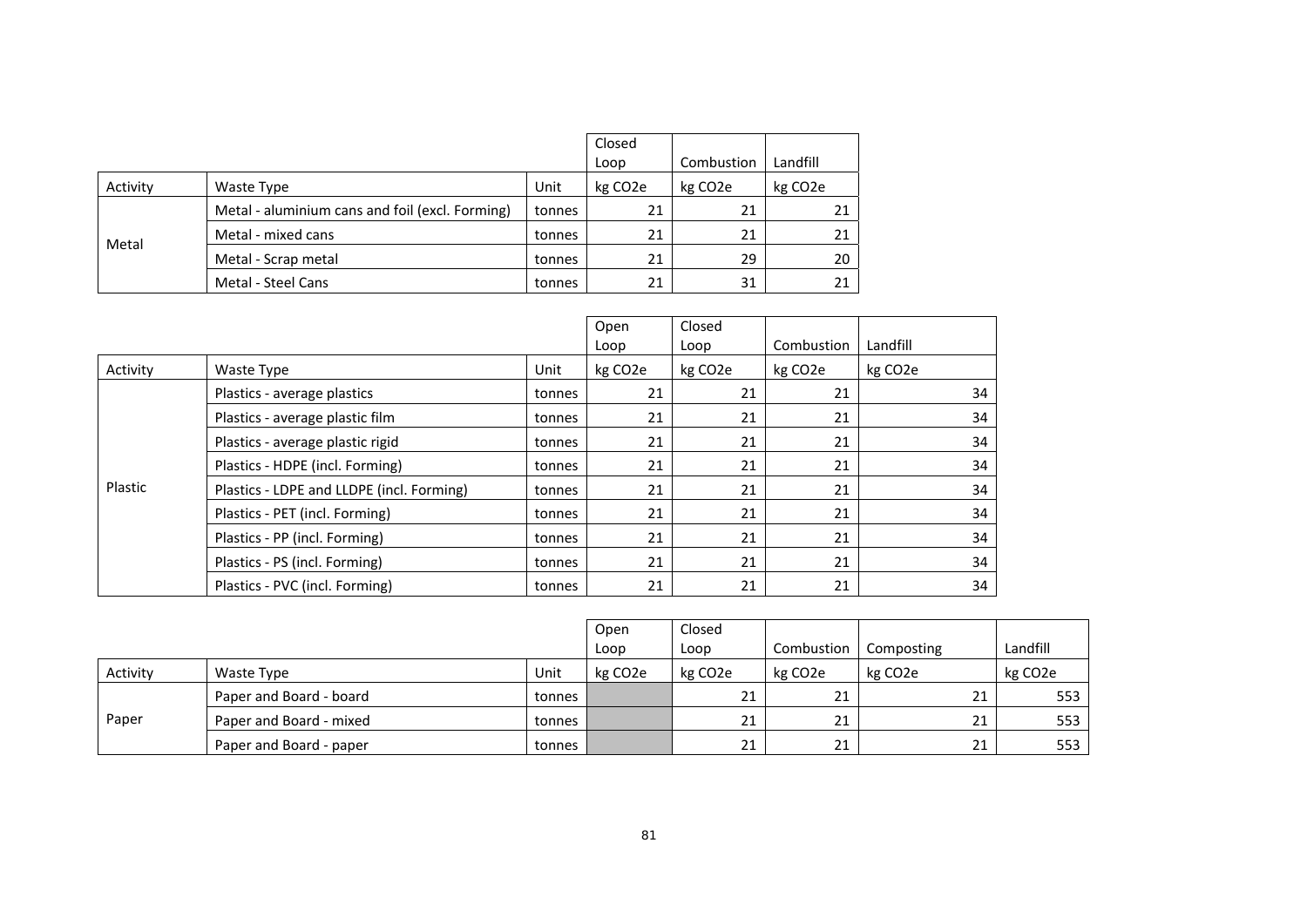| | | | Closed Loop | Combustion | Landfill |
|---|---|---|---|---|---|
| Activity | Waste Type | Unit | kg CO2e | kg CO2e | kg CO2e |
| Metal | Metal - aluminium cans and foil (excl. Forming) | tonnes | 21 | 21 | 21 |
| | Metal - mixed cans | tonnes | 21 | 21 | 21 |
| | Metal - Scrap metal | tonnes | 21 | 29 | 20 |
| | Metal - Steel Cans | tonnes | 21 | 31 | 21 |

| | | | Open Loop | Closed Loop | Combustion | Landfill |
|---|---|---|---|---|---|---|
| Activity | Waste Type | Unit | kg CO2e | kg CO2e | kg CO2e | kg CO2e |
| Plastic | Plastics - average plastics | tonnes | 21 | 21 | 21 | 34 |
| | Plastics - average plastic film | tonnes | 21 | 21 | 21 | 34 |
| | Plastics - average plastic rigid | tonnes | 21 | 21 | 21 | 34 |
| | Plastics - HDPE (incl. Forming) | tonnes | 21 | 21 | 21 | 34 |
| | Plastics - LDPE and LLDPE (incl. Forming) | tonnes | 21 | 21 | 21 | 34 |
| | Plastics - PET (incl. Forming) | tonnes | 21 | 21 | 21 | 34 |
| | Plastics - PP (incl. Forming) | tonnes | 21 | 21 | 21 | 34 |
| | Plastics - PS (incl. Forming) | tonnes | 21 | 21 | 21 | 34 |
| | Plastics - PVC (incl. Forming) | tonnes | 21 | 21 | 21 | 34 |

| | | | Open Loop | Closed Loop | Combustion | Composting | Landfill |
|---|---|---|---|---|---|---|---|
| Activity | Waste Type | Unit | kg CO2e | kg CO2e | kg CO2e | kg CO2e | kg CO2e |
| Paper | Paper and Board - board | tonnes | | 21 | 21 | 21 | 553 |
| | Paper and Board - mixed | tonnes | | 21 | 21 | 21 | 553 |
| | Paper and Board - paper | tonnes | | 21 | 21 | 21 | 553 |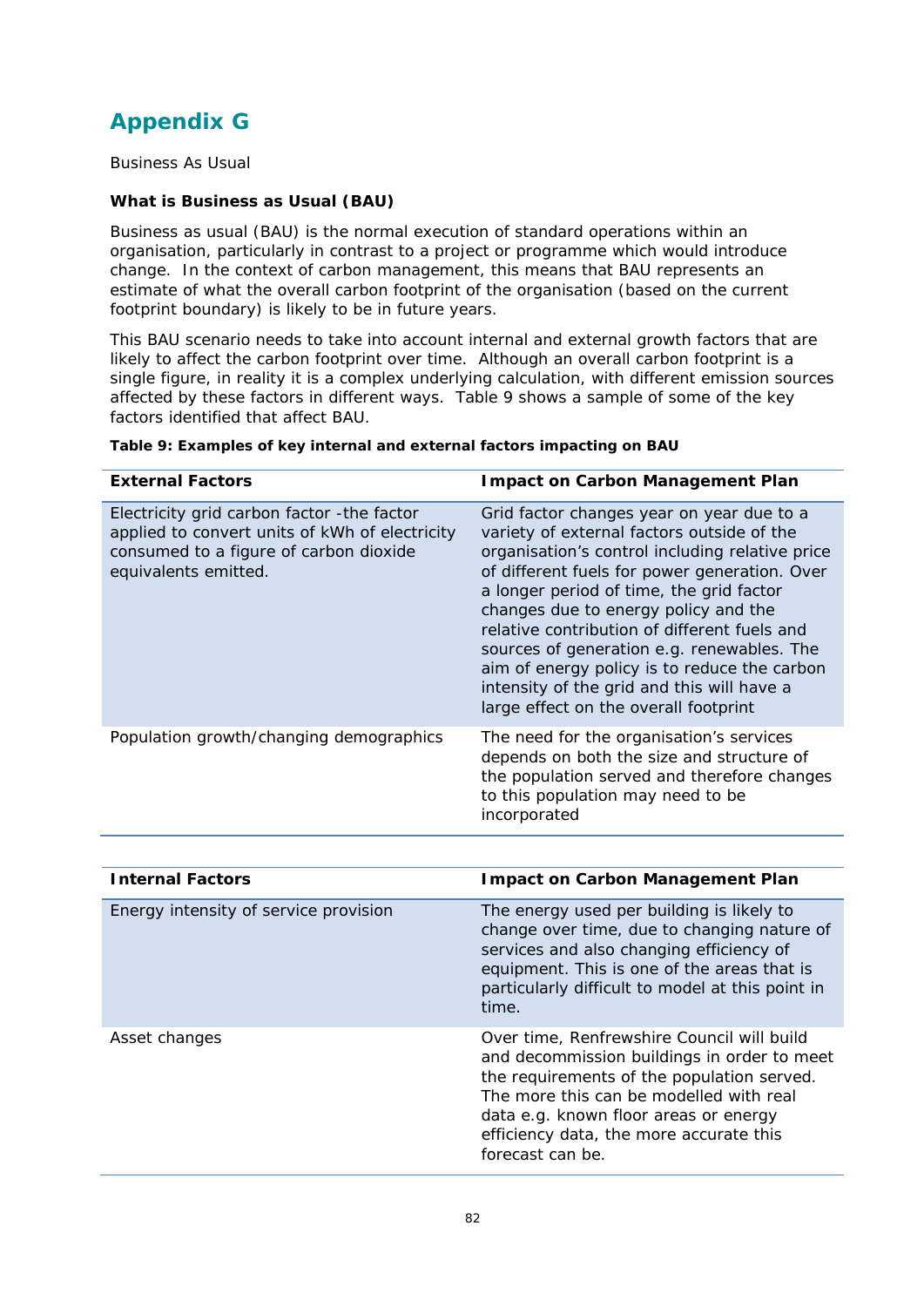# Appendix G

Business As Usual

**What is Business as Usual (BAU)**

Business as usual (BAU) is the normal execution of standard operations within an organisation, particularly in contrast to a project or programme which would introduce change. In the context of carbon management, this means that BAU represents an estimate of what the overall carbon footprint of the organisation (based on the current footprint boundary) is likely to be in future years.

This BAU scenario needs to take into account internal and external growth factors that are likely to affect the carbon footprint over time. Although an overall carbon footprint is a single figure, in reality it is a complex underlying calculation, with different emission sources affected by these factors in different ways. Table 9 shows a sample of some of the key factors identified that affect BAU.

**Table 9: Examples of key internal and external factors impacting on BAU**

| External Factors | Impact on Carbon Management Plan |
|---|---|
| Electricity grid carbon factor -the factor applied to convert units of kWh of electricity consumed to a figure of carbon dioxide equivalents emitted. | Grid factor changes year on year due to a variety of external factors outside of the organisation's control including relative price of different fuels for power generation. Over a longer period of time, the grid factor changes due to energy policy and the relative contribution of different fuels and sources of generation e.g. renewables. The aim of energy policy is to reduce the carbon intensity of the grid and this will have a large effect on the overall footprint |
| Population growth/changing demographics | The need for the organisation's services depends on both the size and structure of the population served and therefore changes to this population may need to be incorporated |

| Internal Factors | Impact on Carbon Management Plan |
|---|---|
| Energy intensity of service provision | The energy used per building is likely to change over time, due to changing nature of services and also changing efficiency of equipment. This is one of the areas that is particularly difficult to model at this point in time. |
| Asset changes | Over time, Renfrewshire Council will build and decommission buildings in order to meet the requirements of the population served. The more this can be modelled with real data e.g. known floor areas or energy efficiency data, the more accurate this forecast can be. |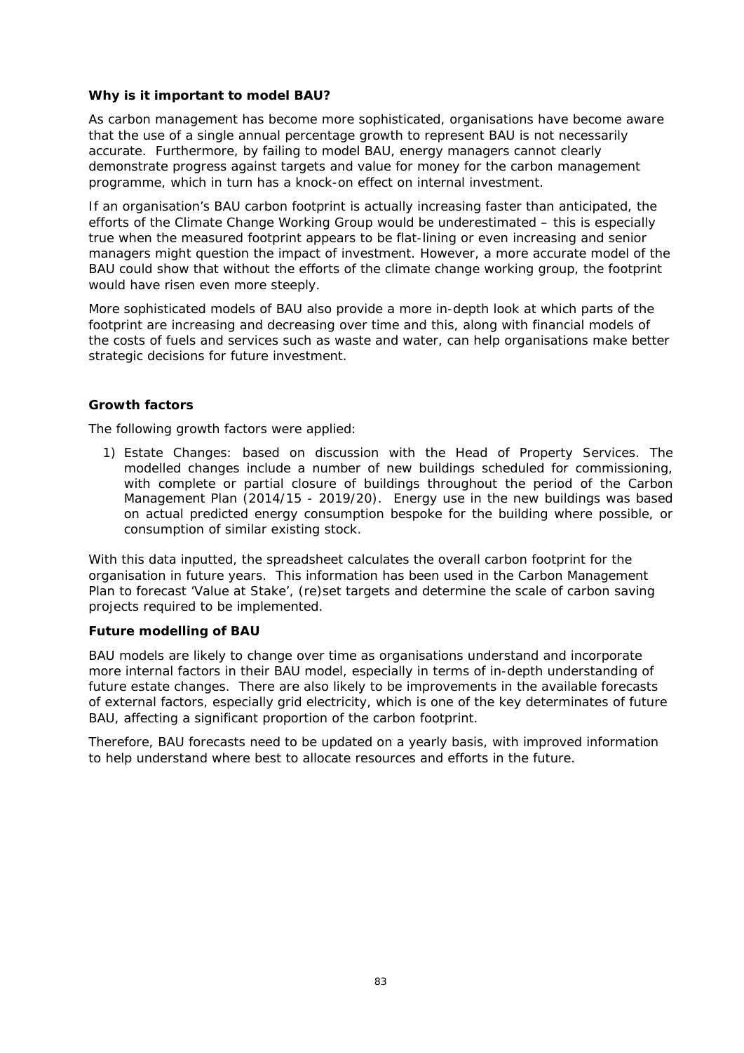**Why is it important to model BAU?**

As carbon management has become more sophisticated, organisations have become aware that the use of a single annual percentage growth to represent BAU is not necessarily accurate. Furthermore, by failing to model BAU, energy managers cannot clearly demonstrate progress against targets and value for money for the carbon management programme, which in turn has a knock-on effect on internal investment.

If an organisation's BAU carbon footprint is actually increasing faster than anticipated, the efforts of the Climate Change Working Group would be underestimated – this is especially true when the measured footprint appears to be flat-lining or even increasing and senior managers might question the impact of investment. However, a more accurate model of the BAU could show that without the efforts of the climate change working group, the footprint would have risen even more steeply.

More sophisticated models of BAU also provide a more in-depth look at which parts of the footprint are increasing and decreasing over time and this, along with financial models of the costs of fuels and services such as waste and water, can help organisations make better strategic decisions for future investment.

**Growth factors**

The following growth factors were applied:

1) Estate Changes: based on discussion with the Head of Property Services. The modelled changes include a number of new buildings scheduled for commissioning, with complete or partial closure of buildings throughout the period of the Carbon Management Plan (2014/15 - 2019/20). Energy use in the new buildings was based on actual predicted energy consumption bespoke for the building where possible, or consumption of similar existing stock.

With this data inputted, the spreadsheet calculates the overall carbon footprint for the organisation in future years. This information has been used in the Carbon Management Plan to forecast 'Value at Stake', (re)set targets and determine the scale of carbon saving projects required to be implemented.

**Future modelling of BAU**

BAU models are likely to change over time as organisations understand and incorporate more internal factors in their BAU model, especially in terms of in-depth understanding of future estate changes. There are also likely to be improvements in the available forecasts of external factors, especially grid electricity, which is one of the key determinates of future BAU, affecting a significant proportion of the carbon footprint.

Therefore, BAU forecasts need to be updated on a yearly basis, with improved information to help understand where best to allocate resources and efforts in the future.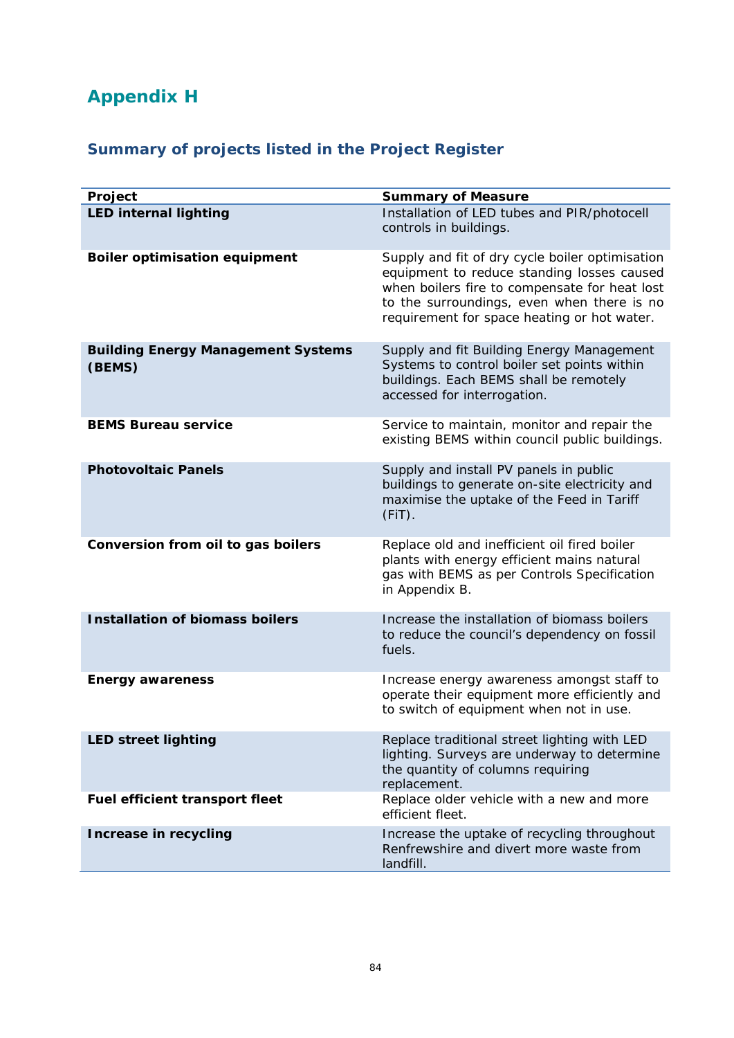# Appendix H

## Summary of projects listed in the Project Register

| Project | Summary of Measure |
|---|---|
| **LED internal lighting** | Installation of LED tubes and PIR/photocell controls in buildings. |
| **Boiler optimisation equipment** | Supply and fit of dry cycle boiler optimisation equipment to reduce standing losses caused when boilers fire to compensate for heat lost to the surroundings, even when there is no requirement for space heating or hot water. |
| **Building Energy Management Systems (BEMS)** | Supply and fit Building Energy Management Systems to control boiler set points within buildings. Each BEMS shall be remotely accessed for interrogation. |
| **BEMS Bureau service** | Service to maintain, monitor and repair the existing BEMS within council public buildings. |
| **Photovoltaic Panels** | Supply and install PV panels in public buildings to generate on-site electricity and maximise the uptake of the Feed in Tariff (FiT). |
| **Conversion from oil to gas boilers** | Replace old and inefficient oil fired boiler plants with energy efficient mains natural gas with BEMS as per Controls Specification in Appendix B. |
| **Installation of biomass boilers** | Increase the installation of biomass boilers to reduce the council's dependency on fossil fuels. |
| **Energy awareness** | Increase energy awareness amongst staff to operate their equipment more efficiently and to switch of equipment when not in use. |
| **LED street lighting** | Replace traditional street lighting with LED lighting. Surveys are underway to determine the quantity of columns requiring replacement. |
| **Fuel efficient transport fleet** | Replace older vehicle with a new and more efficient fleet. |
| **Increase in recycling** | Increase the uptake of recycling throughout Renfrewshire and divert more waste from landfill. |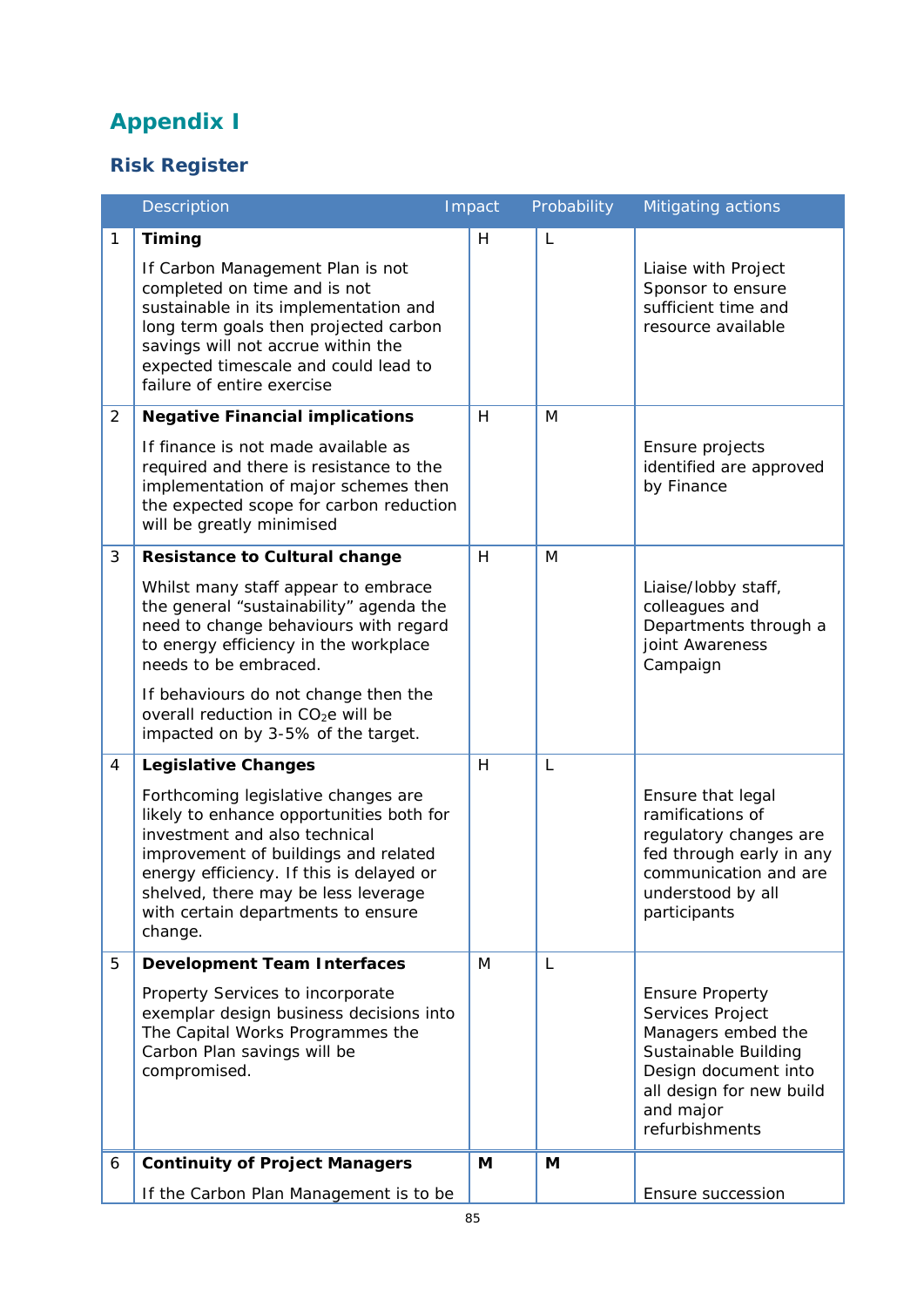## Appendix I

### Risk Register

| | Description | Impact | Probability | Mitigating actions |
|---|---|---|---|---|
| 1 | **Timing**<br><br>If Carbon Management Plan is not completed on time and is not sustainable in its implementation and long term goals then projected carbon savings will not accrue within the expected timescale and could lead to failure of entire exercise | H | L | Liaise with Project Sponsor to ensure sufficient time and resource available |
| 2 | **Negative Financial implications**<br><br>If finance is not made available as required and there is resistance to the implementation of major schemes then the expected scope for carbon reduction will be greatly minimised | H | M | Ensure projects identified are approved by Finance |
| 3 | **Resistance to Cultural change**<br><br>Whilst many staff appear to embrace the general "sustainability" agenda the need to change behaviours with regard to energy efficiency in the workplace needs to be embraced.<br><br>If behaviours do not change then the overall reduction in $CO_2e$ will be impacted on by 3-5% of the target. | H | M | Liaise/lobby staff, colleagues and Departments through a joint Awareness Campaign |
| 4 | **Legislative Changes**<br><br>Forthcoming legislative changes are likely to enhance opportunities both for investment and also technical improvement of buildings and related energy efficiency. If this is delayed or shelved, there may be less leverage with certain departments to ensure change. | H | L | Ensure that legal ramifications of regulatory changes are fed through early in any communication and are understood by all participants |
| 5 | **Development Team Interfaces**<br><br>Property Services to incorporate exemplar design business decisions into The Capital Works Programmes the Carbon Plan savings will be compromised. | M | L | Ensure Property Services Project Managers embed the Sustainable Building Design document into all design for new build and major refurbishments |
| 6 | **Continuity of Project Managers**<br><br>If the Carbon Plan Management is to be | **M** | **M** | Ensure succession |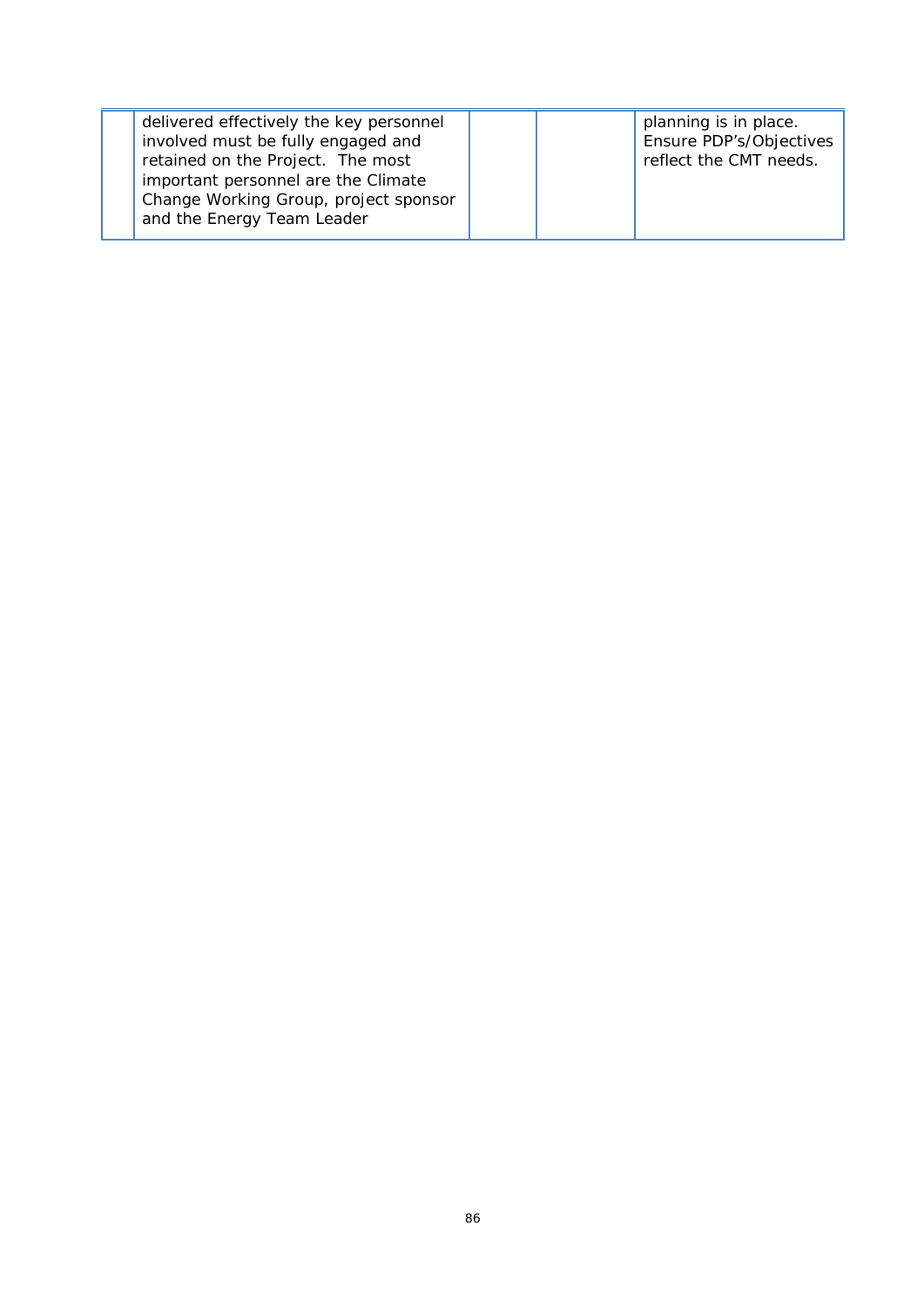| | | | | |
|---|---|---|---|---|
| | delivered effectively the key personnel involved must be fully engaged and retained on the Project. The most important personnel are the Climate Change Working Group, project sponsor and the Energy Team Leader | | | planning is in place. Ensure PDP's/Objectives reflect the CMT needs. |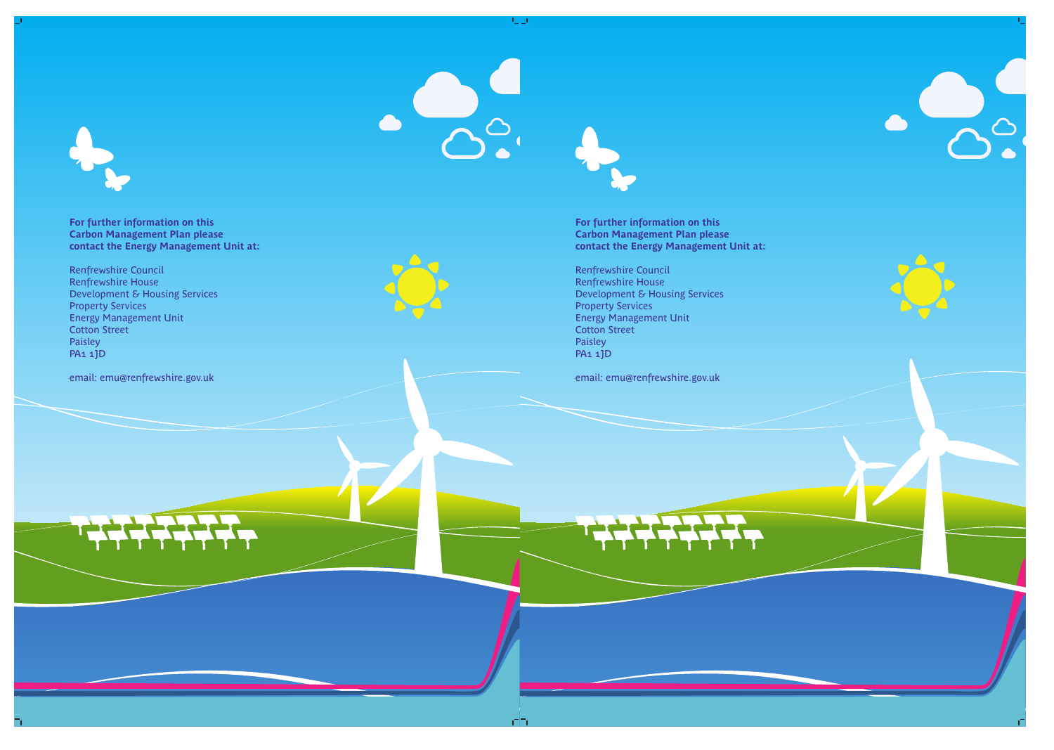**For further information on this Carbon Management Plan please contact the Energy Management Unit at:**

Renfrewshire Council
Renfrewshire House
Development & Housing Services
Property Services
Energy Management Unit
Cotton Street
Paisley
PA1 1JD

email: emu@renfrewshire.gov.uk

**For further information on this Carbon Management Plan please contact the Energy Management Unit at:**

Renfrewshire Council
Renfrewshire House
Development & Housing Services
Property Services
Energy Management Unit
Cotton Street
Paisley
PA1 1JD

email: emu@renfrewshire.gov.uk